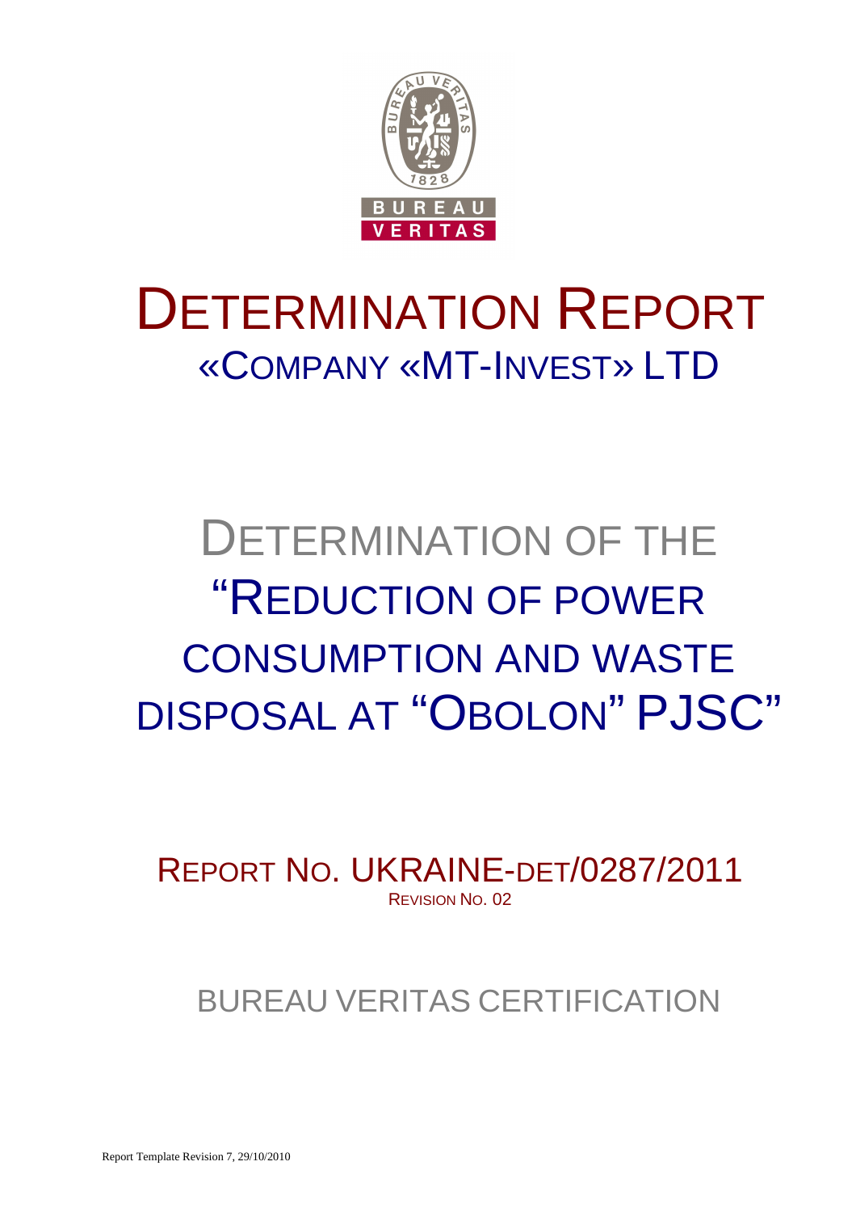# DETERMINATION REPORT

## «COMPANY «MT-INVEST» LTD

# DETERMINATION OF THE "REDUCTION OF POWER CONSUMPTION AND WASTE DISPOSAL AT "OBOLON" PJSC"

REPORT NO. UKRAINE-DET/0287/2011
REVISION NO. 02

BUREAU VERITAS CERTIFICATION

Report Template Revision 7, 29/10/2010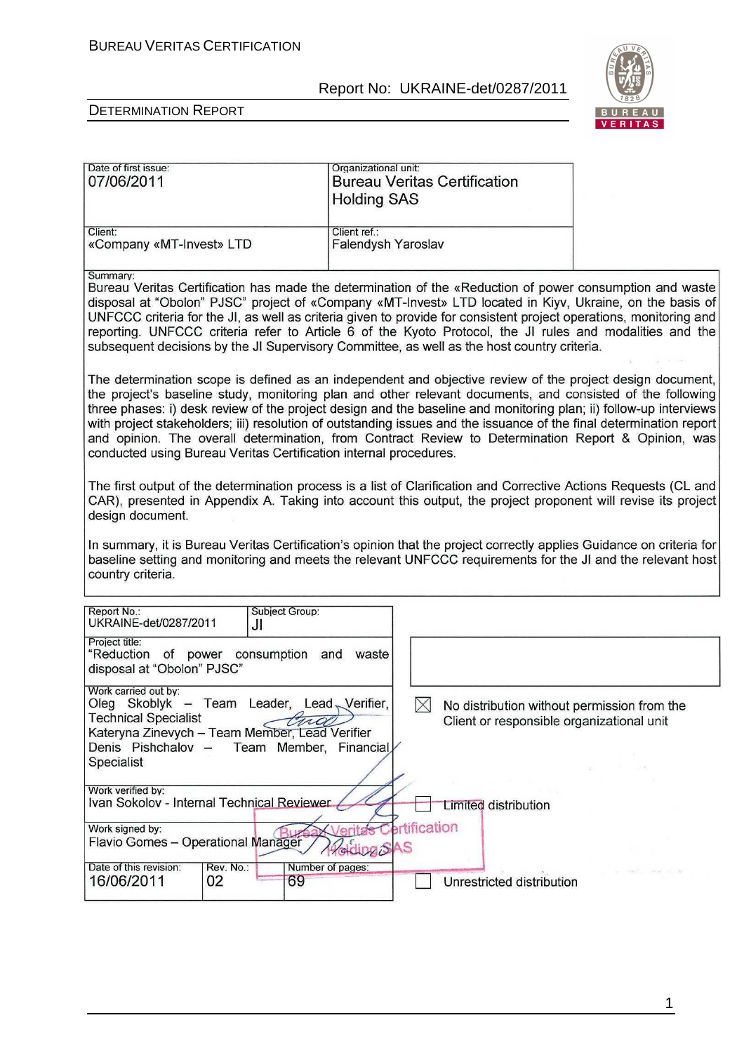| Date of first issue: 07/06/2011 | Organizational unit: Bureau Veritas Certification Holding SAS |
|---|---|
| Client: «Company «MT-Invest» LTD | Client ref.: Falendysh Yaroslav |

Summary:

Bureau Veritas Certification has made the determination of the «Reduction of power consumption and waste disposal at "Obolon" PJSC" project of «Company «MT-Invest» LTD located in Kiyv, Ukraine, on the basis of UNFCCC criteria for the JI, as well as criteria given to provide for consistent project operations, monitoring and reporting. UNFCCC criteria refer to Article 6 of the Kyoto Protocol, the JI rules and modalities and the subsequent decisions by the JI Supervisory Committee, as well as the host country criteria.

The determination scope is defined as an independent and objective review of the project design document, the project's baseline study, monitoring plan and other relevant documents, and consisted of the following three phases: i) desk review of the project design and the baseline and monitoring plan; ii) follow-up interviews with project stakeholders; iii) resolution of outstanding issues and the issuance of the final determination report and opinion. The overall determination, from Contract Review to Determination Report & Opinion, was conducted using Bureau Veritas Certification internal procedures.

The first output of the determination process is a list of Clarification and Corrective Actions Requests (CL and CAR), presented in Appendix A. Taking into account this output, the project proponent will revise its project design document.

In summary, it is Bureau Veritas Certification's opinion that the project correctly applies Guidance on criteria for baseline setting and monitoring and meets the relevant UNFCCC requirements for the JI and the relevant host country criteria.

| Report No.: UKRAINE-det/0287/2011 | Subject Group: JI | |
|---|---|---|
| Project title: "Reduction of power consumption and waste disposal at "Obolon" PJSC" | | |
| Work carried out by: Oleg Skoblyk – Team Leader, Lead Verifier, Technical Specialist; Kateryna Zinevych – Team Member, Lead Verifier; Denis Pishchalov – Team Member, Financial Specialist | | ☒ No distribution without permission from the Client or responsible organizational unit |
| Work verified by: Ivan Sokolov - Internal Technical Reviewer | | ☐ Limited distribution |
| Work signed by: Flavio Gomes – Operational Manager | | |
| Date of this revision: 16/06/2011 | Rev. No.: 02 | Number of pages: 69 | ☐ Unrestricted distribution |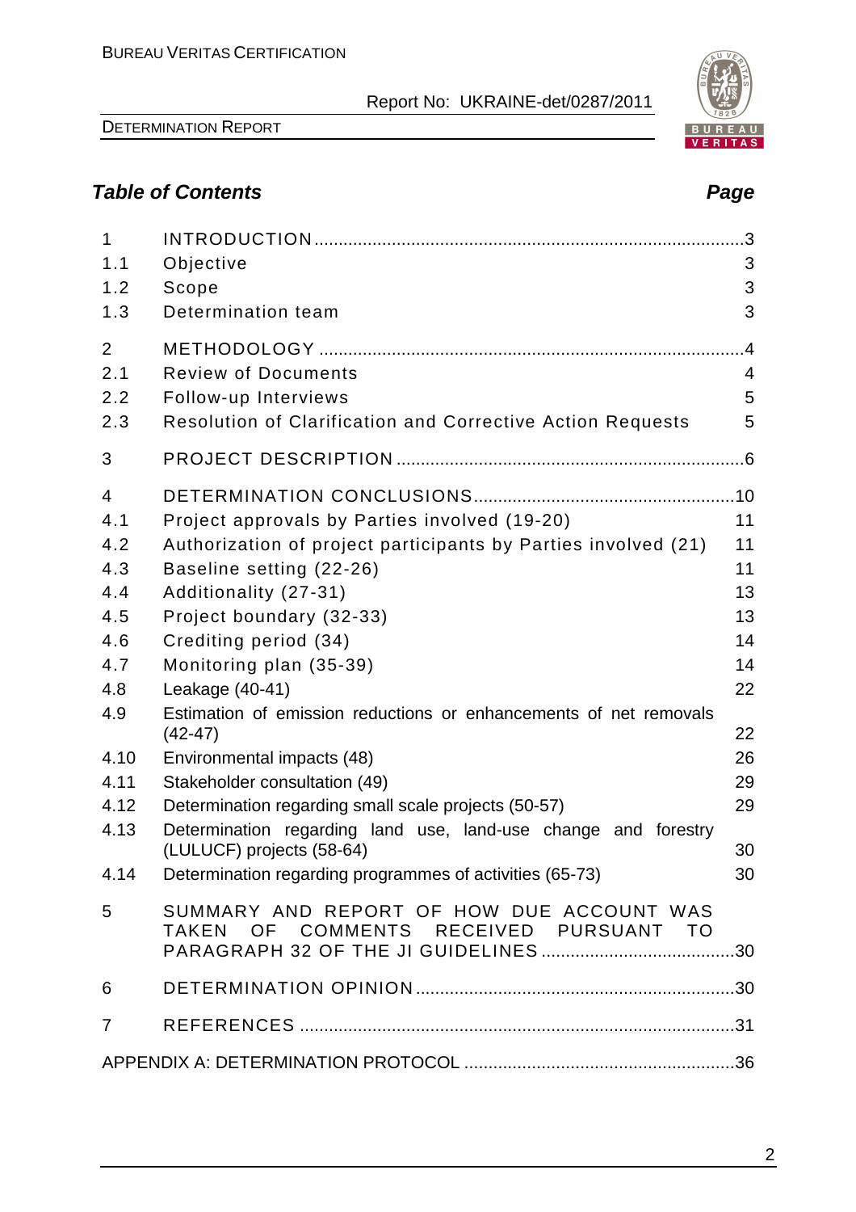## *Table of Contents* *Page*

| | | |
|---|---|---|
| 1 | INTRODUCTION | 3 |
| 1.1 | Objective | 3 |
| 1.2 | Scope | 3 |
| 1.3 | Determination team | 3 |
| 2 | METHODOLOGY | 4 |
| 2.1 | Review of Documents | 4 |
| 2.2 | Follow-up Interviews | 5 |
| 2.3 | Resolution of Clarification and Corrective Action Requests | 5 |
| 3 | PROJECT DESCRIPTION | 6 |
| 4 | DETERMINATION CONCLUSIONS | 10 |
| 4.1 | Project approvals by Parties involved (19-20) | 11 |
| 4.2 | Authorization of project participants by Parties involved (21) | 11 |
| 4.3 | Baseline setting (22-26) | 11 |
| 4.4 | Additionality (27-31) | 13 |
| 4.5 | Project boundary (32-33) | 13 |
| 4.6 | Crediting period (34) | 14 |
| 4.7 | Monitoring plan (35-39) | 14 |
| 4.8 | Leakage (40-41) | 22 |
| 4.9 | Estimation of emission reductions or enhancements of net removals (42-47) | 22 |
| 4.10 | Environmental impacts (48) | 26 |
| 4.11 | Stakeholder consultation (49) | 29 |
| 4.12 | Determination regarding small scale projects (50-57) | 29 |
| 4.13 | Determination regarding land use, land-use change and forestry (LULUCF) projects (58-64) | 30 |
| 4.14 | Determination regarding programmes of activities (65-73) | 30 |
| 5 | SUMMARY AND REPORT OF HOW DUE ACCOUNT WAS TAKEN OF COMMENTS RECEIVED PURSUANT TO PARAGRAPH 32 OF THE JI GUIDELINES | 30 |
| 6 | DETERMINATION OPINION | 30 |
| 7 | REFERENCES | 31 |
| | APPENDIX A: DETERMINATION PROTOCOL | 36 |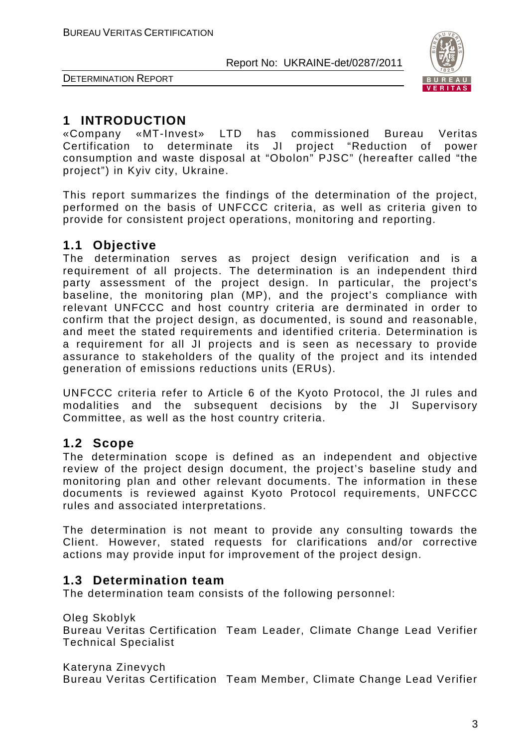# 1 INTRODUCTION

«Company «MT-Invest» LTD has commissioned Bureau Veritas Certification to determinate its JI project "Reduction of power consumption and waste disposal at "Obolon" PJSC" (hereafter called "the project") in Kyiv city, Ukraine.

This report summarizes the findings of the determination of the project, performed on the basis of UNFCCC criteria, as well as criteria given to provide for consistent project operations, monitoring and reporting.

## 1.1 Objective

The determination serves as project design verification and is a requirement of all projects. The determination is an independent third party assessment of the project design. In particular, the project's baseline, the monitoring plan (MP), and the project's compliance with relevant UNFCCC and host country criteria are derminated in order to confirm that the project design, as documented, is sound and reasonable, and meet the stated requirements and identified criteria. Determination is a requirement for all JI projects and is seen as necessary to provide assurance to stakeholders of the quality of the project and its intended generation of emissions reductions units (ERUs).

UNFCCC criteria refer to Article 6 of the Kyoto Protocol, the JI rules and modalities and the subsequent decisions by the JI Supervisory Committee, as well as the host country criteria.

## 1.2 Scope

The determination scope is defined as an independent and objective review of the project design document, the project's baseline study and monitoring plan and other relevant documents. The information in these documents is reviewed against Kyoto Protocol requirements, UNFCCC rules and associated interpretations.

The determination is not meant to provide any consulting towards the Client. However, stated requests for clarifications and/or corrective actions may provide input for improvement of the project design.

## 1.3 Determination team

The determination team consists of the following personnel:

Oleg Skoblyk
Bureau Veritas Certification Team Leader, Climate Change Lead Verifier Technical Specialist

Kateryna Zinevych
Bureau Veritas Certification Team Member, Climate Change Lead Verifier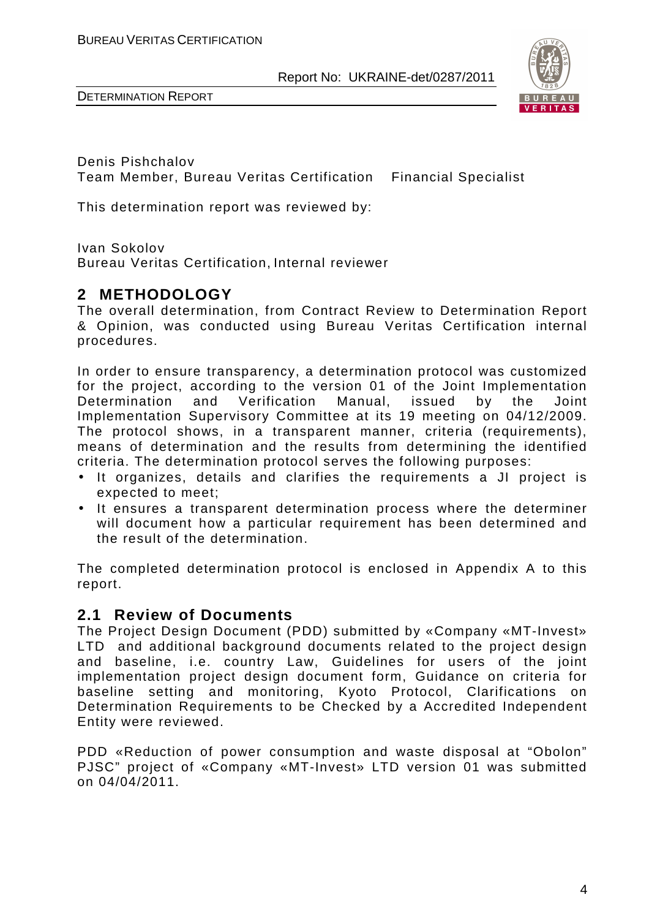Denis Pishchalov
Team Member, Bureau Veritas Certification    Financial Specialist

This determination report was reviewed by:

Ivan Sokolov
Bureau Veritas Certification, Internal reviewer

## 2 METHODOLOGY

The overall determination, from Contract Review to Determination Report & Opinion, was conducted using Bureau Veritas Certification internal procedures.

In order to ensure transparency, a determination protocol was customized for the project, according to the version 01 of the Joint Implementation Determination and Verification Manual, issued by the Joint Implementation Supervisory Committee at its 19 meeting on 04/12/2009. The protocol shows, in a transparent manner, criteria (requirements), means of determination and the results from determining the identified criteria. The determination protocol serves the following purposes:

- It organizes, details and clarifies the requirements a JI project is expected to meet;
- It ensures a transparent determination process where the determiner will document how a particular requirement has been determined and the result of the determination.

The completed determination protocol is enclosed in Appendix A to this report.

### 2.1 Review of Documents

The Project Design Document (PDD) submitted by «Company «MT-Invest» LTD and additional background documents related to the project design and baseline, i.e. country Law, Guidelines for users of the joint implementation project design document form, Guidance on criteria for baseline setting and monitoring, Kyoto Protocol, Clarifications on Determination Requirements to be Checked by a Accredited Independent Entity were reviewed.

PDD «Reduction of power consumption and waste disposal at "Obolon" PJSC" project of «Company «MT-Invest» LTD version 01 was submitted on 04/04/2011.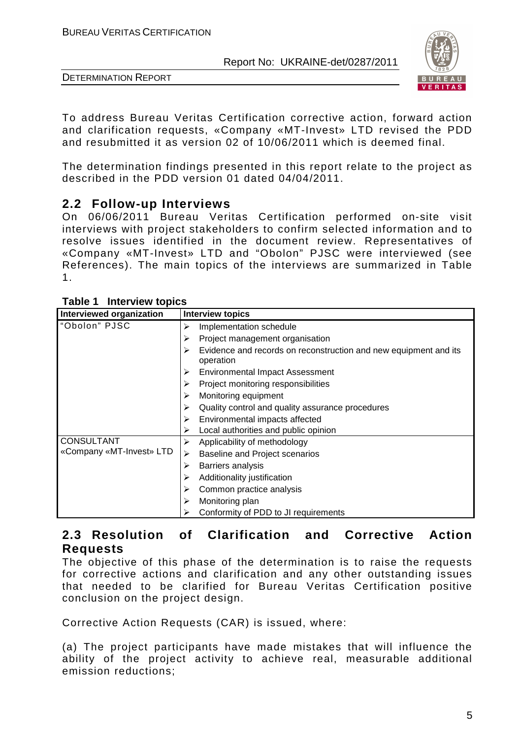To address Bureau Veritas Certification corrective action, forward action and clarification requests, «Company «MT-Invest» LTD revised the PDD and resubmitted it as version 02 of 10/06/2011 which is deemed final.

The determination findings presented in this report relate to the project as described in the PDD version 01 dated 04/04/2011.

## 2.2 Follow-up Interviews

On 06/06/2011 Bureau Veritas Certification performed on-site visit interviews with project stakeholders to confirm selected information and to resolve issues identified in the document review. Representatives of «Company «MT-Invest» LTD and "Obolon" PJSC were interviewed (see References). The main topics of the interviews are summarized in Table 1.

**Table 1 Interview topics**

| Interviewed organization | Interview topics |
|---|---|
| "Obolon" PJSC | ➢ Implementation schedule<br>➢ Project management organisation<br>➢ Evidence and records on reconstruction and new equipment and its operation<br>➢ Environmental Impact Assessment<br>➢ Project monitoring responsibilities<br>➢ Monitoring equipment<br>➢ Quality control and quality assurance procedures<br>➢ Environmental impacts affected<br>➢ Local authorities and public opinion |
| CONSULTANT «Company «MT-Invest» LTD | ➢ Applicability of methodology<br>➢ Baseline and Project scenarios<br>➢ Barriers analysis<br>➢ Additionality justification<br>➢ Common practice analysis<br>➢ Monitoring plan<br>➢ Conformity of PDD to JI requirements |

## 2.3 Resolution of Clarification and Corrective Action Requests

The objective of this phase of the determination is to raise the requests for corrective actions and clarification and any other outstanding issues that needed to be clarified for Bureau Veritas Certification positive conclusion on the project design.

Corrective Action Requests (CAR) is issued, where:

(a) The project participants have made mistakes that will influence the ability of the project activity to achieve real, measurable additional emission reductions;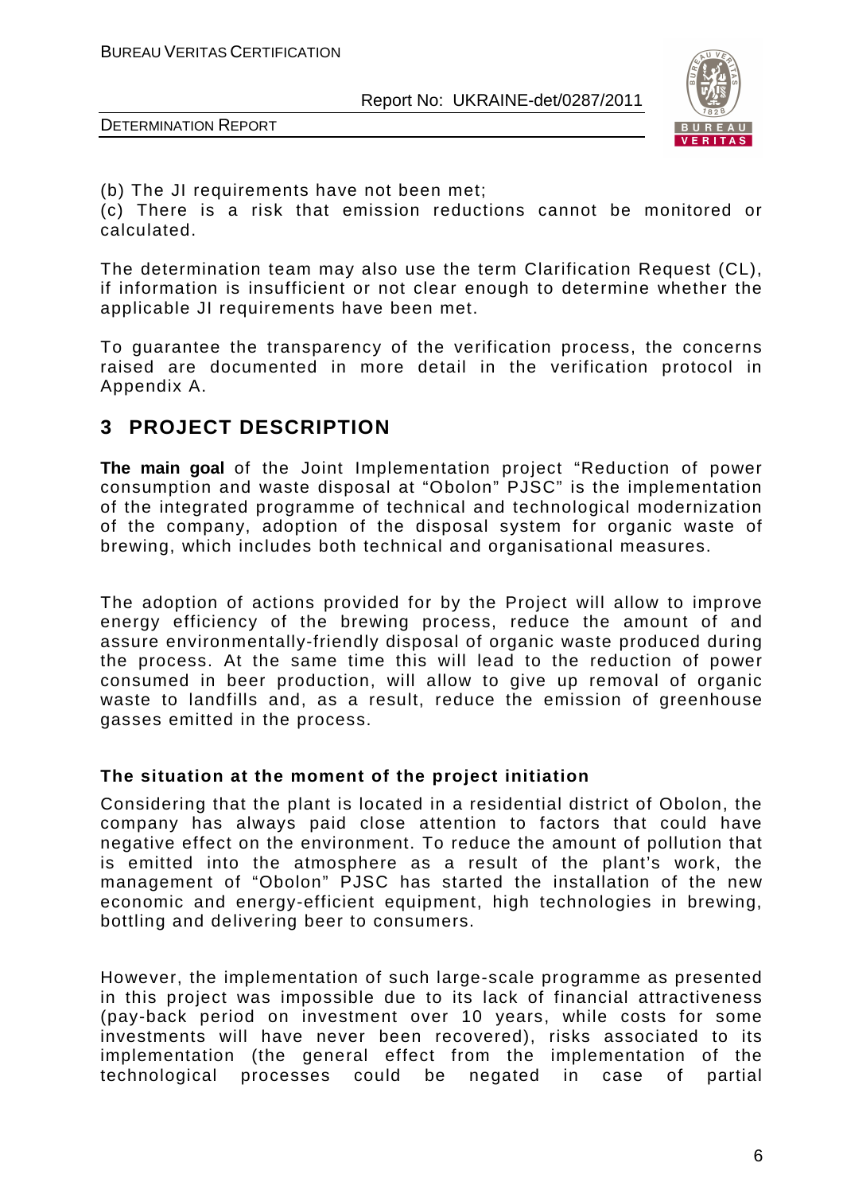(b) The JI requirements have not been met;
(c) There is a risk that emission reductions cannot be monitored or calculated.

The determination team may also use the term Clarification Request (CL), if information is insufficient or not clear enough to determine whether the applicable JI requirements have been met.

To guarantee the transparency of the verification process, the concerns raised are documented in more detail in the verification protocol in Appendix A.

# 3 PROJECT DESCRIPTION

**The main goal** of the Joint Implementation project "Reduction of power consumption and waste disposal at "Obolon" PJSC" is the implementation of the integrated programme of technical and technological modernization of the company, adoption of the disposal system for organic waste of brewing, which includes both technical and organisational measures.

The adoption of actions provided for by the Project will allow to improve energy efficiency of the brewing process, reduce the amount of and assure environmentally-friendly disposal of organic waste produced during the process. At the same time this will lead to the reduction of power consumed in beer production, will allow to give up removal of organic waste to landfills and, as a result, reduce the emission of greenhouse gasses emitted in the process.

**The situation at the moment of the project initiation**

Considering that the plant is located in a residential district of Obolon, the company has always paid close attention to factors that could have negative effect on the environment. To reduce the amount of pollution that is emitted into the atmosphere as a result of the plant's work, the management of "Obolon" PJSC has started the installation of the new economic and energy-efficient equipment, high technologies in brewing, bottling and delivering beer to consumers.

However, the implementation of such large-scale programme as presented in this project was impossible due to its lack of financial attractiveness (pay-back period on investment over 10 years, while costs for some investments will have never been recovered), risks associated to its implementation (the general effect from the implementation of the technological processes could be negated in case of partial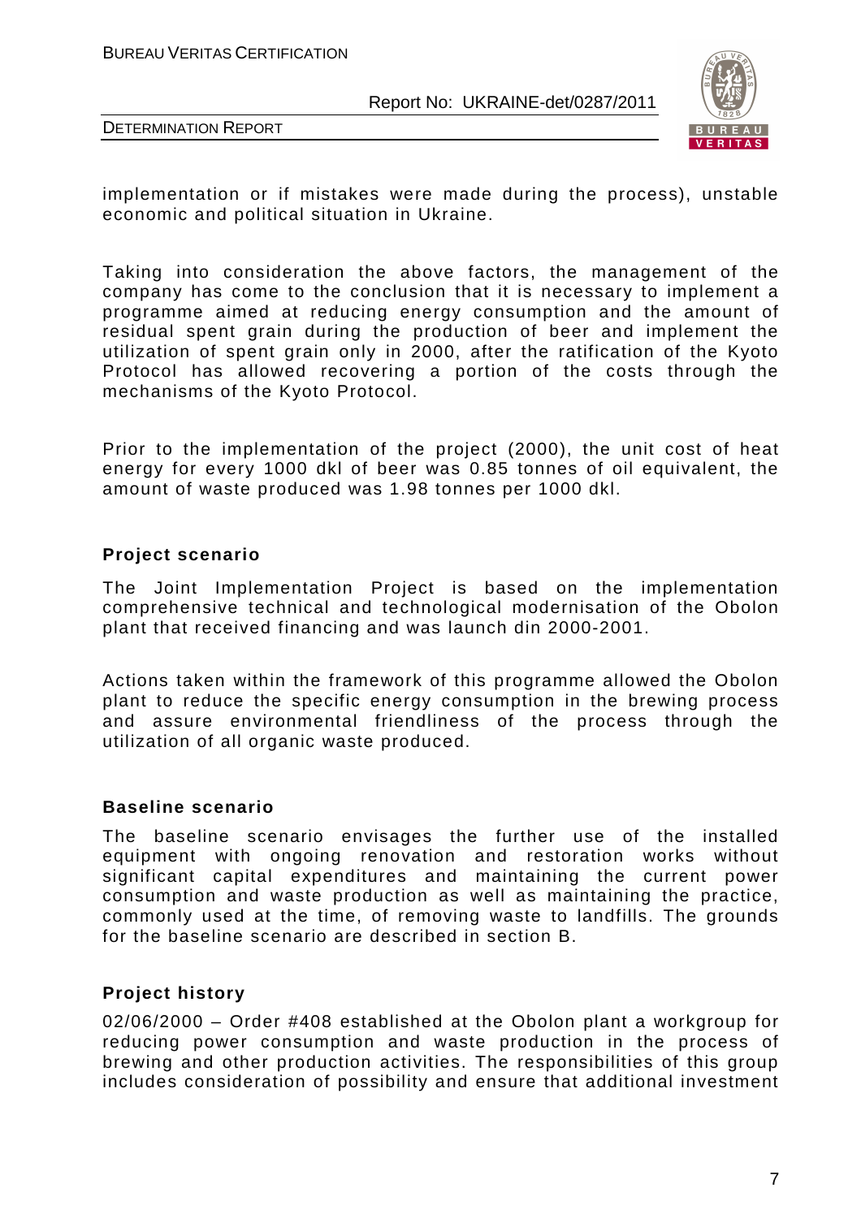implementation or if mistakes were made during the process), unstable economic and political situation in Ukraine.

Taking into consideration the above factors, the management of the company has come to the conclusion that it is necessary to implement a programme aimed at reducing energy consumption and the amount of residual spent grain during the production of beer and implement the utilization of spent grain only in 2000, after the ratification of the Kyoto Protocol has allowed recovering a portion of the costs through the mechanisms of the Kyoto Protocol.

Prior to the implementation of the project (2000), the unit cost of heat energy for every 1000 dkl of beer was 0.85 tonnes of oil equivalent, the amount of waste produced was 1.98 tonnes per 1000 dkl.

**Project scenario**

The Joint Implementation Project is based on the implementation comprehensive technical and technological modernisation of the Obolon plant that received financing and was launch din 2000-2001.

Actions taken within the framework of this programme allowed the Obolon plant to reduce the specific energy consumption in the brewing process and assure environmental friendliness of the process through the utilization of all organic waste produced.

**Baseline scenario**

The baseline scenario envisages the further use of the installed equipment with ongoing renovation and restoration works without significant capital expenditures and maintaining the current power consumption and waste production as well as maintaining the practice, commonly used at the time, of removing waste to landfills. The grounds for the baseline scenario are described in section B.

**Project history**

02/06/2000 – Order #408 established at the Obolon plant a workgroup for reducing power consumption and waste production in the process of brewing and other production activities. The responsibilities of this group includes consideration of possibility and ensure that additional investment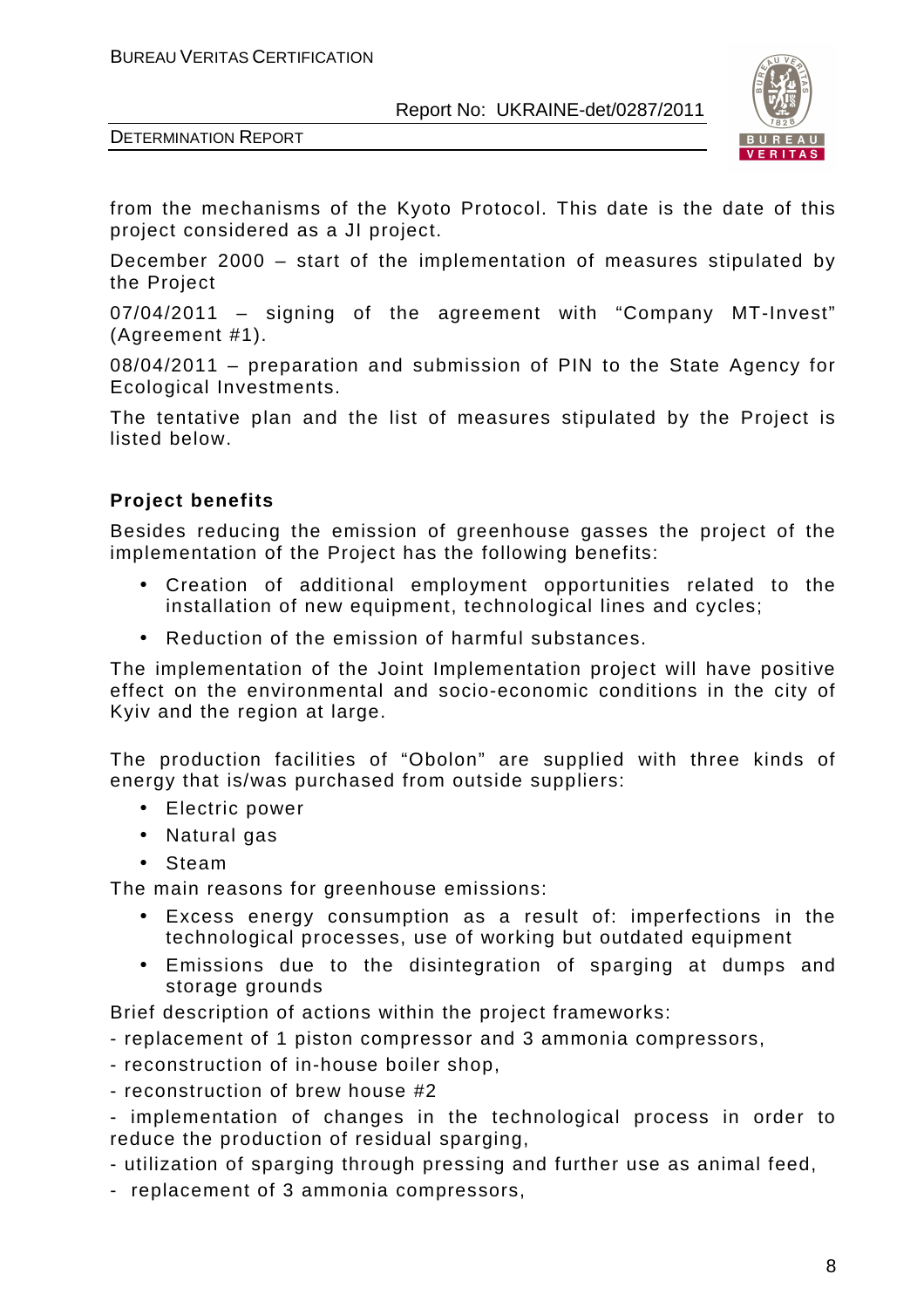from the mechanisms of the Kyoto Protocol. This date is the date of this project considered as a JI project.

December 2000 – start of the implementation of measures stipulated by the Project

07/04/2011 – signing of the agreement with "Company MT-Invest" (Agreement #1).

08/04/2011 – preparation and submission of PIN to the State Agency for Ecological Investments.

The tentative plan and the list of measures stipulated by the Project is listed below.

**Project benefits**

Besides reducing the emission of greenhouse gasses the project of the implementation of the Project has the following benefits:

- Creation of additional employment opportunities related to the installation of new equipment, technological lines and cycles;
- Reduction of the emission of harmful substances.

The implementation of the Joint Implementation project will have positive effect on the environmental and socio-economic conditions in the city of Kyiv and the region at large.

The production facilities of "Obolon" are supplied with three kinds of energy that is/was purchased from outside suppliers:

- Electric power
- Natural gas
- Steam

The main reasons for greenhouse emissions:

- Excess energy consumption as a result of: imperfections in the technological processes, use of working but outdated equipment
- Emissions due to the disintegration of sparging at dumps and storage grounds

Brief description of actions within the project frameworks:

- replacement of 1 piston compressor and 3 ammonia compressors,
- reconstruction of in-house boiler shop,
- reconstruction of brew house #2
- implementation of changes in the technological process in order to reduce the production of residual sparging,
- utilization of sparging through pressing and further use as animal feed,
- replacement of 3 ammonia compressors,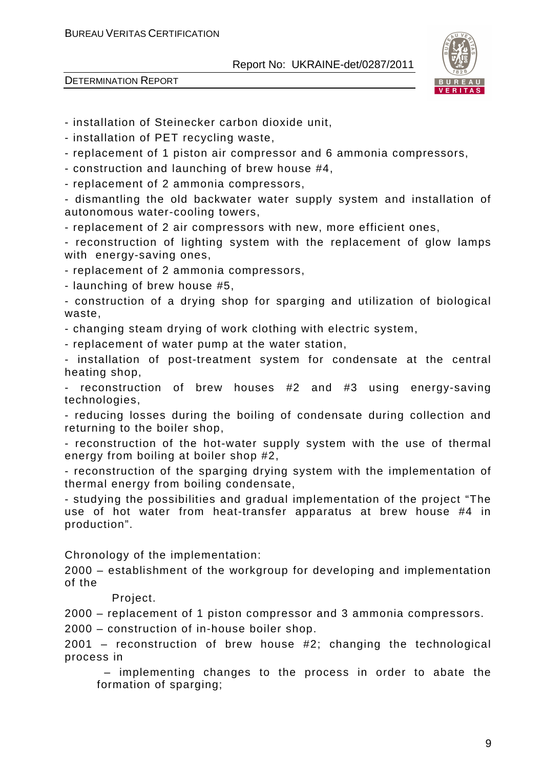- installation of Steinecker carbon dioxide unit,
- installation of PET recycling waste,
- replacement of 1 piston air compressor and 6 ammonia compressors,
- construction and launching of brew house #4,
- replacement of 2 ammonia compressors,
- dismantling the old backwater water supply system and installation of autonomous water-cooling towers,
- replacement of 2 air compressors with new, more efficient ones,
- reconstruction of lighting system with the replacement of glow lamps with energy-saving ones,
- replacement of 2 ammonia compressors,
- launching of brew house #5,
- construction of a drying shop for sparging and utilization of biological waste,
- changing steam drying of work clothing with electric system,
- replacement of water pump at the water station,
- installation of post-treatment system for condensate at the central heating shop,
- reconstruction of brew houses #2 and #3 using energy-saving technologies,
- reducing losses during the boiling of condensate during collection and returning to the boiler shop,
- reconstruction of the hot-water supply system with the use of thermal energy from boiling at boiler shop #2,
- reconstruction of the sparging drying system with the implementation of thermal energy from boiling condensate,
- studying the possibilities and gradual implementation of the project "The use of hot water from heat-transfer apparatus at brew house #4 in production".

Chronology of the implementation:

2000 – establishment of the workgroup for developing and implementation of the

Project.

2000 – replacement of 1 piston compressor and 3 ammonia compressors.

2000 – construction of in-house boiler shop.

2001 – reconstruction of brew house #2; changing the technological process in

– implementing changes to the process in order to abate the formation of sparging;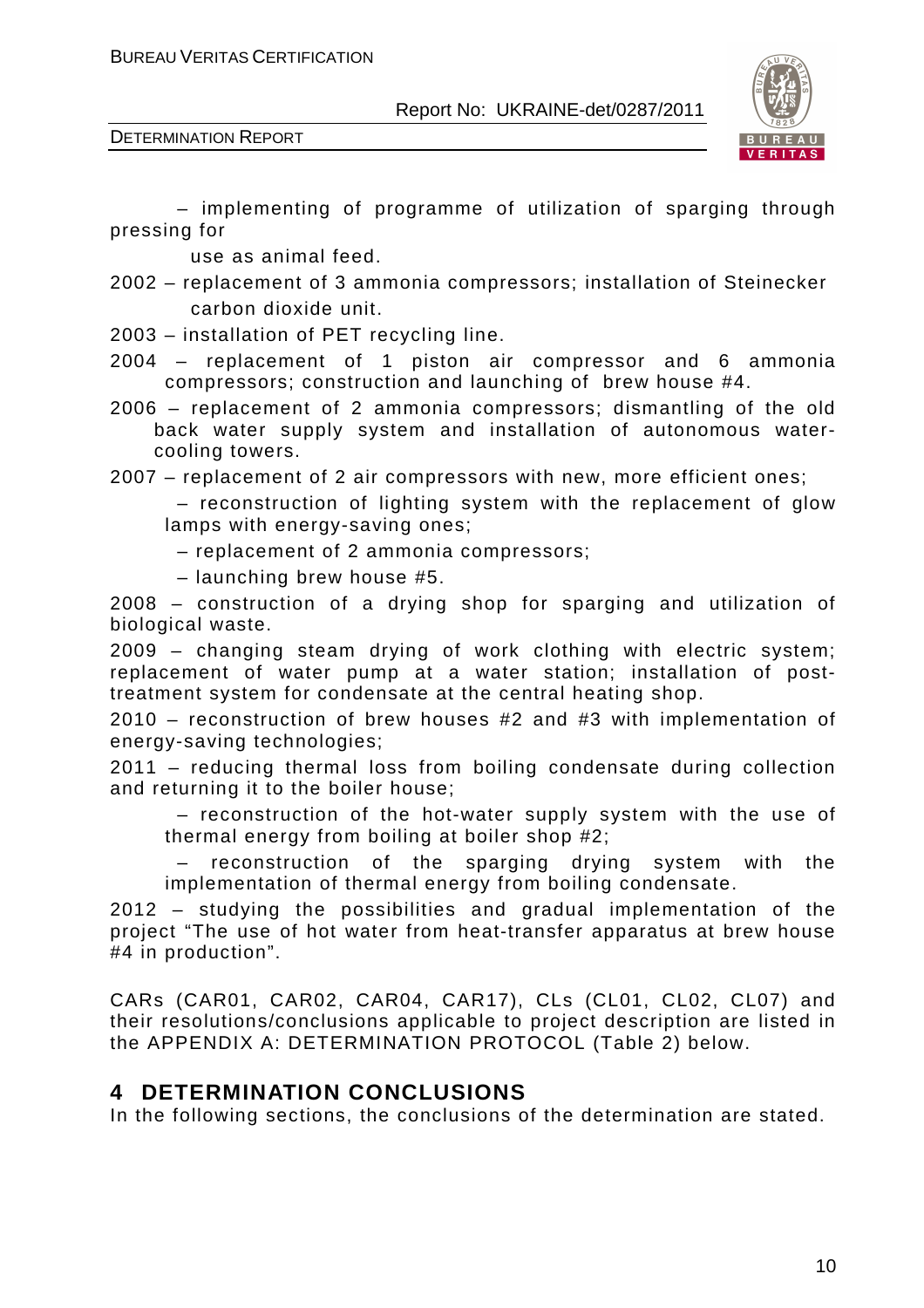– implementing of programme of utilization of sparging through pressing for use as animal feed.

2002 – replacement of 3 ammonia compressors; installation of Steinecker carbon dioxide unit.

2003 – installation of PET recycling line.

2004 – replacement of 1 piston air compressor and 6 ammonia compressors; construction and launching of brew house #4.

2006 – replacement of 2 ammonia compressors; dismantling of the old back water supply system and installation of autonomous water-cooling towers.

2007 – replacement of 2 air compressors with new, more efficient ones;

– reconstruction of lighting system with the replacement of glow lamps with energy-saving ones;

– replacement of 2 ammonia compressors;

– launching brew house #5.

2008 – construction of a drying shop for sparging and utilization of biological waste.

2009 – changing steam drying of work clothing with electric system; replacement of water pump at a water station; installation of post-treatment system for condensate at the central heating shop.

2010 – reconstruction of brew houses #2 and #3 with implementation of energy-saving technologies;

2011 – reducing thermal loss from boiling condensate during collection and returning it to the boiler house;

– reconstruction of the hot-water supply system with the use of thermal energy from boiling at boiler shop #2;

– reconstruction of the sparging drying system with the implementation of thermal energy from boiling condensate.

2012 – studying the possibilities and gradual implementation of the project "The use of hot water from heat-transfer apparatus at brew house #4 in production".

CARs (CAR01, CAR02, CAR04, CAR17), CLs (CL01, CL02, CL07) and their resolutions/conclusions applicable to project description are listed in the APPENDIX A: DETERMINATION PROTOCOL (Table 2) below.

# 4 DETERMINATION CONCLUSIONS

In the following sections, the conclusions of the determination are stated.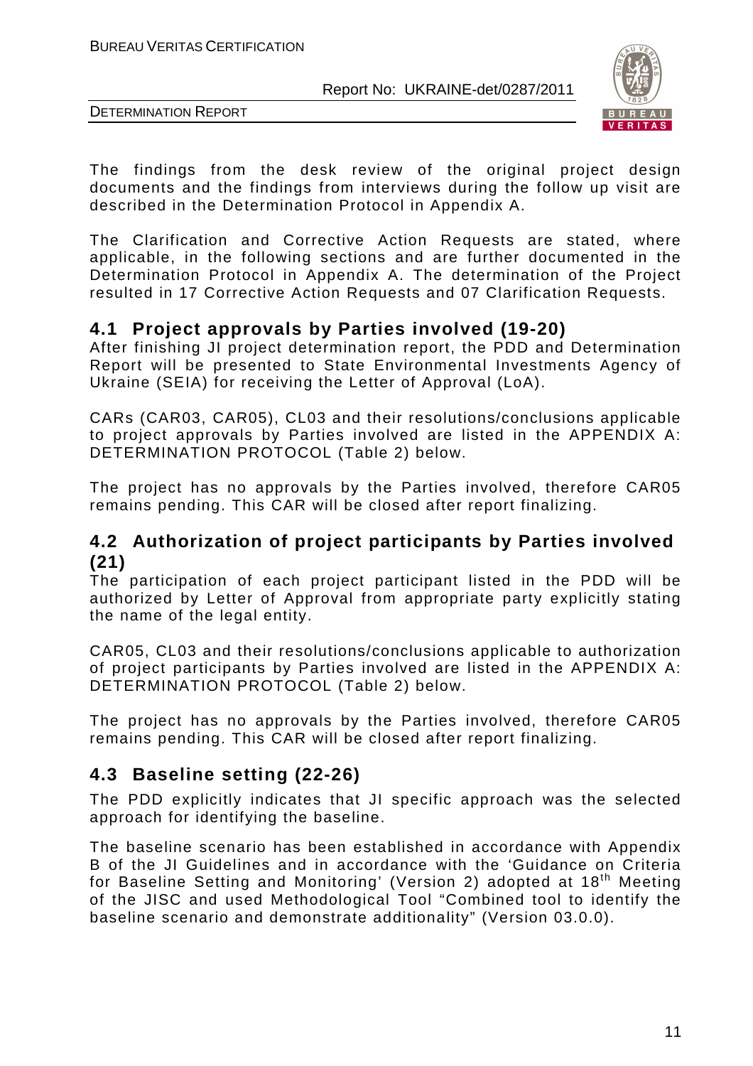The findings from the desk review of the original project design documents and the findings from interviews during the follow up visit are described in the Determination Protocol in Appendix A.

The Clarification and Corrective Action Requests are stated, where applicable, in the following sections and are further documented in the Determination Protocol in Appendix A. The determination of the Project resulted in 17 Corrective Action Requests and 07 Clarification Requests.

## 4.1 Project approvals by Parties involved (19-20)

After finishing JI project determination report, the PDD and Determination Report will be presented to State Environmental Investments Agency of Ukraine (SEIA) for receiving the Letter of Approval (LoA).

CARs (CAR03, CAR05), CL03 and their resolutions/conclusions applicable to project approvals by Parties involved are listed in the APPENDIX A: DETERMINATION PROTOCOL (Table 2) below.

The project has no approvals by the Parties involved, therefore CAR05 remains pending. This CAR will be closed after report finalizing.

## 4.2 Authorization of project participants by Parties involved (21)

The participation of each project participant listed in the PDD will be authorized by Letter of Approval from appropriate party explicitly stating the name of the legal entity.

CAR05, CL03 and their resolutions/conclusions applicable to authorization of project participants by Parties involved are listed in the APPENDIX A: DETERMINATION PROTOCOL (Table 2) below.

The project has no approvals by the Parties involved, therefore CAR05 remains pending. This CAR will be closed after report finalizing.

## 4.3 Baseline setting (22-26)

The PDD explicitly indicates that JI specific approach was the selected approach for identifying the baseline.

The baseline scenario has been established in accordance with Appendix B of the JI Guidelines and in accordance with the 'Guidance on Criteria for Baseline Setting and Monitoring' (Version 2) adopted at 18th Meeting of the JISC and used Methodological Tool "Combined tool to identify the baseline scenario and demonstrate additionality" (Version 03.0.0).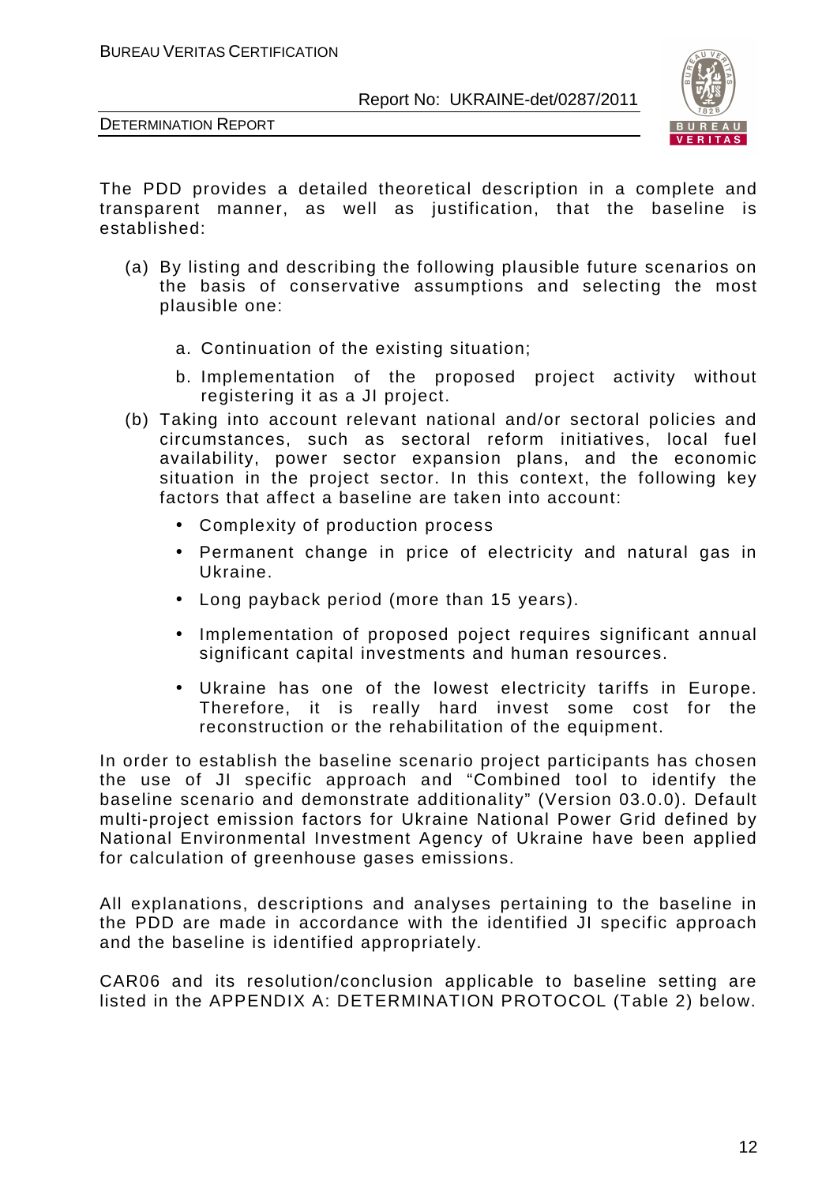The PDD provides a detailed theoretical description in a complete and transparent manner, as well as justification, that the baseline is established:

(a) By listing and describing the following plausible future scenarios on the basis of conservative assumptions and selecting the most plausible one:

   a. Continuation of the existing situation;

   b. Implementation of the proposed project activity without registering it as a JI project.

(b) Taking into account relevant national and/or sectoral policies and circumstances, such as sectoral reform initiatives, local fuel availability, power sector expansion plans, and the economic situation in the project sector. In this context, the following key factors that affect a baseline are taken into account:

   - Complexity of production process
   - Permanent change in price of electricity and natural gas in Ukraine.
   - Long payback period (more than 15 years).
   - Implementation of proposed poject requires significant annual significant capital investments and human resources.
   - Ukraine has one of the lowest electricity tariffs in Europe. Therefore, it is really hard invest some cost for the reconstruction or the rehabilitation of the equipment.

In order to establish the baseline scenario project participants has chosen the use of JI specific approach and "Combined tool to identify the baseline scenario and demonstrate additionality" (Version 03.0.0). Default multi-project emission factors for Ukraine National Power Grid defined by National Environmental Investment Agency of Ukraine have been applied for calculation of greenhouse gases emissions.

All explanations, descriptions and analyses pertaining to the baseline in the PDD are made in accordance with the identified JI specific approach and the baseline is identified appropriately.

CAR06 and its resolution/conclusion applicable to baseline setting are listed in the APPENDIX A: DETERMINATION PROTOCOL (Table 2) below.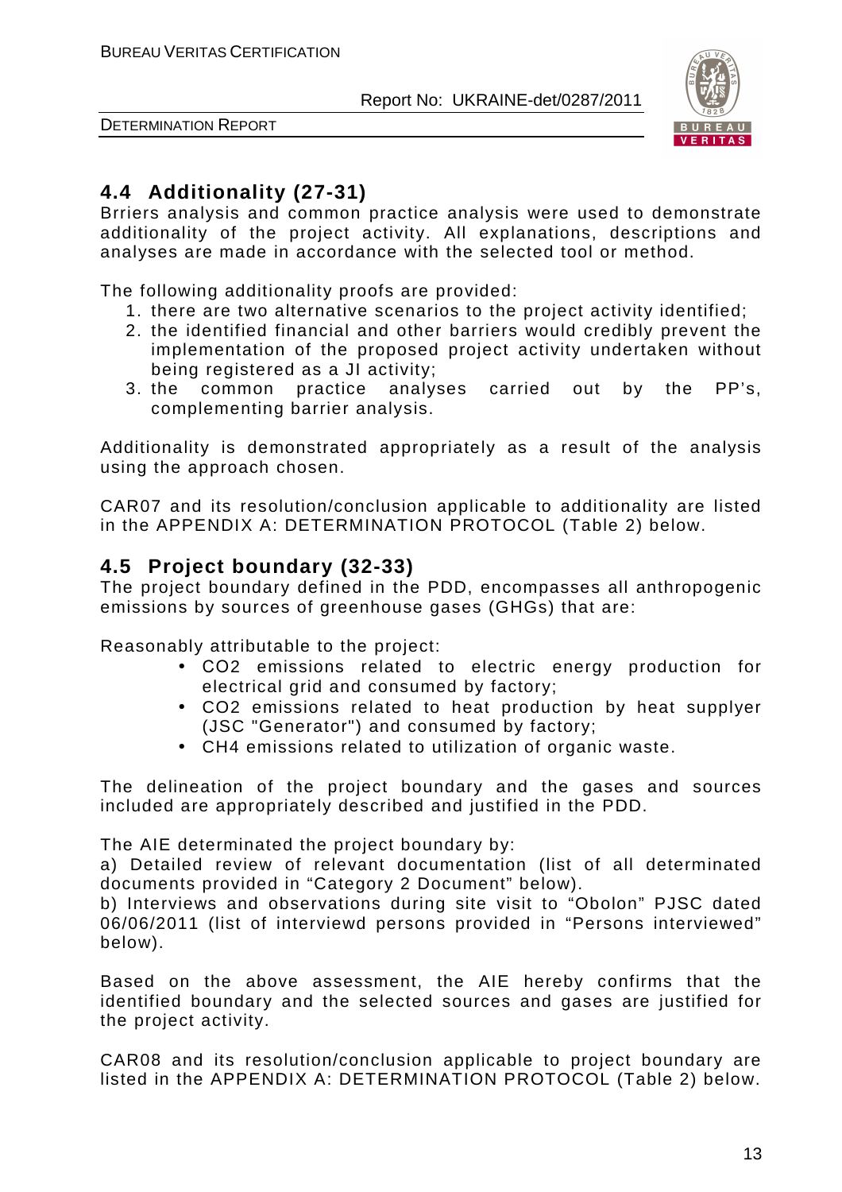## 4.4 Additionality (27-31)

Brriers analysis and common practice analysis were used to demonstrate additionality of the project activity. All explanations, descriptions and analyses are made in accordance with the selected tool or method.

The following additionality proofs are provided:

1. there are two alternative scenarios to the project activity identified;
2. the identified financial and other barriers would credibly prevent the implementation of the proposed project activity undertaken without being registered as a JI activity;
3. the common practice analyses carried out by the PP's, complementing barrier analysis.

Additionality is demonstrated appropriately as a result of the analysis using the approach chosen.

CAR07 and its resolution/conclusion applicable to additionality are listed in the APPENDIX A: DETERMINATION PROTOCOL (Table 2) below.

## 4.5 Project boundary (32-33)

The project boundary defined in the PDD, encompasses all anthropogenic emissions by sources of greenhouse gases (GHGs) that are:

Reasonably attributable to the project:

- $CO_2$ emissions related to electric energy production for electrical grid and consumed by factory;
- $CO_2$ emissions related to heat production by heat supplyer (JSC "Generator") and consumed by factory;
- $CH_4$ emissions related to utilization of organic waste.

The delineation of the project boundary and the gases and sources included are appropriately described and justified in the PDD.

The AIE determinated the project boundary by:

a) Detailed review of relevant documentation (list of all determinated documents provided in "Category 2 Document" below).

b) Interviews and observations during site visit to "Obolon" PJSC dated 06/06/2011 (list of interviewd persons provided in "Persons interviewed" below).

Based on the above assessment, the AIE hereby confirms that the identified boundary and the selected sources and gases are justified for the project activity.

CAR08 and its resolution/conclusion applicable to project boundary are listed in the APPENDIX A: DETERMINATION PROTOCOL (Table 2) below.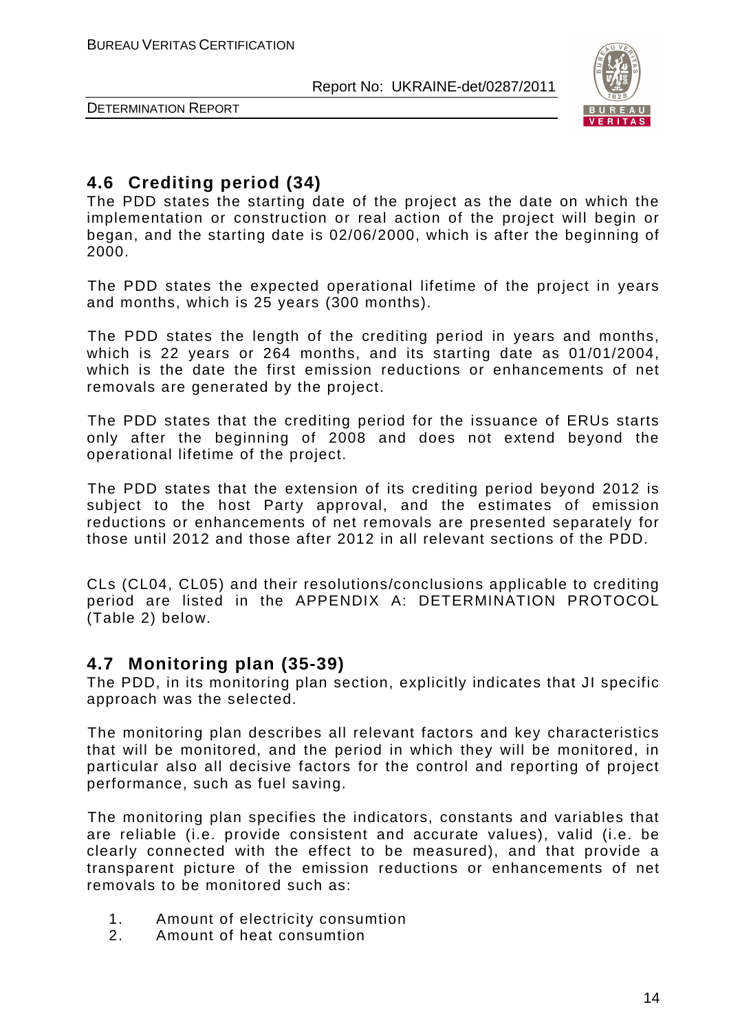## 4.6 Crediting period (34)

The PDD states the starting date of the project as the date on which the implementation or construction or real action of the project will begin or began, and the starting date is 02/06/2000, which is after the beginning of 2000.

The PDD states the expected operational lifetime of the project in years and months, which is 25 years (300 months).

The PDD states the length of the crediting period in years and months, which is 22 years or 264 months, and its starting date as 01/01/2004, which is the date the first emission reductions or enhancements of net removals are generated by the project.

The PDD states that the crediting period for the issuance of ERUs starts only after the beginning of 2008 and does not extend beyond the operational lifetime of the project.

The PDD states that the extension of its crediting period beyond 2012 is subject to the host Party approval, and the estimates of emission reductions or enhancements of net removals are presented separately for those until 2012 and those after 2012 in all relevant sections of the PDD.

CLs (CL04, CL05) and their resolutions/conclusions applicable to crediting period are listed in the APPENDIX A: DETERMINATION PROTOCOL (Table 2) below.

## 4.7 Monitoring plan (35-39)

The PDD, in its monitoring plan section, explicitly indicates that JI specific approach was the selected.

The monitoring plan describes all relevant factors and key characteristics that will be monitored, and the period in which they will be monitored, in particular also all decisive factors for the control and reporting of project performance, such as fuel saving.

The monitoring plan specifies the indicators, constants and variables that are reliable (i.e. provide consistent and accurate values), valid (i.e. be clearly connected with the effect to be measured), and that provide a transparent picture of the emission reductions or enhancements of net removals to be monitored such as:

1. Amount of electricity consumtion
2. Amount of heat consumtion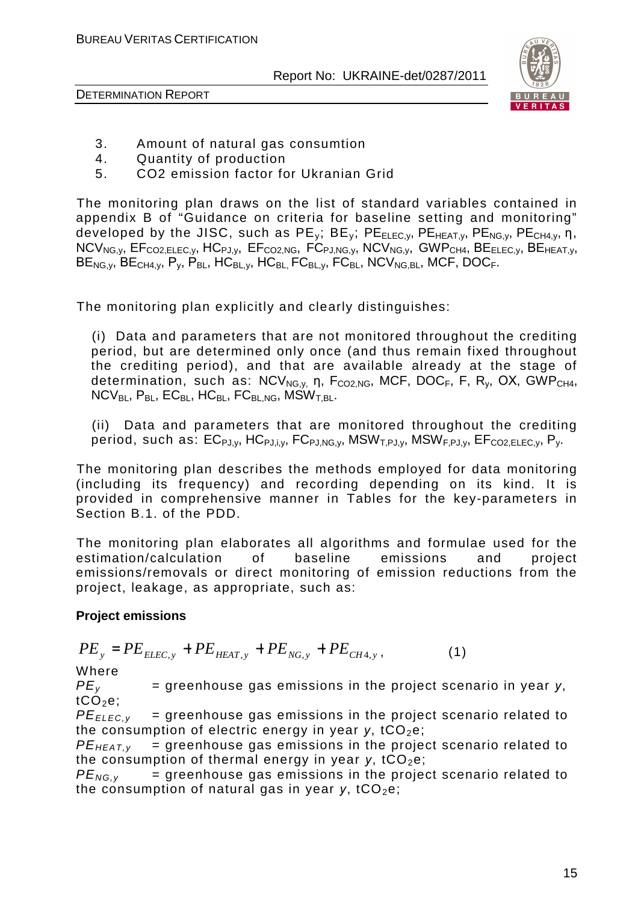3. Amount of natural gas consumtion
4. Quantity of production
5. CO2 emission factor for Ukranian Grid

The monitoring plan draws on the list of standard variables contained in appendix B of "Guidance on criteria for baseline setting and monitoring" developed by the JISC, such as $PE_y$; $BE_y$; $PE_{ELEC,y}$, $PE_{HEAT,y}$, $PE_{NG,y}$, $PE_{CH4,y}$, η, $NCV_{NG,y}$, $EF_{CO2,ELEC,y}$, $HC_{PJ,y}$, $EF_{CO2,NG}$, $FC_{PJ,NG,y}$, $NCV_{NG,y}$, $GWP_{CH4}$, $BE_{ELEC,y}$, $BE_{HEAT,y}$, $BE_{NG,y}$, $BE_{CH4,y}$, $P_y$, $P_{BL}$, $HC_{BL,y}$, $HC_{BL}$, $FC_{BL,y}$, $FC_{BL}$, $NCV_{NG,BL}$, MCF, $DOC_F$.

The monitoring plan explicitly and clearly distinguishes:

(i) Data and parameters that are not monitored throughout the crediting period, but are determined only once (and thus remain fixed throughout the crediting period), and that are available already at the stage of determination, such as: $NCV_{NG,y}$, η, $F_{CO2,NG}$, MCF, $DOC_F$, F, $R_y$, OX, $GWP_{CH4}$, $NCV_{BL}$, $P_{BL}$, $EC_{BL}$, $HC_{BL}$, $FC_{BL,NG}$, $MSW_{T,BL}$.

(ii) Data and parameters that are monitored throughout the crediting period, such as: $EC_{PJ,y}$, $HC_{PJ,i,y}$, $FC_{PJ,NG,y}$, $MSW_{T,PJ,y}$, $MSW_{F,PJ,y}$, $EF_{CO2,ELEC,y}$, $P_y$.

The monitoring plan describes the methods employed for data monitoring (including its frequency) and recording depending on its kind. It is provided in comprehensive manner in Tables for the key-parameters in Section B.1. of the PDD.

The monitoring plan elaborates all algorithms and formulae used for the estimation/calculation of baseline emissions and project emissions/removals or direct monitoring of emission reductions from the project, leakage, as appropriate, such as:

**Project emissions**

$$PE_y = PE_{ELEC,y} + PE_{HEAT,y} + PE_{NG,y} + PE_{CH4,y}, \qquad (1)$$

Where

$PE_y$ = greenhouse gas emissions in the project scenario in year *y*, $tCO_2e$;

$PE_{ELEC,y}$ = greenhouse gas emissions in the project scenario related to the consumption of electric energy in year *y*, $tCO_2e$;

$PE_{HEAT,y}$ = greenhouse gas emissions in the project scenario related to the consumption of thermal energy in year *y*, $tCO_2e$;

$PE_{NG,y}$ = greenhouse gas emissions in the project scenario related to the consumption of natural gas in year *y*, $tCO_2e$;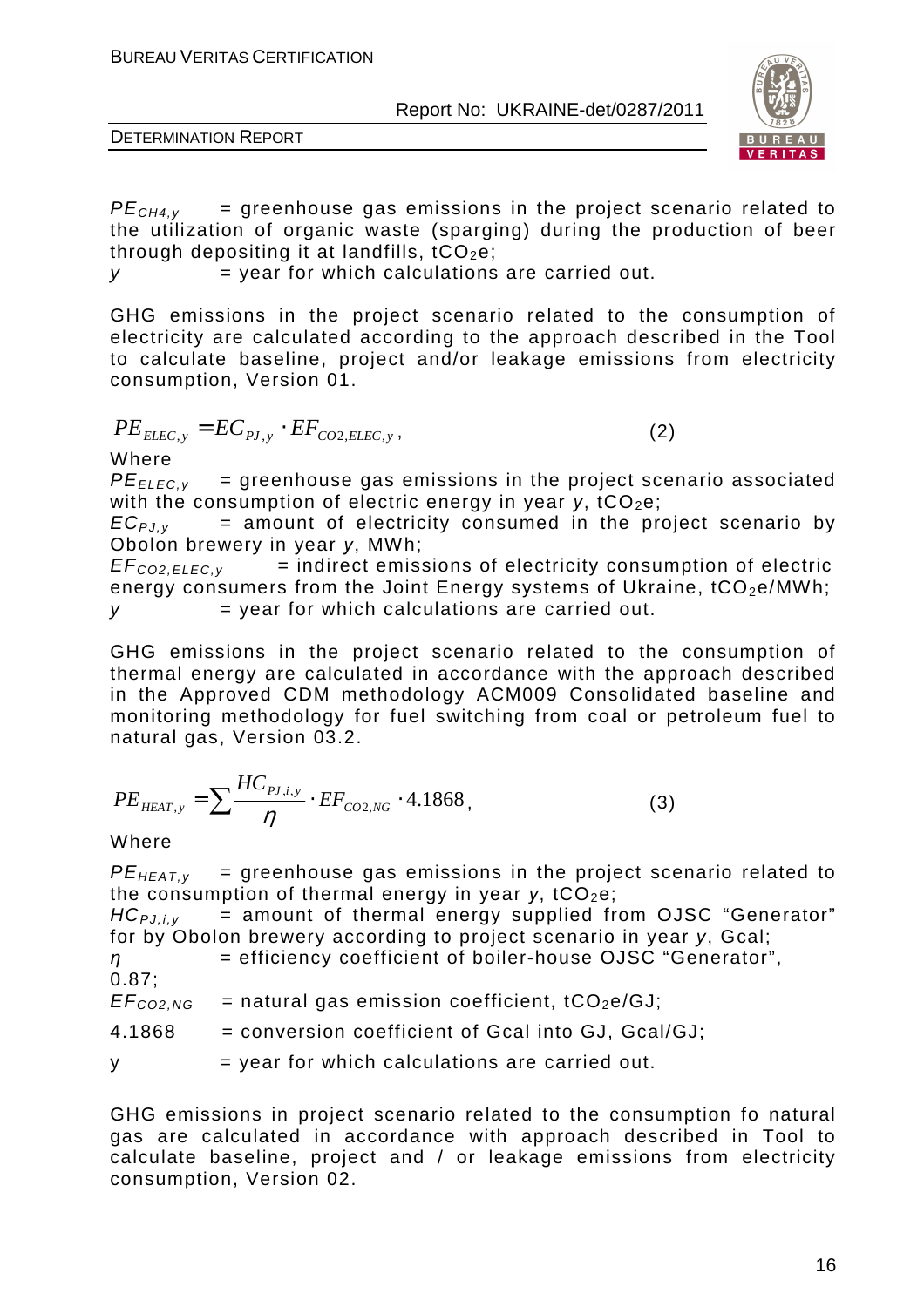$PE_{CH4,y}$ = greenhouse gas emissions in the project scenario related to the utilization of organic waste (sparging) during the production of beer through depositing it at landfills, $tCO_2e$;
$y$ = year for which calculations are carried out.

GHG emissions in the project scenario related to the consumption of electricity are calculated according to the approach described in the Tool to calculate baseline, project and/or leakage emissions from electricity consumption, Version 01.

$$PE_{ELEC,y} = EC_{PJ,y} \cdot EF_{CO2,ELEC,y}, \qquad (2)$$

Where
$PE_{ELEC,y}$ = greenhouse gas emissions in the project scenario associated with the consumption of electric energy in year $y$, $tCO_2e$;
$EC_{PJ,y}$ = amount of electricity consumed in the project scenario by Obolon brewery in year $y$, MWh;
$EF_{CO2,ELEC,y}$ = indirect emissions of electricity consumption of electric energy consumers from the Joint Energy systems of Ukraine, $tCO_2e/MWh$;
$y$ = year for which calculations are carried out.

GHG emissions in the project scenario related to the consumption of thermal energy are calculated in accordance with the approach described in the Approved CDM methodology ACM009 Consolidated baseline and monitoring methodology for fuel switching from coal or petroleum fuel to natural gas, Version 03.2.

$$PE_{HEAT,y} = \sum \frac{HC_{PJ,i,y}}{\eta} \cdot EF_{CO2,NG} \cdot 4.1868, \qquad (3)$$

Where

$PE_{HEAT,y}$ = greenhouse gas emissions in the project scenario related to the consumption of thermal energy in year $y$, $tCO_2e$;
$HC_{PJ,i,y}$ = amount of thermal energy supplied from OJSC "Generator" for by Obolon brewery according to project scenario in year $y$, Gcal;
$\eta$ = efficiency coefficient of boiler-house OJSC "Generator", 0.87;
$EF_{CO2,NG}$ = natural gas emission coefficient, $tCO_2e/GJ$;
4.1868 = conversion coefficient of Gcal into GJ, Gcal/GJ;
y = year for which calculations are carried out.

GHG emissions in project scenario related to the consumption fo natural gas are calculated in accordance with approach described in Tool to calculate baseline, project and / or leakage emissions from electricity consumption, Version 02.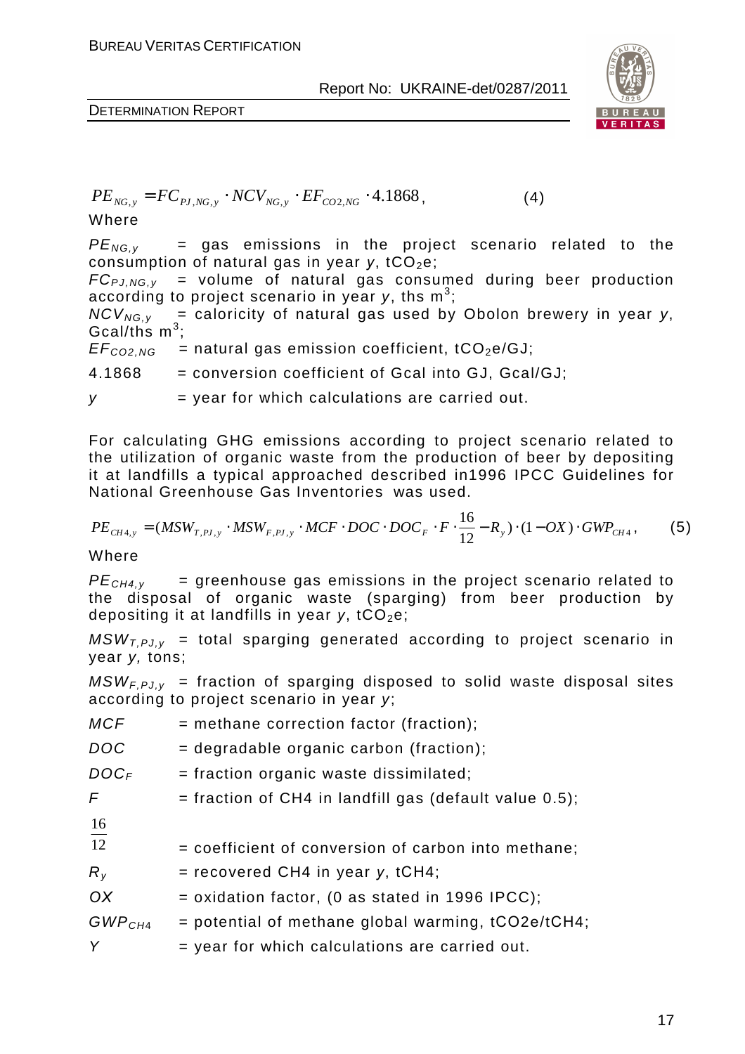$$PE_{NG,y} = FC_{PJ,NG,y} \cdot NCV_{NG,y} \cdot EF_{CO2,NG} \cdot 4.1868, \qquad (4)$$

Where

$PE_{NG,y}$ = gas emissions in the project scenario related to the consumption of natural gas in year $y$, $tCO_2e$;

$FC_{PJ,NG,y}$ = volume of natural gas consumed during beer production according to project scenario in year $y$, ths $m^3$;

$NCV_{NG,y}$ = caloricity of natural gas used by Obolon brewery in year $y$, Gcal/ths $m^3$;

$EF_{CO2,NG}$ = natural gas emission coefficient, $tCO_2e$/GJ;

4.1868 = conversion coefficient of Gcal into GJ, Gcal/GJ;

$y$ = year for which calculations are carried out.

For calculating GHG emissions according to project scenario related to the utilization of organic waste from the production of beer by depositing it at landfills a typical approached described in1996 IPCC Guidelines for National Greenhouse Gas Inventories was used.

$$PE_{CH4,y} = (MSW_{T,PJ,y} \cdot MSW_{F,PJ,y} \cdot MCF \cdot DOC \cdot DOC_F \cdot F \cdot \frac{16}{12} - R_y) \cdot (1 - OX) \cdot GWP_{CH4}, \qquad (5)$$

Where

$PE_{CH4,y}$ = greenhouse gas emissions in the project scenario related to the disposal of organic waste (sparging) from beer production by depositing it at landfills in year $y$, $tCO_2e$;

$MSW_{T,PJ,y}$ = total sparging generated according to project scenario in year $y$, tons;

$MSW_{F,PJ,y}$ = fraction of sparging disposed to solid waste disposal sites according to project scenario in year $y$;

$MCF$ = methane correction factor (fraction);

$DOC$ = degradable organic carbon (fraction);

$DOC_F$ = fraction organic waste dissimilated;

$F$ = fraction of CH4 in landfill gas (default value 0.5);

$\frac{16}{12}$ = coefficient of conversion of carbon into methane;

$R_y$ = recovered CH4 in year $y$, tCH4;

$OX$ = oxidation factor, (0 as stated in 1996 IPCC);

$GWP_{CH4}$ = potential of methane global warming, tCO2e/tCH4;

$Y$ = year for which calculations are carried out.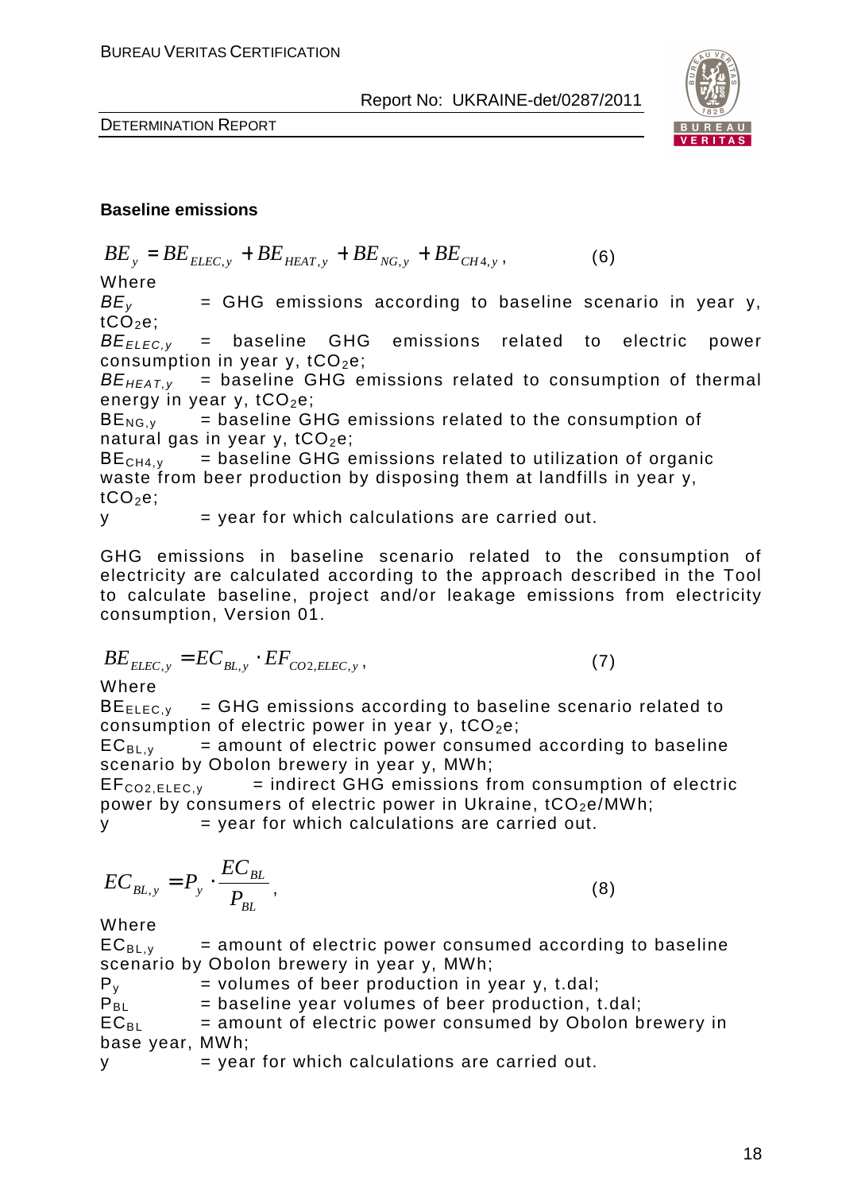**Baseline emissions**

$$BE_y = BE_{ELEC,y} + BE_{HEAT,y} + BE_{NG,y} + BE_{CH4,y}, \qquad (6)$$

Where

$BE_y$ = GHG emissions according to baseline scenario in year y, $tCO_2e$;

$BE_{ELEC,y}$ = baseline GHG emissions related to electric power consumption in year y, $tCO_2e$;

$BE_{HEAT,y}$ = baseline GHG emissions related to consumption of thermal energy in year y, $tCO_2e$;

$BE_{NG,y}$ = baseline GHG emissions related to the consumption of natural gas in year y, $tCO_2e$;

$BE_{CH4,y}$ = baseline GHG emissions related to utilization of organic waste from beer production by disposing them at landfills in year y, $tCO_2e$;

y = year for which calculations are carried out.

GHG emissions in baseline scenario related to the consumption of electricity are calculated according to the approach described in the Tool to calculate baseline, project and/or leakage emissions from electricity consumption, Version 01.

$$BE_{ELEC,y} = EC_{BL,y} \cdot EF_{CO2,ELEC,y}, \qquad (7)$$

Where

$BE_{ELEC,y}$ = GHG emissions according to baseline scenario related to consumption of electric power in year y, $tCO_2e$;

$EC_{BL,y}$ = amount of electric power consumed according to baseline scenario by Obolon brewery in year y, MWh;

$EF_{CO2,ELEC,y}$ = indirect GHG emissions from consumption of electric power by consumers of electric power in Ukraine, $tCO_2e/MWh$;

y = year for which calculations are carried out.

$$EC_{BL,y} = P_y \cdot \frac{EC_{BL}}{P_{BL}}, \qquad (8)$$

Where

$EC_{BL,y}$ = amount of electric power consumed according to baseline scenario by Obolon brewery in year y, MWh;

$P_y$ = volumes of beer production in year y, t.dal;

$P_{BL}$ = baseline year volumes of beer production, t.dal;

$EC_{BL}$ = amount of electric power consumed by Obolon brewery in base year, MWh;

y = year for which calculations are carried out.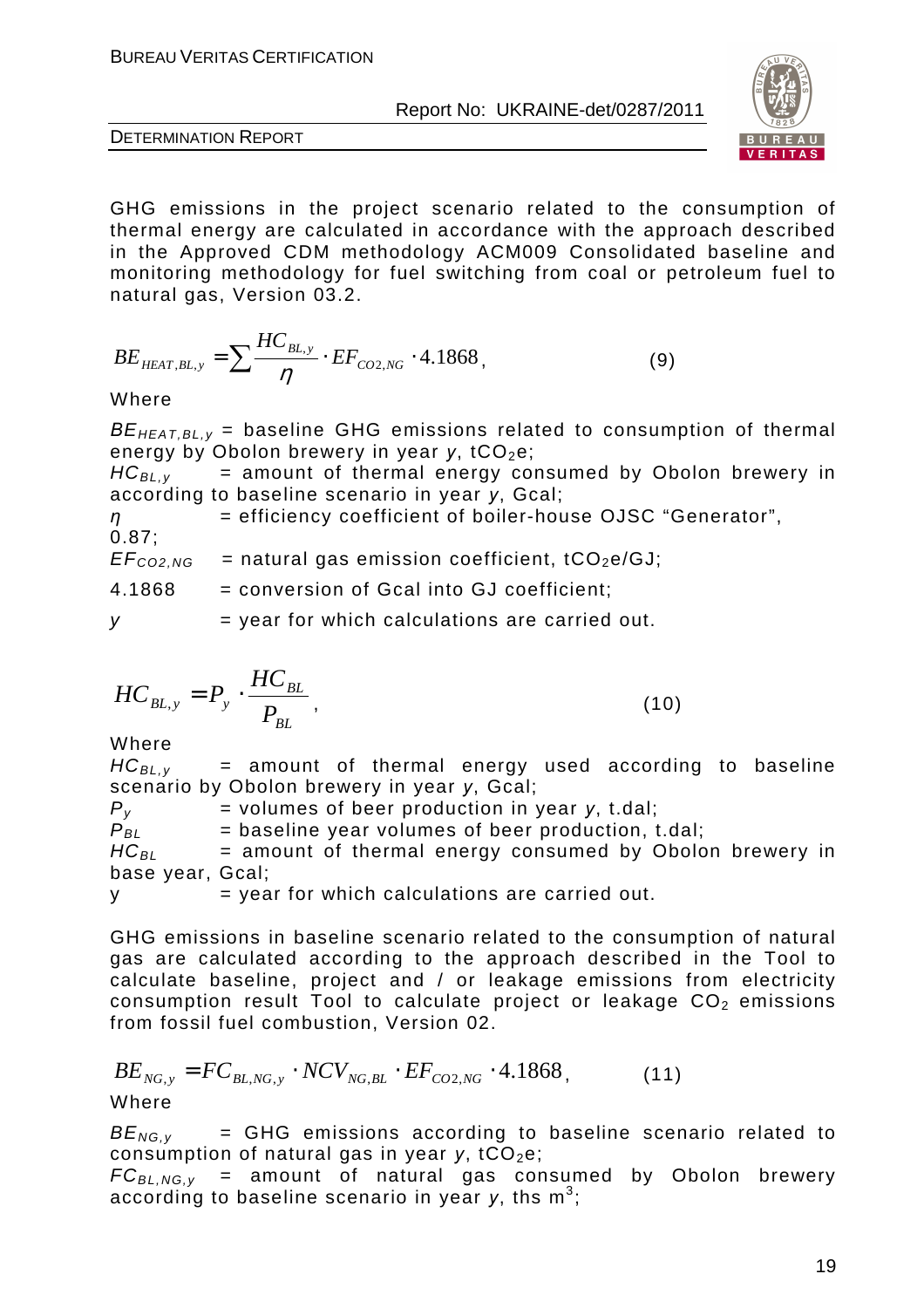GHG emissions in the project scenario related to the consumption of thermal energy are calculated in accordance with the approach described in the Approved CDM methodology ACM009 Consolidated baseline and monitoring methodology for fuel switching from coal or petroleum fuel to natural gas, Version 03.2.

$$BE_{HEAT,BL,y} = \sum \frac{HC_{BL,y}}{\eta} \cdot EF_{CO2,NG} \cdot 4.1868, \qquad (9)$$

Where

$BE_{HEAT,BL,y}$ = baseline GHG emissions related to consumption of thermal energy by Obolon brewery in year $y$, $tCO_2e$;

$HC_{BL,y}$ = amount of thermal energy consumed by Obolon brewery in according to baseline scenario in year $y$, Gcal;

$\eta$ = efficiency coefficient of boiler-house OJSC "Generator", 0.87;

$EF_{CO2,NG}$ = natural gas emission coefficient, $tCO_2e$/GJ;

4.1868 = conversion of Gcal into GJ coefficient;

$y$ = year for which calculations are carried out.

$$HC_{BL,y} = P_y \cdot \frac{HC_{BL}}{P_{BL}}, \qquad (10)$$

Where

$HC_{BL,y}$ = amount of thermal energy used according to baseline scenario by Obolon brewery in year $y$, Gcal;

$P_y$ = volumes of beer production in year $y$, t.dal;

$P_{BL}$ = baseline year volumes of beer production, t.dal;

$HC_{BL}$ = amount of thermal energy consumed by Obolon brewery in base year, Gcal;

y = year for which calculations are carried out.

GHG emissions in baseline scenario related to the consumption of natural gas are calculated according to the approach described in the Tool to calculate baseline, project and / or leakage emissions from electricity consumption result Tool to calculate project or leakage $CO_2$ emissions from fossil fuel combustion, Version 02.

$$BE_{NG,y} = FC_{BL,NG,y} \cdot NCV_{NG,BL} \cdot EF_{CO2,NG} \cdot 4.1868, \qquad (11)$$

Where

$BE_{NG,y}$ = GHG emissions according to baseline scenario related to consumption of natural gas in year $y$, $tCO_2e$;

$FC_{BL,NG,y}$ = amount of natural gas consumed by Obolon brewery according to baseline scenario in year $y$, ths $m^3$;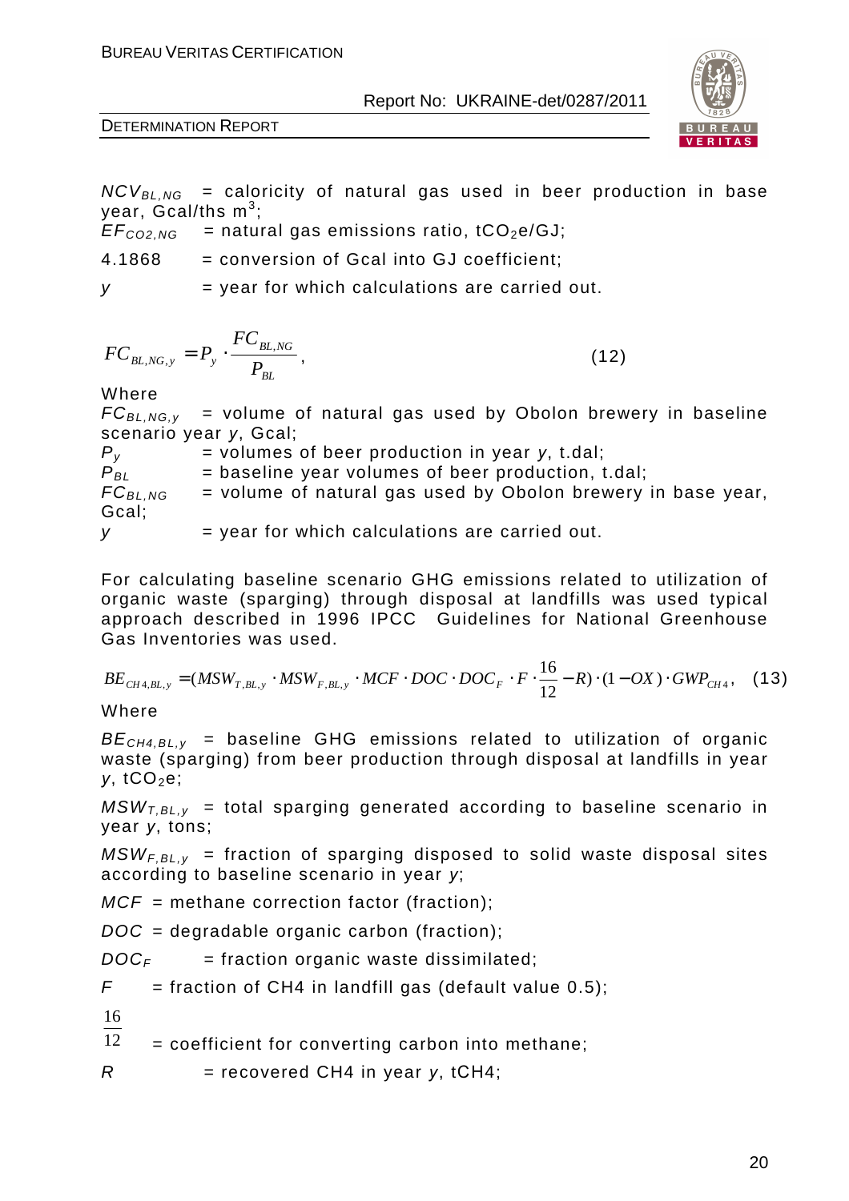$NCV_{BL,NG}$ = caloricity of natural gas used in beer production in base year, Gcal/ths m$^3$;

$EF_{CO2,NG}$ = natural gas emissions ratio, $tCO_2e$/GJ;

4.1868 = conversion of Gcal into GJ coefficient;

$y$ = year for which calculations are carried out.

$$FC_{BL,NG,y} = P_y \cdot \frac{FC_{BL,NG}}{P_{BL}}, \quad (12)$$

Where

$FC_{BL,NG,y}$ = volume of natural gas used by Obolon brewery in baseline scenario year $y$, Gcal;

$P_y$ = volumes of beer production in year $y$, t.dal;

$P_{BL}$ = baseline year volumes of beer production, t.dal;

$FC_{BL,NG}$ = volume of natural gas used by Obolon brewery in base year, Gcal;

$y$ = year for which calculations are carried out.

For calculating baseline scenario GHG emissions related to utilization of organic waste (sparging) through disposal at landfills was used typical approach described in 1996 IPCC Guidelines for National Greenhouse Gas Inventories was used.

$$BE_{CH4,BL,y} = (MSW_{T,BL,y} \cdot MSW_{F,BL,y} \cdot MCF \cdot DOC \cdot DOC_F \cdot F \cdot \frac{16}{12} - R) \cdot (1 - OX) \cdot GWP_{CH4}, \quad (13)$$

Where

$BE_{CH4,BL,y}$ = baseline GHG emissions related to utilization of organic waste (sparging) from beer production through disposal at landfills in year $y$, $tCO_2e$;

$MSW_{T,BL,y}$ = total sparging generated according to baseline scenario in year $y$, tons;

$MSW_{F,BL,y}$ = fraction of sparging disposed to solid waste disposal sites according to baseline scenario in year $y$;

$MCF$ = methane correction factor (fraction);

$DOC$ = degradable organic carbon (fraction);

$DOC_F$ = fraction organic waste dissimilated;

$F$ = fraction of CH4 in landfill gas (default value 0.5);

$\frac{16}{12}$ = coefficient for converting carbon into methane;

$R$ = recovered CH4 in year $y$, tCH4;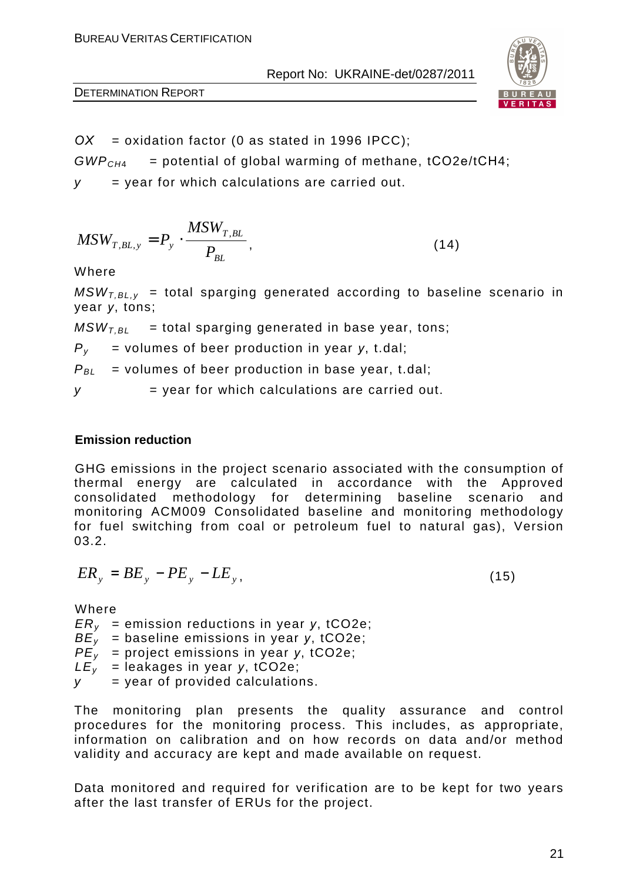$OX$ = oxidation factor (0 as stated in 1996 IPCC);

$GWP_{CH4}$ = potential of global warming of methane, tCO2e/tCH4;

$y$ = year for which calculations are carried out.

$$MSW_{T,BL,y} = P_y \cdot \frac{MSW_{T,BL}}{P_{BL}}, \qquad (14)$$

Where

$MSW_{T,BL,y}$ = total sparging generated according to baseline scenario in year $y$, tons;

$MSW_{T,BL}$ = total sparging generated in base year, tons;

$P_y$ = volumes of beer production in year $y$, t.dal;

$P_{BL}$ = volumes of beer production in base year, t.dal;

$y$ = year for which calculations are carried out.

**Emission reduction**

GHG emissions in the project scenario associated with the consumption of thermal energy are calculated in accordance with the Approved consolidated methodology for determining baseline scenario and monitoring ACM009 Consolidated baseline and monitoring methodology for fuel switching from coal or petroleum fuel to natural gas), Version 03.2.

$$ER_y = BE_y - PE_y - LE_y, \qquad (15)$$

Where

$ER_y$ = emission reductions in year $y$, tCO2e;
$BE_y$ = baseline emissions in year $y$, tCO2e;
$PE_y$ = project emissions in year $y$, tCO2e;
$LE_y$ = leakages in year $y$, tCO2e;
$y$ = year of provided calculations.

The monitoring plan presents the quality assurance and control procedures for the monitoring process. This includes, as appropriate, information on calibration and on how records on data and/or method validity and accuracy are kept and made available on request.

Data monitored and required for verification are to be kept for two years after the last transfer of ERUs for the project.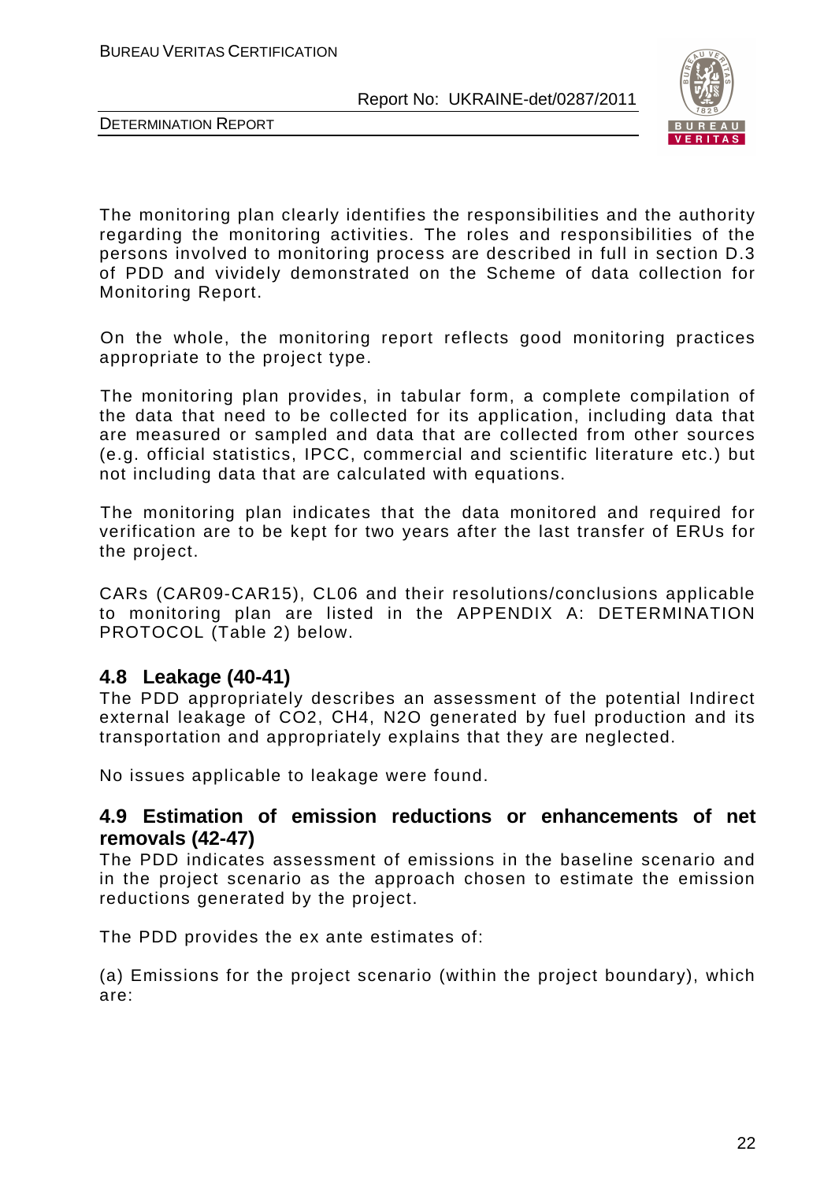The monitoring plan clearly identifies the responsibilities and the authority regarding the monitoring activities. The roles and responsibilities of the persons involved to monitoring process are described in full in section D.3 of PDD and vividely demonstrated on the Scheme of data collection for Monitoring Report.

On the whole, the monitoring report reflects good monitoring practices appropriate to the project type.

The monitoring plan provides, in tabular form, a complete compilation of the data that need to be collected for its application, including data that are measured or sampled and data that are collected from other sources (e.g. official statistics, IPCC, commercial and scientific literature etc.) but not including data that are calculated with equations.

The monitoring plan indicates that the data monitored and required for verification are to be kept for two years after the last transfer of ERUs for the project.

CARs (CAR09-CAR15), CL06 and their resolutions/conclusions applicable to monitoring plan are listed in the APPENDIX A: DETERMINATION PROTOCOL (Table 2) below.

## 4.8 Leakage (40-41)

The PDD appropriately describes an assessment of the potential Indirect external leakage of $CO_2$, $CH_4$, $N_2O$ generated by fuel production and its transportation and appropriately explains that they are neglected.

No issues applicable to leakage were found.

## 4.9 Estimation of emission reductions or enhancements of net removals (42-47)

The PDD indicates assessment of emissions in the baseline scenario and in the project scenario as the approach chosen to estimate the emission reductions generated by the project.

The PDD provides the ex ante estimates of:

(a) Emissions for the project scenario (within the project boundary), which are: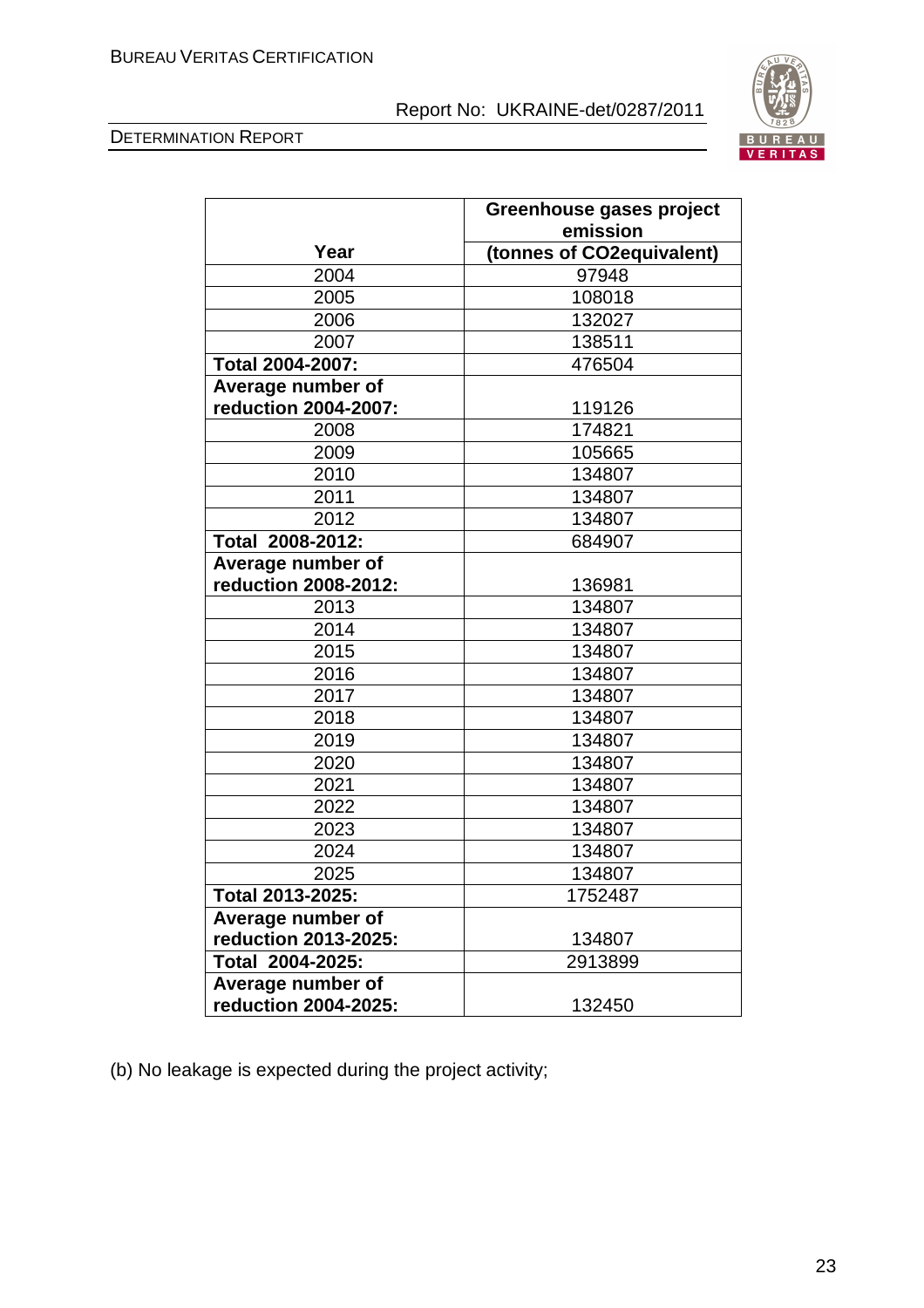| Year | Greenhouse gases project emission (tonnes of CO2equivalent) |
|---|---|
| 2004 | 97948 |
| 2005 | 108018 |
| 2006 | 132027 |
| 2007 | 138511 |
| **Total 2004-2007:** | 476504 |
| **Average number of reduction 2004-2007:** | 119126 |
| 2008 | 174821 |
| 2009 | 105665 |
| 2010 | 134807 |
| 2011 | 134807 |
| 2012 | 134807 |
| **Total 2008-2012:** | 684907 |
| **Average number of reduction 2008-2012:** | 136981 |
| 2013 | 134807 |
| 2014 | 134807 |
| 2015 | 134807 |
| 2016 | 134807 |
| 2017 | 134807 |
| 2018 | 134807 |
| 2019 | 134807 |
| 2020 | 134807 |
| 2021 | 134807 |
| 2022 | 134807 |
| 2023 | 134807 |
| 2024 | 134807 |
| 2025 | 134807 |
| **Total 2013-2025:** | 1752487 |
| **Average number of reduction 2013-2025:** | 134807 |
| **Total 2004-2025:** | 2913899 |
| **Average number of reduction 2004-2025:** | 132450 |

(b) No leakage is expected during the project activity;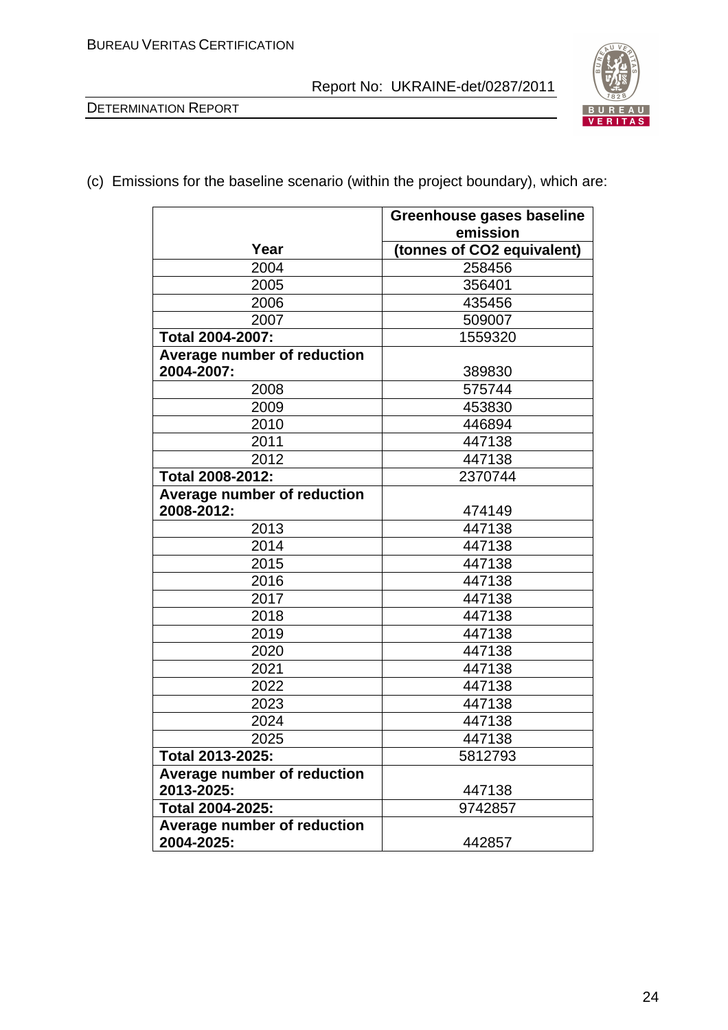(c) Emissions for the baseline scenario (within the project boundary), which are:

| Year | Greenhouse gases baseline emission (tonnes of CO2 equivalent) |
|---|---|
| 2004 | 258456 |
| 2005 | 356401 |
| 2006 | 435456 |
| 2007 | 509007 |
| **Total 2004-2007:** | 1559320 |
| **Average number of reduction 2004-2007:** | 389830 |
| 2008 | 575744 |
| 2009 | 453830 |
| 2010 | 446894 |
| 2011 | 447138 |
| 2012 | 447138 |
| **Total 2008-2012:** | 2370744 |
| **Average number of reduction 2008-2012:** | 474149 |
| 2013 | 447138 |
| 2014 | 447138 |
| 2015 | 447138 |
| 2016 | 447138 |
| 2017 | 447138 |
| 2018 | 447138 |
| 2019 | 447138 |
| 2020 | 447138 |
| 2021 | 447138 |
| 2022 | 447138 |
| 2023 | 447138 |
| 2024 | 447138 |
| 2025 | 447138 |
| **Total 2013-2025:** | 5812793 |
| **Average number of reduction 2013-2025:** | 447138 |
| **Total 2004-2025:** | 9742857 |
| **Average number of reduction 2004-2025:** | 442857 |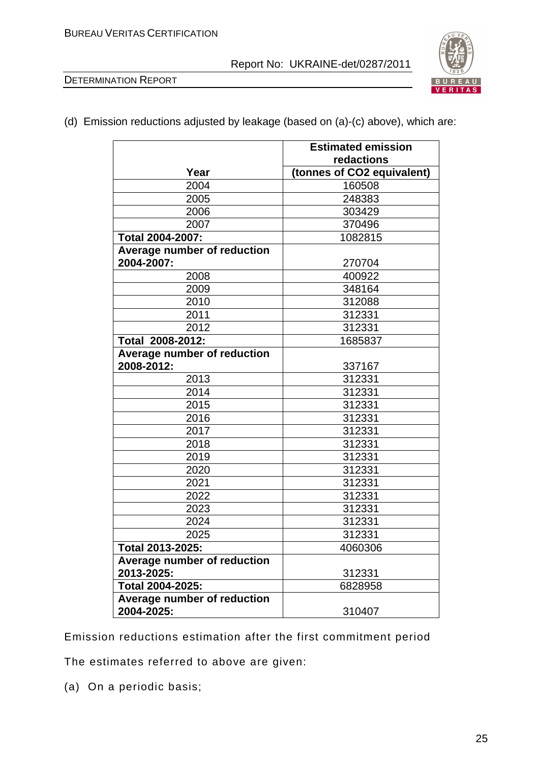(d) Emission reductions adjusted by leakage (based on (a)-(c) above), which are:

| Year | Estimated emission redactions (tonnes of CO2 equivalent) |
|---|---|
| 2004 | 160508 |
| 2005 | 248383 |
| 2006 | 303429 |
| 2007 | 370496 |
| **Total 2004-2007:** | 1082815 |
| **Average number of reduction 2004-2007:** | 270704 |
| 2008 | 400922 |
| 2009 | 348164 |
| 2010 | 312088 |
| 2011 | 312331 |
| 2012 | 312331 |
| **Total 2008-2012:** | 1685837 |
| **Average number of reduction 2008-2012:** | 337167 |
| 2013 | 312331 |
| 2014 | 312331 |
| 2015 | 312331 |
| 2016 | 312331 |
| 2017 | 312331 |
| 2018 | 312331 |
| 2019 | 312331 |
| 2020 | 312331 |
| 2021 | 312331 |
| 2022 | 312331 |
| 2023 | 312331 |
| 2024 | 312331 |
| 2025 | 312331 |
| **Total 2013-2025:** | 4060306 |
| **Average number of reduction 2013-2025:** | 312331 |
| **Total 2004-2025:** | 6828958 |
| **Average number of reduction 2004-2025:** | 310407 |

Emission reductions estimation after the first commitment period

The estimates referred to above are given:

(a) On a periodic basis;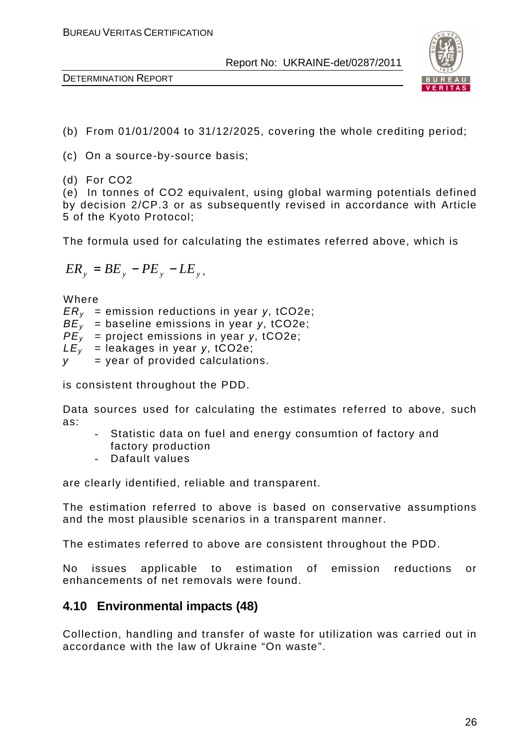(b) From 01/01/2004 to 31/12/2025, covering the whole crediting period;

(c) On a source-by-source basis;

(d) For CO2

(e) In tonnes of CO2 equivalent, using global warming potentials defined by decision 2/CP.3 or as subsequently revised in accordance with Article 5 of the Kyoto Protocol;

The formula used for calculating the estimates referred above, which is

$$ER_y = BE_y - PE_y - LE_y,$$

Where

$ER_y$ = emission reductions in year $y$, tCO2e;
$BE_y$ = baseline emissions in year $y$, tCO2e;
$PE_y$ = project emissions in year $y$, tCO2e;
$LE_y$ = leakages in year $y$, tCO2e;
$y$ = year of provided calculations.

is consistent throughout the PDD.

Data sources used for calculating the estimates referred to above, such as:

- Statistic data on fuel and energy consumtion of factory and factory production
- Dafault values

are clearly identified, reliable and transparent.

The estimation referred to above is based on conservative assumptions and the most plausible scenarios in a transparent manner.

The estimates referred to above are consistent throughout the PDD.

No issues applicable to estimation of emission reductions or enhancements of net removals were found.

## 4.10 Environmental impacts (48)

Collection, handling and transfer of waste for utilization was carried out in accordance with the law of Ukraine "On waste".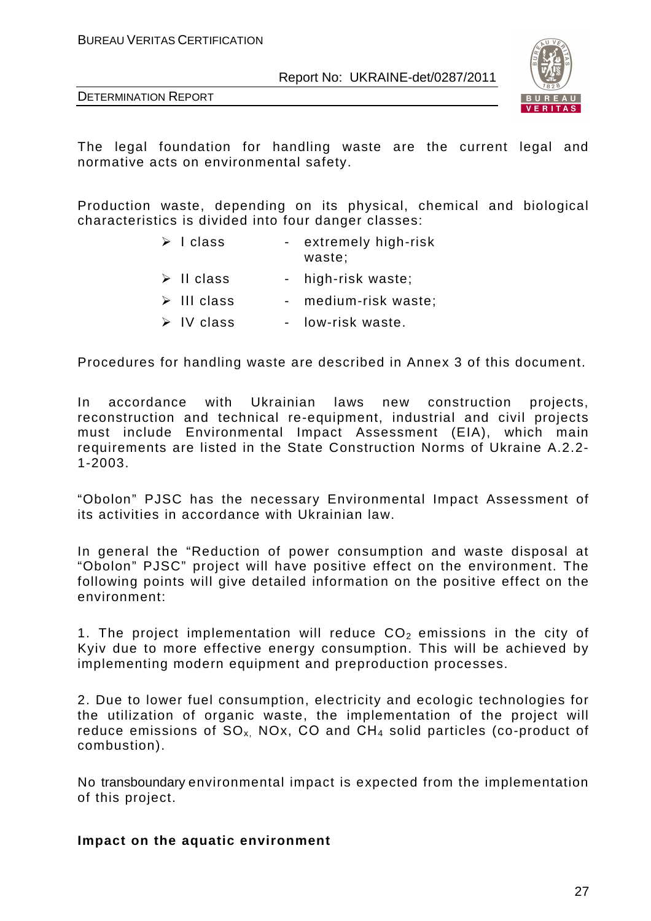The legal foundation for handling waste are the current legal and normative acts on environmental safety.

Production waste, depending on its physical, chemical and biological characteristics is divided into four danger classes:

- I class - extremely high-risk waste;
- II class - high-risk waste;
- III class - medium-risk waste;
- IV class - low-risk waste.

Procedures for handling waste are described in Annex 3 of this document.

In accordance with Ukrainian laws new construction projects, reconstruction and technical re-equipment, industrial and civil projects must include Environmental Impact Assessment (EIA), which main requirements are listed in the State Construction Norms of Ukraine A.2.2-1-2003.

"Obolon" PJSC has the necessary Environmental Impact Assessment of its activities in accordance with Ukrainian law.

In general the "Reduction of power consumption and waste disposal at "Obolon" PJSC" project will have positive effect on the environment. The following points will give detailed information on the positive effect on the environment:

1. The project implementation will reduce $CO_2$ emissions in the city of Kyiv due to more effective energy consumption. This will be achieved by implementing modern equipment and preproduction processes.

2. Due to lower fuel consumption, electricity and ecologic technologies for the utilization of organic waste, the implementation of the project will reduce emissions of $SO_x$, NOx, CO and $CH_4$ solid particles (co-product of combustion).

No transboundary environmental impact is expected from the implementation of this project.

**Impact on the aquatic environment**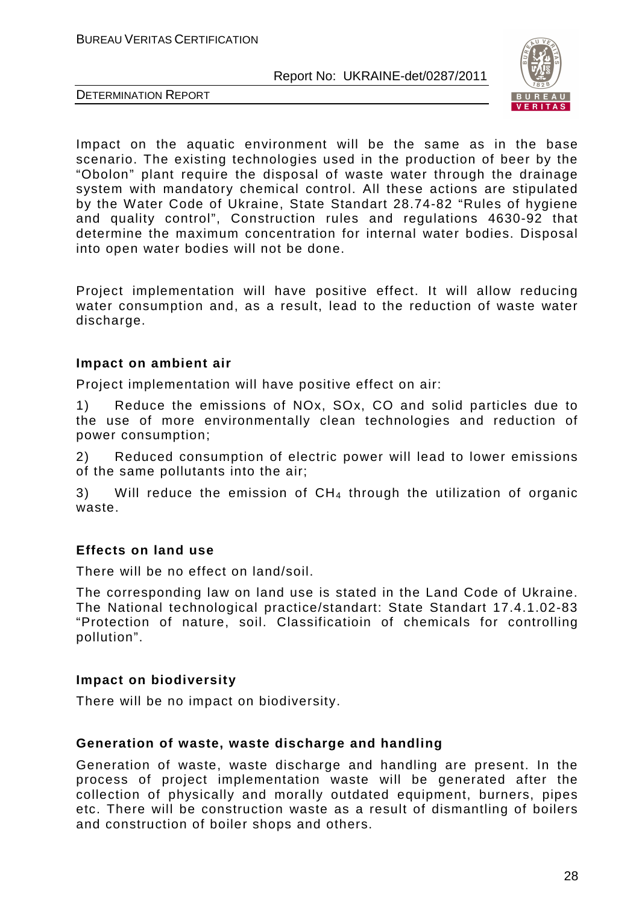Impact on the aquatic environment will be the same as in the base scenario. The existing technologies used in the production of beer by the "Obolon" plant require the disposal of waste water through the drainage system with mandatory chemical control. All these actions are stipulated by the Water Code of Ukraine, State Standart 28.74-82 "Rules of hygiene and quality control", Construction rules and regulations 4630-92 that determine the maximum concentration for internal water bodies. Disposal into open water bodies will not be done.

Project implementation will have positive effect. It will allow reducing water consumption and, as a result, lead to the reduction of waste water discharge.

**Impact on ambient air**

Project implementation will have positive effect on air:

1) Reduce the emissions of NOx, SOx, CO and solid particles due to the use of more environmentally clean technologies and reduction of power consumption;

2) Reduced consumption of electric power will lead to lower emissions of the same pollutants into the air;

3) Will reduce the emission of $CH_4$ through the utilization of organic waste.

**Effects on land use**

There will be no effect on land/soil.

The corresponding law on land use is stated in the Land Code of Ukraine. The National technological practice/standart: State Standart 17.4.1.02-83 "Protection of nature, soil. Classificatioin of chemicals for controlling pollution".

**Impact on biodiversity**

There will be no impact on biodiversity.

**Generation of waste, waste discharge and handling**

Generation of waste, waste discharge and handling are present. In the process of project implementation waste will be generated after the collection of physically and morally outdated equipment, burners, pipes etc. There will be construction waste as a result of dismantling of boilers and construction of boiler shops and others.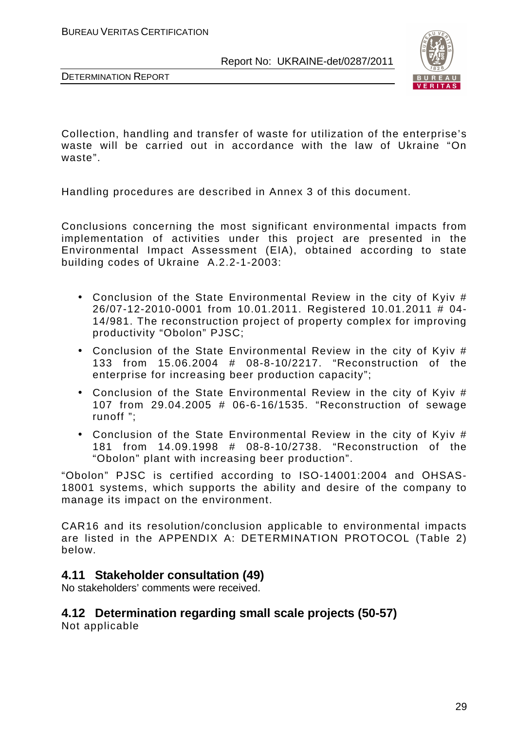Collection, handling and transfer of waste for utilization of the enterprise's waste will be carried out in accordance with the law of Ukraine "On waste".

Handling procedures are described in Annex 3 of this document.

Conclusions concerning the most significant environmental impacts from implementation of activities under this project are presented in the Environmental Impact Assessment (EIA), obtained according to state building codes of Ukraine A.2.2-1-2003:

- Conclusion of the State Environmental Review in the city of Kyiv # 26/07-12-2010-0001 from 10.01.2011. Registered 10.01.2011 # 04-14/981. The reconstruction project of property complex for improving productivity "Obolon" PJSC;
- Conclusion of the State Environmental Review in the city of Kyiv # 133 from 15.06.2004 # 08-8-10/2217. "Reconstruction of the enterprise for increasing beer production capacity";
- Conclusion of the State Environmental Review in the city of Kyiv # 107 from 29.04.2005 # 06-6-16/1535. "Reconstruction of sewage runoff ";
- Conclusion of the State Environmental Review in the city of Kyiv # 181 from 14.09.1998 # 08-8-10/2738. "Reconstruction of the "Obolon" plant with increasing beer production".

"Obolon" PJSC is certified according to ISO-14001:2004 and OHSAS-18001 systems, which supports the ability and desire of the company to manage its impact on the environment.

CAR16 and its resolution/conclusion applicable to environmental impacts are listed in the APPENDIX A: DETERMINATION PROTOCOL (Table 2) below.

## 4.11 Stakeholder consultation (49)

No stakeholders' comments were received.

## 4.12 Determination regarding small scale projects (50-57)

Not applicable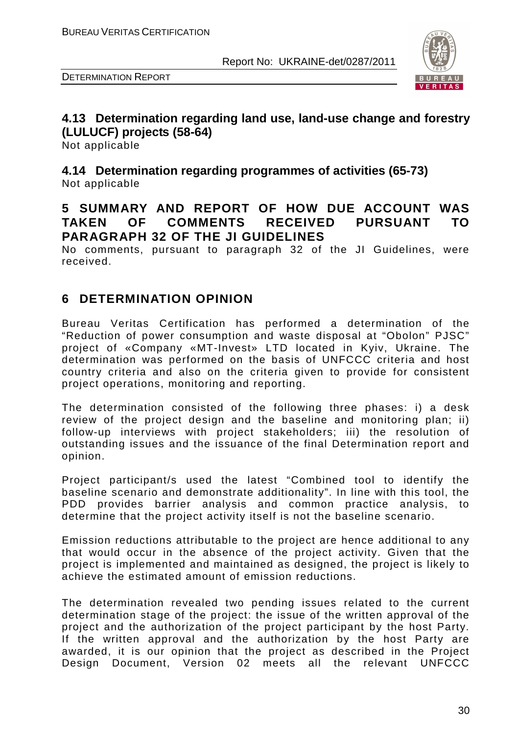### 4.13 Determination regarding land use, land-use change and forestry (LULUCF) projects (58-64)

Not applicable

### 4.14 Determination regarding programmes of activities (65-73)

Not applicable

## 5 SUMMARY AND REPORT OF HOW DUE ACCOUNT WAS TAKEN OF COMMENTS RECEIVED PURSUANT TO PARAGRAPH 32 OF THE JI GUIDELINES

No comments, pursuant to paragraph 32 of the JI Guidelines, were received.

## 6 DETERMINATION OPINION

Bureau Veritas Certification has performed a determination of the "Reduction of power consumption and waste disposal at "Obolon" PJSC" project of «Company «MT-Invest» LTD located in Kyiv, Ukraine. The determination was performed on the basis of UNFCCC criteria and host country criteria and also on the criteria given to provide for consistent project operations, monitoring and reporting.

The determination consisted of the following three phases: i) a desk review of the project design and the baseline and monitoring plan; ii) follow-up interviews with project stakeholders; iii) the resolution of outstanding issues and the issuance of the final Determination report and opinion.

Project participant/s used the latest "Combined tool to identify the baseline scenario and demonstrate additionality". In line with this tool, the PDD provides barrier analysis and common practice analysis, to determine that the project activity itself is not the baseline scenario.

Emission reductions attributable to the project are hence additional to any that would occur in the absence of the project activity. Given that the project is implemented and maintained as designed, the project is likely to achieve the estimated amount of emission reductions.

The determination revealed two pending issues related to the current determination stage of the project: the issue of the written approval of the project and the authorization of the project participant by the host Party. If the written approval and the authorization by the host Party are awarded, it is our opinion that the project as described in the Project Design Document, Version 02 meets all the relevant UNFCCC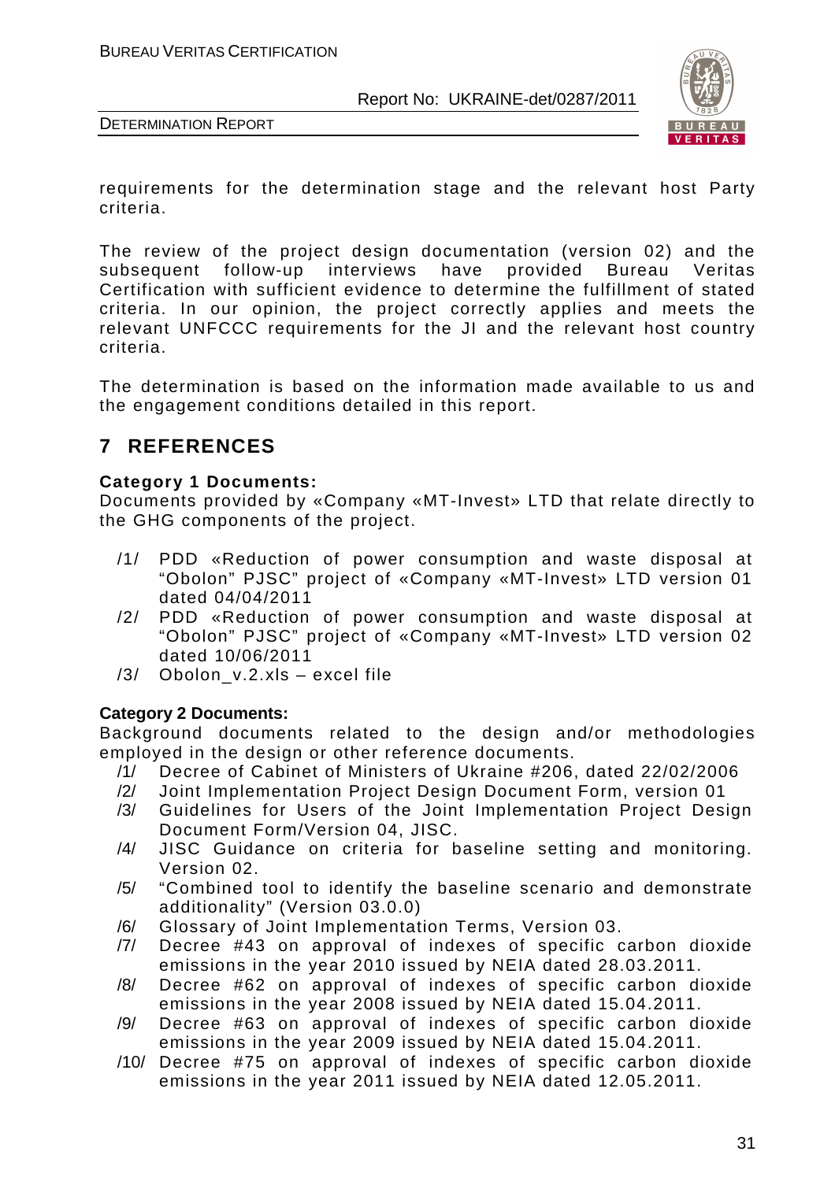requirements for the determination stage and the relevant host Party criteria.

The review of the project design documentation (version 02) and the subsequent follow-up interviews have provided Bureau Veritas Certification with sufficient evidence to determine the fulfillment of stated criteria. In our opinion, the project correctly applies and meets the relevant UNFCCC requirements for the JI and the relevant host country criteria.

The determination is based on the information made available to us and the engagement conditions detailed in this report.

# 7 REFERENCES

**Category 1 Documents:**
Documents provided by «Company «MT-Invest» LTD that relate directly to the GHG components of the project.

/1/ PDD «Reduction of power consumption and waste disposal at "Obolon" PJSC" project of «Company «MT-Invest» LTD version 01 dated 04/04/2011
/2/ PDD «Reduction of power consumption and waste disposal at "Obolon" PJSC" project of «Company «MT-Invest» LTD version 02 dated 10/06/2011
/3/ Obolon_v.2.xls – excel file

**Category 2 Documents:**
Background documents related to the design and/or methodologies employed in the design or other reference documents.

/1/ Decree of Cabinet of Ministers of Ukraine #206, dated 22/02/2006
/2/ Joint Implementation Project Design Document Form, version 01
/3/ Guidelines for Users of the Joint Implementation Project Design Document Form/Version 04, JISC.
/4/ JISC Guidance on criteria for baseline setting and monitoring. Version 02.
/5/ "Combined tool to identify the baseline scenario and demonstrate additionality" (Version 03.0.0)
/6/ Glossary of Joint Implementation Terms, Version 03.
/7/ Decree #43 on approval of indexes of specific carbon dioxide emissions in the year 2010 issued by NEIA dated 28.03.2011.
/8/ Decree #62 on approval of indexes of specific carbon dioxide emissions in the year 2008 issued by NEIA dated 15.04.2011.
/9/ Decree #63 on approval of indexes of specific carbon dioxide emissions in the year 2009 issued by NEIA dated 15.04.2011.
/10/ Decree #75 on approval of indexes of specific carbon dioxide emissions in the year 2011 issued by NEIA dated 12.05.2011.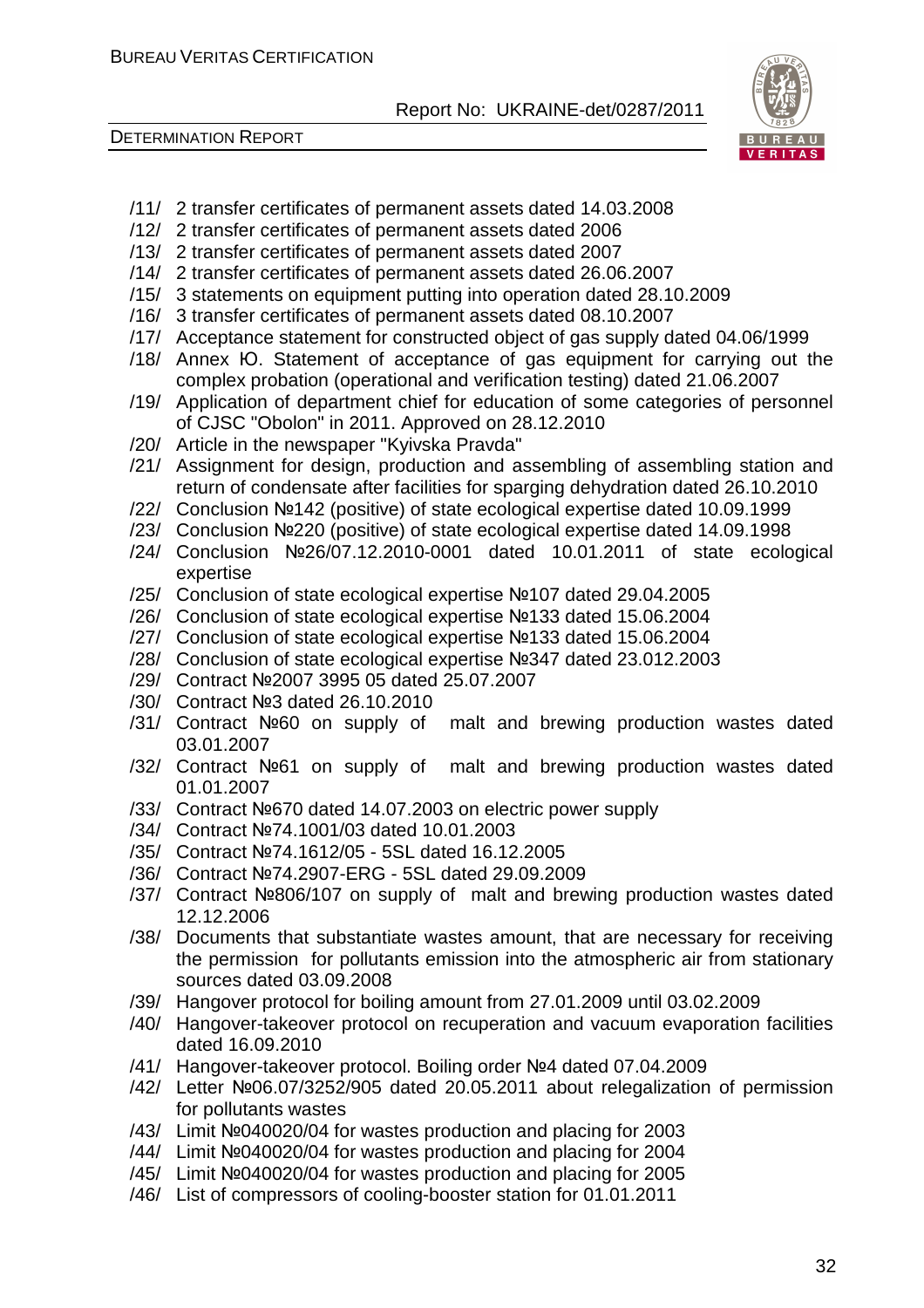/11/ 2 transfer certificates of permanent assets dated 14.03.2008
/12/ 2 transfer certificates of permanent assets dated 2006
/13/ 2 transfer certificates of permanent assets dated 2007
/14/ 2 transfer certificates of permanent assets dated 26.06.2007
/15/ 3 statements on equipment putting into operation dated 28.10.2009
/16/ 3 transfer certificates of permanent assets dated 08.10.2007
/17/ Acceptance statement for constructed object of gas supply dated 04.06/1999
/18/ Annex Ю. Statement of acceptance of gas equipment for carrying out the complex probation (operational and verification testing) dated 21.06.2007
/19/ Application of department chief for education of some categories of personnel of CJSC "Obolon" in 2011. Approved on 28.12.2010
/20/ Article in the newspaper "Kyivska Pravda"
/21/ Assignment for design, production and assembling of assembling station and return of condensate after facilities for sparging dehydration dated 26.10.2010
/22/ Conclusion №142 (positive) of state ecological expertise dated 10.09.1999
/23/ Conclusion №220 (positive) of state ecological expertise dated 14.09.1998
/24/ Conclusion №26/07.12.2010-0001 dated 10.01.2011 of state ecological expertise
/25/ Conclusion of state ecological expertise №107 dated 29.04.2005
/26/ Conclusion of state ecological expertise №133 dated 15.06.2004
/27/ Conclusion of state ecological expertise №133 dated 15.06.2004
/28/ Conclusion of state ecological expertise №347 dated 23.012.2003
/29/ Contract №2007 3995 05 dated 25.07.2007
/30/ Contract №3 dated 26.10.2010
/31/ Contract №60 on supply of malt and brewing production wastes dated 03.01.2007
/32/ Contract №61 on supply of malt and brewing production wastes dated 01.01.2007
/33/ Contract №670 dated 14.07.2003 on electric power supply
/34/ Contract №74.1001/03 dated 10.01.2003
/35/ Contract №74.1612/05 - 5SL dated 16.12.2005
/36/ Contract №74.2907-ERG - 5SL dated 29.09.2009
/37/ Contract №806/107 on supply of malt and brewing production wastes dated 12.12.2006
/38/ Documents that substantiate wastes amount, that are necessary for receiving the permission for pollutants emission into the atmospheric air from stationary sources dated 03.09.2008
/39/ Hangover protocol for boiling amount from 27.01.2009 until 03.02.2009
/40/ Hangover-takeover protocol on recuperation and vacuum evaporation facilities dated 16.09.2010
/41/ Hangover-takeover protocol. Boiling order №4 dated 07.04.2009
/42/ Letter №06.07/3252/905 dated 20.05.2011 about relegalization of permission for pollutants wastes
/43/ Limit №040020/04 for wastes production and placing for 2003
/44/ Limit №040020/04 for wastes production and placing for 2004
/45/ Limit №040020/04 for wastes production and placing for 2005
/46/ List of compressors of cooling-booster station for 01.01.2011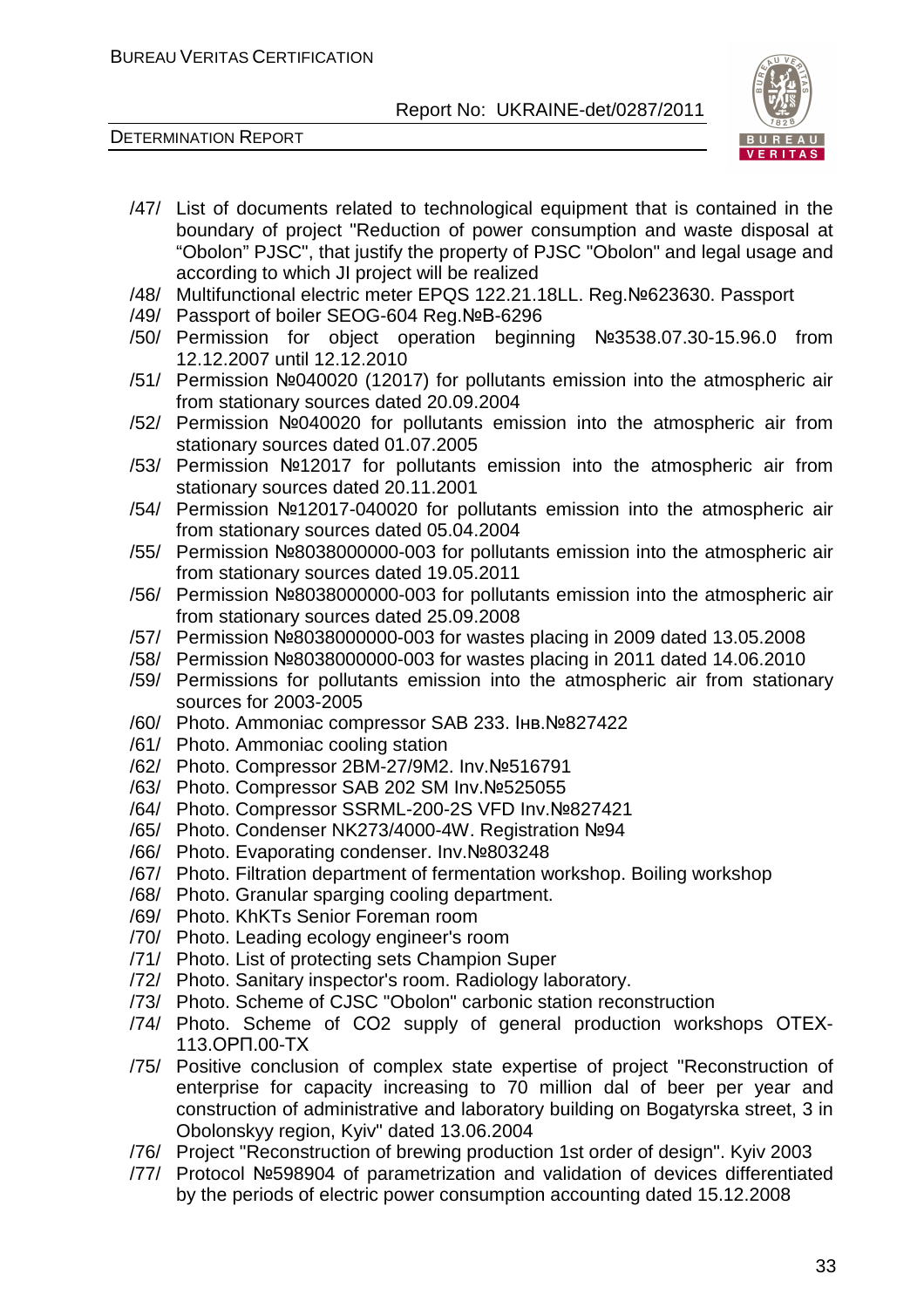/47/ List of documents related to technological equipment that is contained in the boundary of project "Reduction of power consumption and waste disposal at "Obolon" PJSC", that justify the property of PJSC "Obolon" and legal usage and according to which JI project will be realized

/48/ Multifunctional electric meter EPQS 122.21.18LL. Reg.№623630. Passport

/49/ Passport of boiler SEOG-604 Reg.№B-6296

/50/ Permission for object operation beginning №3538.07.30-15.96.0 from 12.12.2007 until 12.12.2010

/51/ Permission №040020 (12017) for pollutants emission into the atmospheric air from stationary sources dated 20.09.2004

/52/ Permission №040020 for pollutants emission into the atmospheric air from stationary sources dated 01.07.2005

/53/ Permission №12017 for pollutants emission into the atmospheric air from stationary sources dated 20.11.2001

/54/ Permission №12017-040020 for pollutants emission into the atmospheric air from stationary sources dated 05.04.2004

/55/ Permission №8038000000-003 for pollutants emission into the atmospheric air from stationary sources dated 19.05.2011

/56/ Permission №8038000000-003 for pollutants emission into the atmospheric air from stationary sources dated 25.09.2008

/57/ Permission №8038000000-003 for wastes placing in 2009 dated 13.05.2008

/58/ Permission №8038000000-003 for wastes placing in 2011 dated 14.06.2010

/59/ Permissions for pollutants emission into the atmospheric air from stationary sources for 2003-2005

/60/ Photo. Ammoniac compressor SAB 233. Інв.№827422

/61/ Photo. Ammoniac cooling station

/62/ Photo. Compressor 2BM-27/9M2. Inv.№516791

/63/ Photo. Compressor SAB 202 SM Inv.№525055

/64/ Photo. Compressor SSRML-200-2S VFD Inv.№827421

/65/ Photo. Condenser NK273/4000-4W. Registration №94

/66/ Photo. Evaporating condenser. Inv.№803248

/67/ Photo. Filtration department of fermentation workshop. Boiling workshop

/68/ Photo. Granular sparging cooling department.

/69/ Photo. KhKTs Senior Foreman room

/70/ Photo. Leading ecology engineer's room

/71/ Photo. List of protecting sets Champion Super

/72/ Photo. Sanitary inspector's room. Radiology laboratory.

/73/ Photo. Scheme of CJSC "Obolon" carbonic station reconstruction

/74/ Photo. Scheme of CO2 supply of general production workshops OTEX-113.ОРП.00-TX

/75/ Positive conclusion of complex state expertise of project "Reconstruction of enterprise for capacity increasing to 70 million dal of beer per year and construction of administrative and laboratory building on Bogatyrska street, 3 in Obolonskyy region, Kyiv" dated 13.06.2004

/76/ Project "Reconstruction of brewing production 1st order of design". Kyiv 2003

/77/ Protocol №598904 of parametrization and validation of devices differentiated by the periods of electric power consumption accounting dated 15.12.2008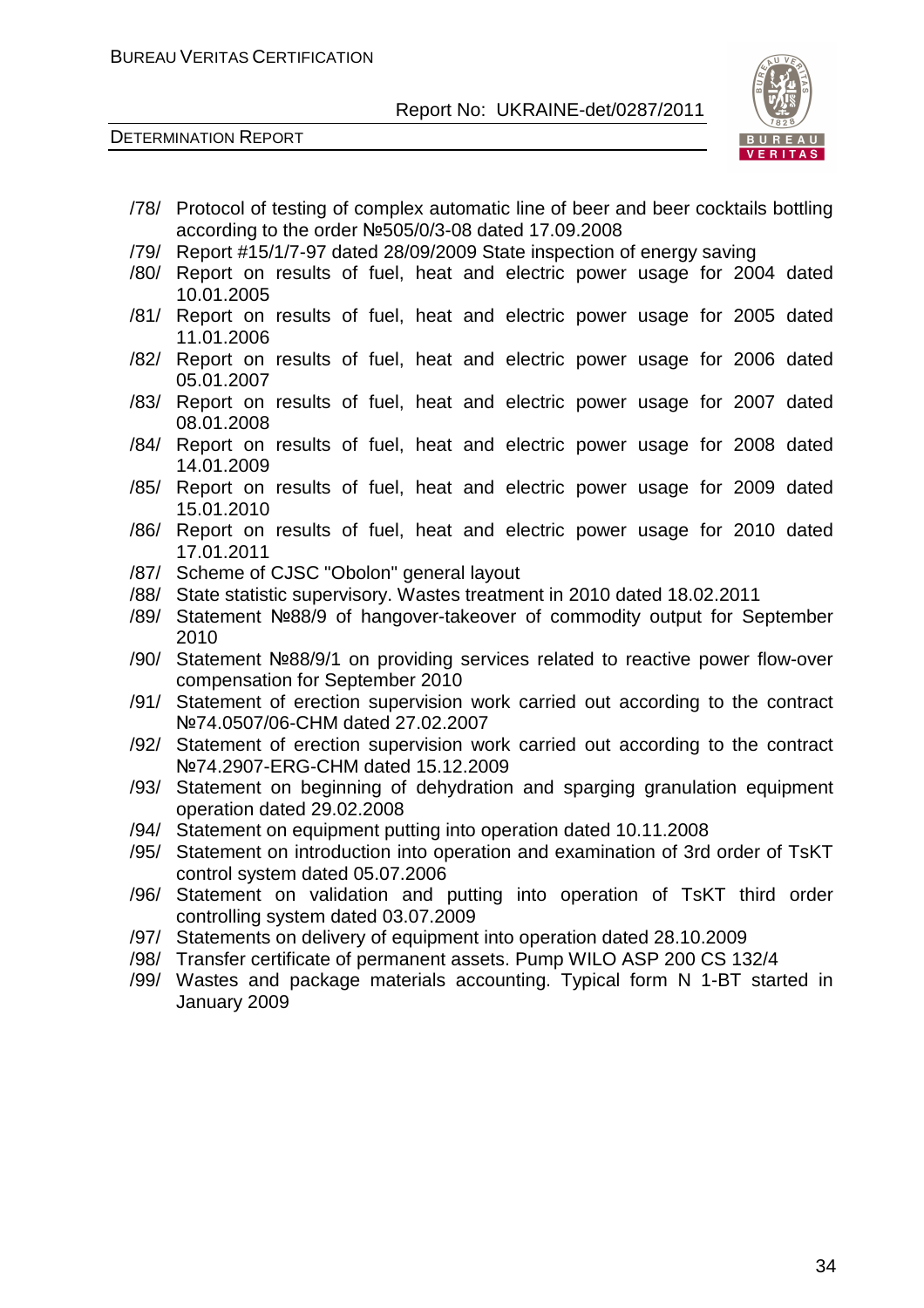/78/ Protocol of testing of complex automatic line of beer and beer cocktails bottling according to the order №505/0/3-08 dated 17.09.2008

/79/ Report #15/1/7-97 dated 28/09/2009 State inspection of energy saving

/80/ Report on results of fuel, heat and electric power usage for 2004 dated 10.01.2005

/81/ Report on results of fuel, heat and electric power usage for 2005 dated 11.01.2006

/82/ Report on results of fuel, heat and electric power usage for 2006 dated 05.01.2007

/83/ Report on results of fuel, heat and electric power usage for 2007 dated 08.01.2008

/84/ Report on results of fuel, heat and electric power usage for 2008 dated 14.01.2009

/85/ Report on results of fuel, heat and electric power usage for 2009 dated 15.01.2010

/86/ Report on results of fuel, heat and electric power usage for 2010 dated 17.01.2011

/87/ Scheme of CJSC "Obolon" general layout

/88/ State statistic supervisory. Wastes treatment in 2010 dated 18.02.2011

/89/ Statement №88/9 of hangover-takeover of commodity output for September 2010

/90/ Statement №88/9/1 on providing services related to reactive power flow-over compensation for September 2010

/91/ Statement of erection supervision work carried out according to the contract №74.0507/06-CHM dated 27.02.2007

/92/ Statement of erection supervision work carried out according to the contract №74.2907-ERG-CHM dated 15.12.2009

/93/ Statement on beginning of dehydration and sparging granulation equipment operation dated 29.02.2008

/94/ Statement on equipment putting into operation dated 10.11.2008

/95/ Statement on introduction into operation and examination of 3rd order of TsKT control system dated 05.07.2006

/96/ Statement on validation and putting into operation of TsKT third order controlling system dated 03.07.2009

/97/ Statements on delivery of equipment into operation dated 28.10.2009

/98/ Transfer certificate of permanent assets. Pump WILO ASP 200 CS 132/4

/99/ Wastes and package materials accounting. Typical form N 1-BT started in January 2009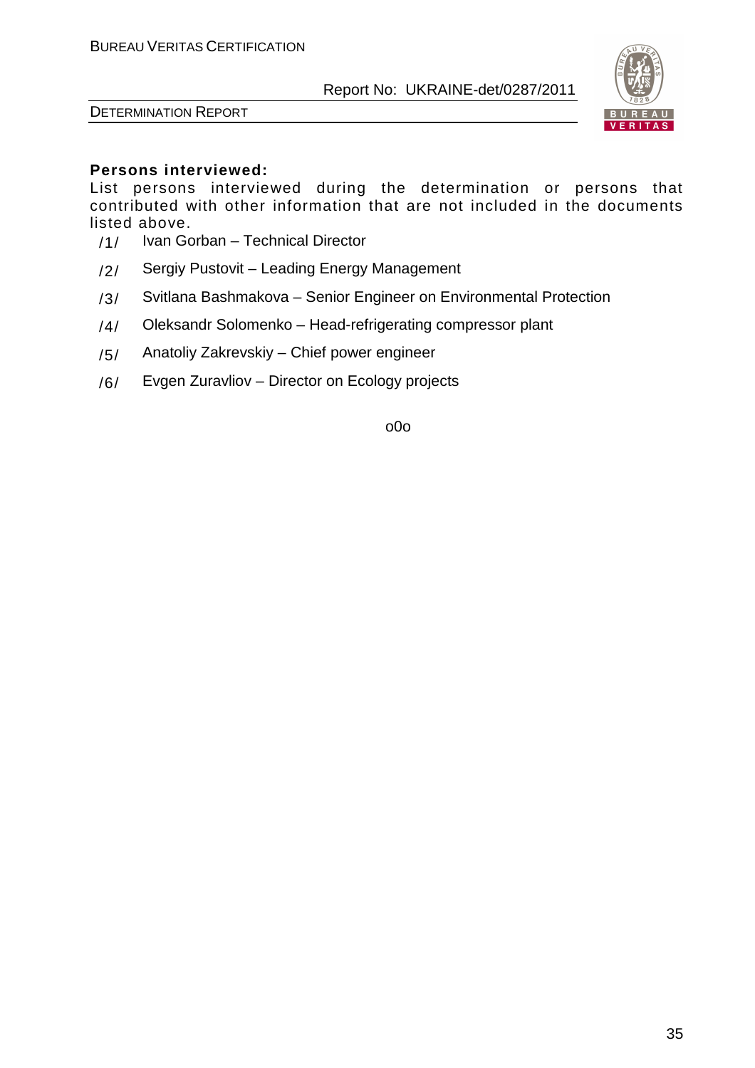**Persons interviewed:**

List persons interviewed during the determination or persons that contributed with other information that are not included in the documents listed above.

/1/ Ivan Gorban – Technical Director

/2/ Sergiy Pustovit – Leading Energy Management

/3/ Svitlana Bashmakova – Senior Engineer on Environmental Protection

/4/ Oleksandr Solomenko – Head-refrigerating compressor plant

/5/ Anatoliy Zakrevskiy – Chief power engineer

/6/ Evgen Zuravliov – Director on Ecology projects

o0o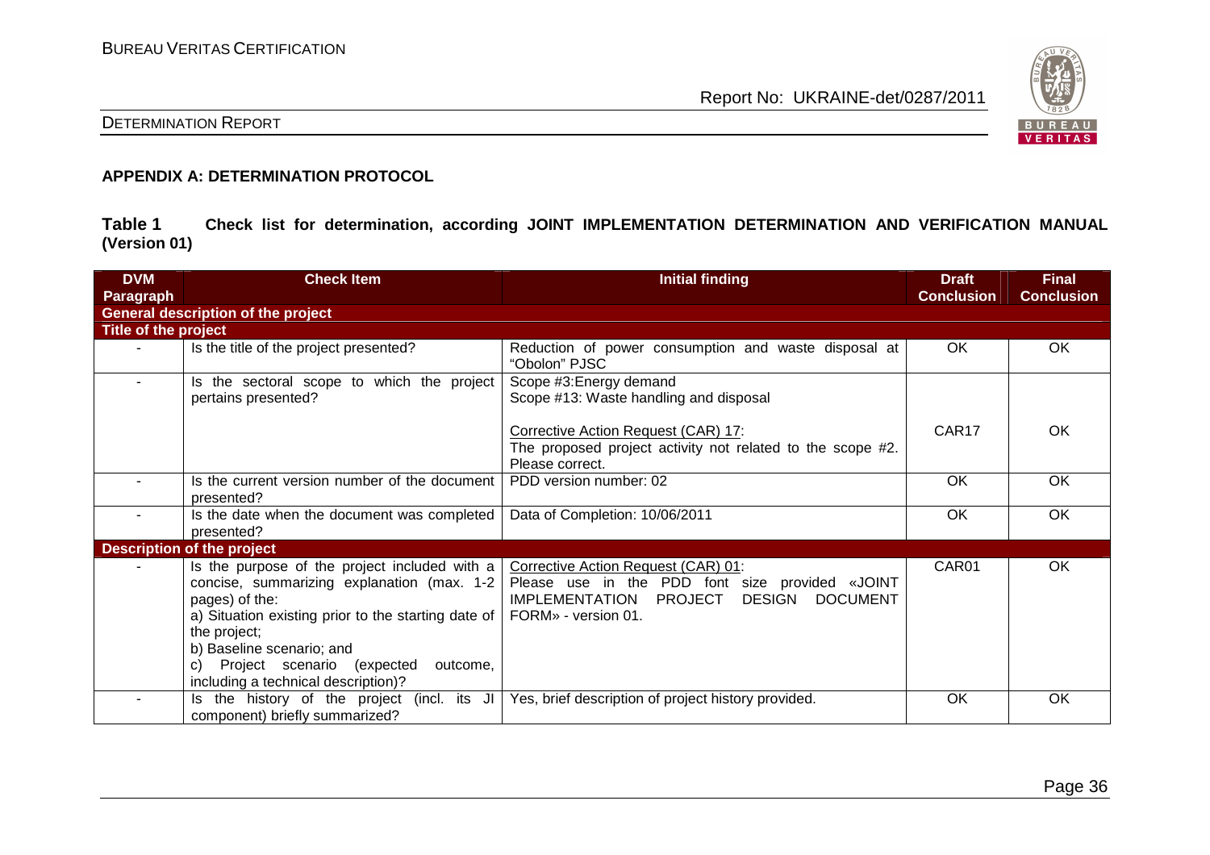## APPENDIX A: DETERMINATION PROTOCOL

**Table 1 Check list for determination, according JOINT IMPLEMENTATION DETERMINATION AND VERIFICATION MANUAL (Version 01)**

| DVM Paragraph | Check Item | Initial finding | Draft Conclusion | Final Conclusion |
|---|---|---|---|---|
| **General description of the project** | | | | |
| **Title of the project** | | | | |
| - | Is the title of the project presented? | Reduction of power consumption and waste disposal at "Obolon" PJSC | OK | OK |
| - | Is the sectoral scope to which the project pertains presented? | Scope #3:Energy demand<br>Scope #13: Waste handling and disposal | | |
| | | Corrective Action Request (CAR) 17:<br>The proposed project activity not related to the scope #2. Please correct. | CAR17 | OK |
| - | Is the current version number of the document presented? | PDD version number: 02 | OK | OK |
| - | Is the date when the document was completed presented? | Data of Completion: 10/06/2011 | OK | OK |
| **Description of the project** | | | | |
| - | Is the purpose of the project included with a concise, summarizing explanation (max. 1-2 pages) of the:<br>a) Situation existing prior to the starting date of the project;<br>b) Baseline scenario; and<br>c) Project scenario (expected outcome, including a technical description)? | Corrective Action Request (CAR) 01:<br>Please use in the PDD font size provided «JOINT IMPLEMENTATION PROJECT DESIGN DOCUMENT FORM» - version 01. | CAR01 | OK |
| - | Is the history of the project (incl. its JI component) briefly summarized? | Yes, brief description of project history provided. | OK | OK |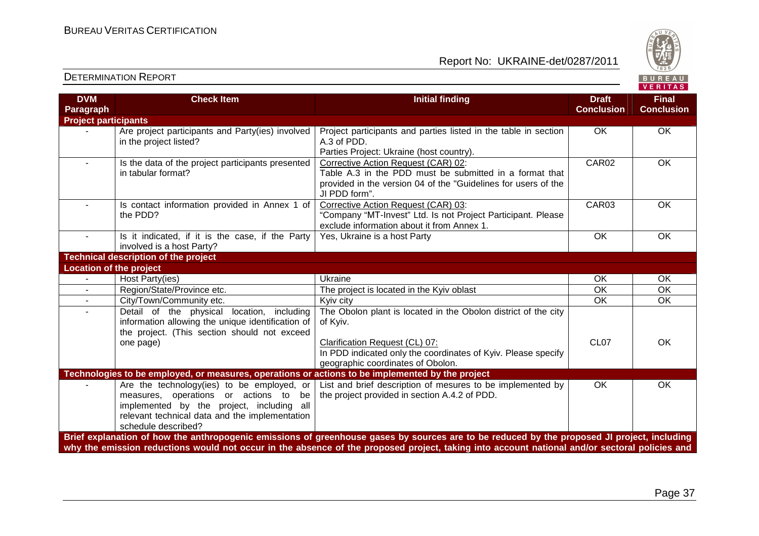| DVM Paragraph | Check Item | Initial finding | Draft Conclusion | Final Conclusion |
|---|---|---|---|---|
| **Project participants** | | | | |
| - | Are project participants and Party(ies) involved in the project listed? | Project participants and parties listed in the table in section A.3 of PDD.<br>Parties Project: Ukraine (host country). | OK | OK |
| - | Is the data of the project participants presented in tabular format? | Corrective Action Request (CAR) 02:<br>Table A.3 in the PDD must be submitted in a format that provided in the version 04 of the "Guidelines for users of the JI PDD form". | CAR02 | OK |
| - | Is contact information provided in Annex 1 of the PDD? | Corrective Action Request (CAR) 03:<br>"Company "MT-Invest" Ltd. Is not Project Participant. Please exclude information about it from Annex 1. | CAR03 | OK |
| - | Is it indicated, if it is the case, if the Party involved is a host Party? | Yes, Ukraine is a host Party | OK | OK |
| **Technical description of the project** | | | | |
| **Location of the project** | | | | |
| - | Host Party(ies) | Ukraine | OK | OK |
| - | Region/State/Province etc. | The project is located in the Kyiv oblast | OK | OK |
| - | City/Town/Community etc. | Kyiv city | OK | OK |
| - | Detail of the physical location, including information allowing the unique identification of the project. (This section should not exceed one page) | The Obolon plant is located in the Obolon district of the city of Kyiv.<br><br>Clarification Request (CL) 07:<br>In PDD indicated only the coordinates of Kyiv. Please specify geographic coordinates of Obolon. | CL07 | OK |
| **Technologies to be employed, or measures, operations or actions to be implemented by the project** | | | | |
| - | Are the technology(ies) to be employed, or measures, operations or actions to be implemented by the project, including all relevant technical data and the implementation schedule described? | List and brief description of mesures to be implemented by the project provided in section A.4.2 of PDD. | OK | OK |
| **Brief explanation of how the anthropogenic emissions of greenhouse gases by sources are to be reduced by the proposed JI project, including why the emission reductions would not occur in the absence of the proposed project, taking into account national and/or sectoral policies and** | | | | |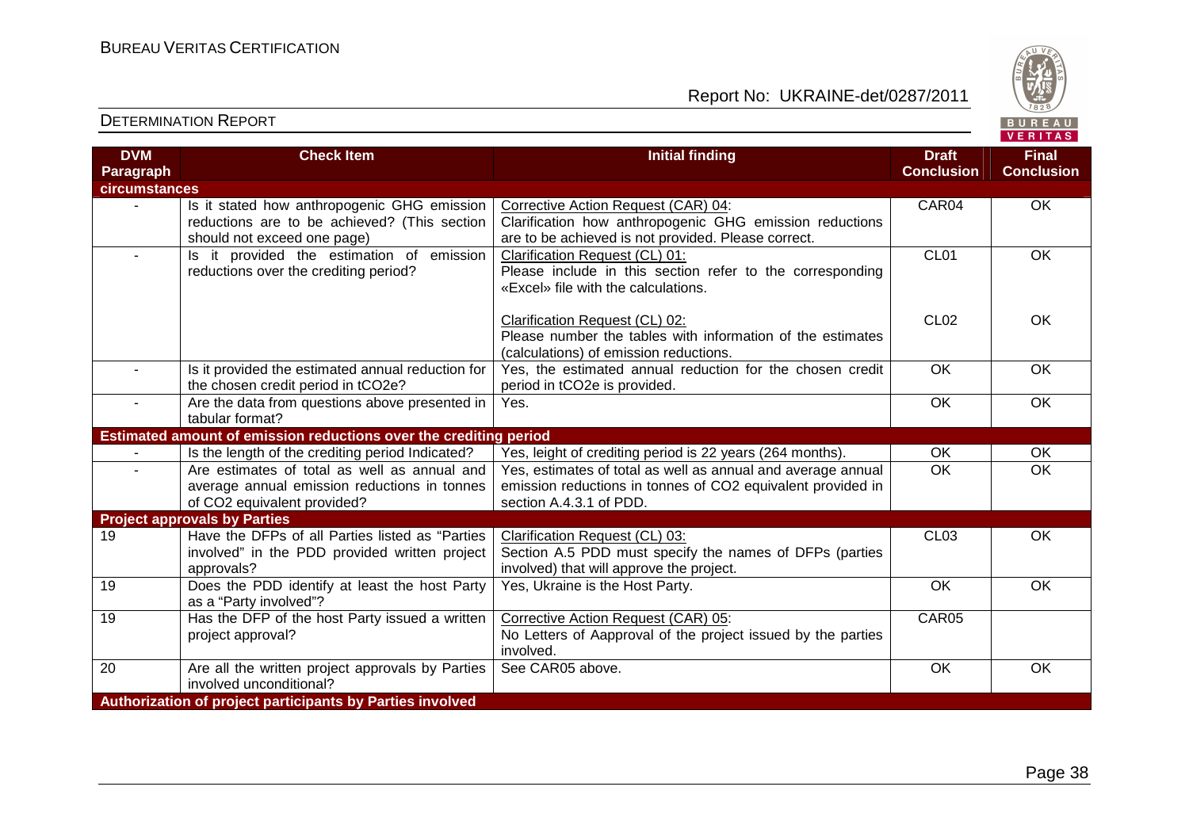| DVM Paragraph | Check Item | Initial finding | Draft Conclusion | Final Conclusion |
|---|---|---|---|---|
| **circumstances** | | | | |
| - | Is it stated how anthropogenic GHG emission reductions are to be achieved? (This section should not exceed one page) | Corrective Action Request (CAR) 04: Clarification how anthropogenic GHG emission reductions are to be achieved is not provided. Please correct. | CAR04 | OK |
| - | Is it provided the estimation of emission reductions over the crediting period? | Clarification Request (CL) 01: Please include in this section refer to the corresponding «Excel» file with the calculations.<br><br>Clarification Request (CL) 02: Please number the tables with information of the estimates (calculations) of emission reductions. | CL01<br><br>CL02 | OK<br><br>OK |
| - | Is it provided the estimated annual reduction for the chosen credit period in $tCO_2e$? | Yes, the estimated annual reduction for the chosen credit period in $tCO_2e$ is provided. | OK | OK |
| - | Are the data from questions above presented in tabular format? | Yes. | OK | OK |
| **Estimated amount of emission reductions over the crediting period** | | | | |
| - | Is the length of the crediting period Indicated? | Yes, leight of crediting period is 22 years (264 months). | OK | OK |
| - | Are estimates of total as well as annual and average annual emission reductions in tonnes of $CO_2$ equivalent provided? | Yes, estimates of total as well as annual and average annual emission reductions in tonnes of $CO_2$ equivalent provided in section A.4.3.1 of PDD. | OK | OK |
| **Project approvals by Parties** | | | | |
| 19 | Have the DFPs of all Parties listed as "Parties involved" in the PDD provided written project approvals? | Clarification Request (CL) 03: Section A.5 PDD must specify the names of DFPs (parties involved) that will approve the project. | CL03 | OK |
| 19 | Does the PDD identify at least the host Party as a "Party involved"? | Yes, Ukraine is the Host Party. | OK | OK |
| 19 | Has the DFP of the host Party issued a written project approval? | Corrective Action Request (CAR) 05: No Letters of Aapproval of the project issued by the parties involved. | CAR05 | |
| 20 | Are all the written project approvals by Parties involved unconditional? | See CAR05 above. | OK | OK |
| **Authorization of project participants by Parties involved** | | | | |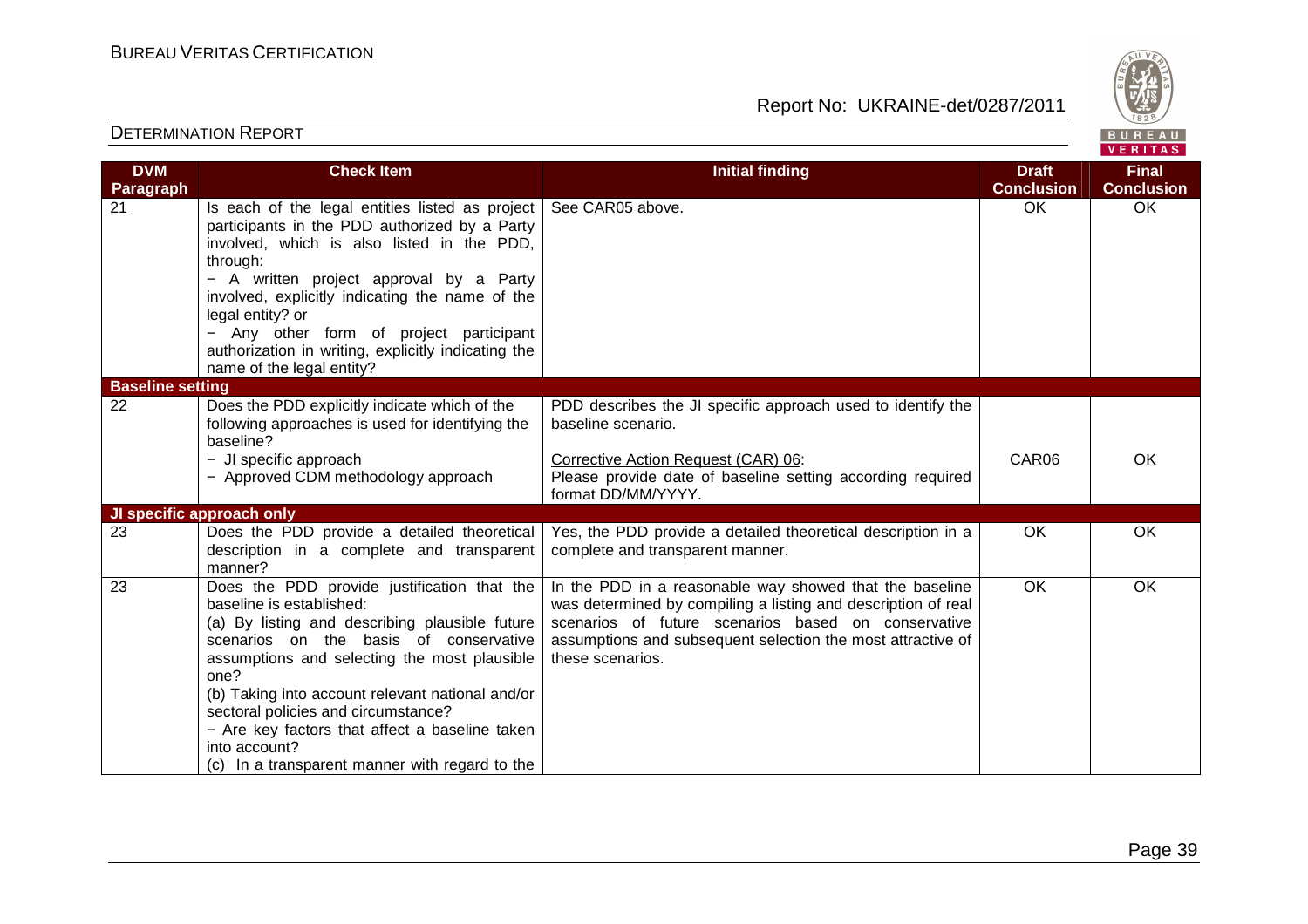| DVM Paragraph | Check Item | Initial finding | Draft Conclusion | Final Conclusion |
|---|---|---|---|---|
| 21 | Is each of the legal entities listed as project participants in the PDD authorized by a Party involved, which is also listed in the PDD, through:<br>− A written project approval by a Party involved, explicitly indicating the name of the legal entity? or<br>− Any other form of project participant authorization in writing, explicitly indicating the name of the legal entity? | See CAR05 above. | OK | OK |
| **Baseline setting** | | | | |
| 22 | Does the PDD explicitly indicate which of the following approaches is used for identifying the baseline?<br>− JI specific approach<br>− Approved CDM methodology approach | PDD describes the JI specific approach used to identify the baseline scenario.<br><br>Corrective Action Request (CAR) 06:<br>Please provide date of baseline setting according required format DD/MM/YYYY. | CAR06 | OK |
| **JI specific approach only** | | | | |
| 23 | Does the PDD provide a detailed theoretical description in a complete and transparent manner? | Yes, the PDD provide a detailed theoretical description in a complete and transparent manner. | OK | OK |
| 23 | Does the PDD provide justification that the baseline is established:<br>(a) By listing and describing plausible future scenarios on the basis of conservative assumptions and selecting the most plausible one?<br>(b) Taking into account relevant national and/or sectoral policies and circumstance?<br>− Are key factors that affect a baseline taken into account?<br>(c) In a transparent manner with regard to the | In the PDD in a reasonable way showed that the baseline was determined by compiling a listing and description of real scenarios of future scenarios based on conservative assumptions and subsequent selection the most attractive of these scenarios. | OK | OK |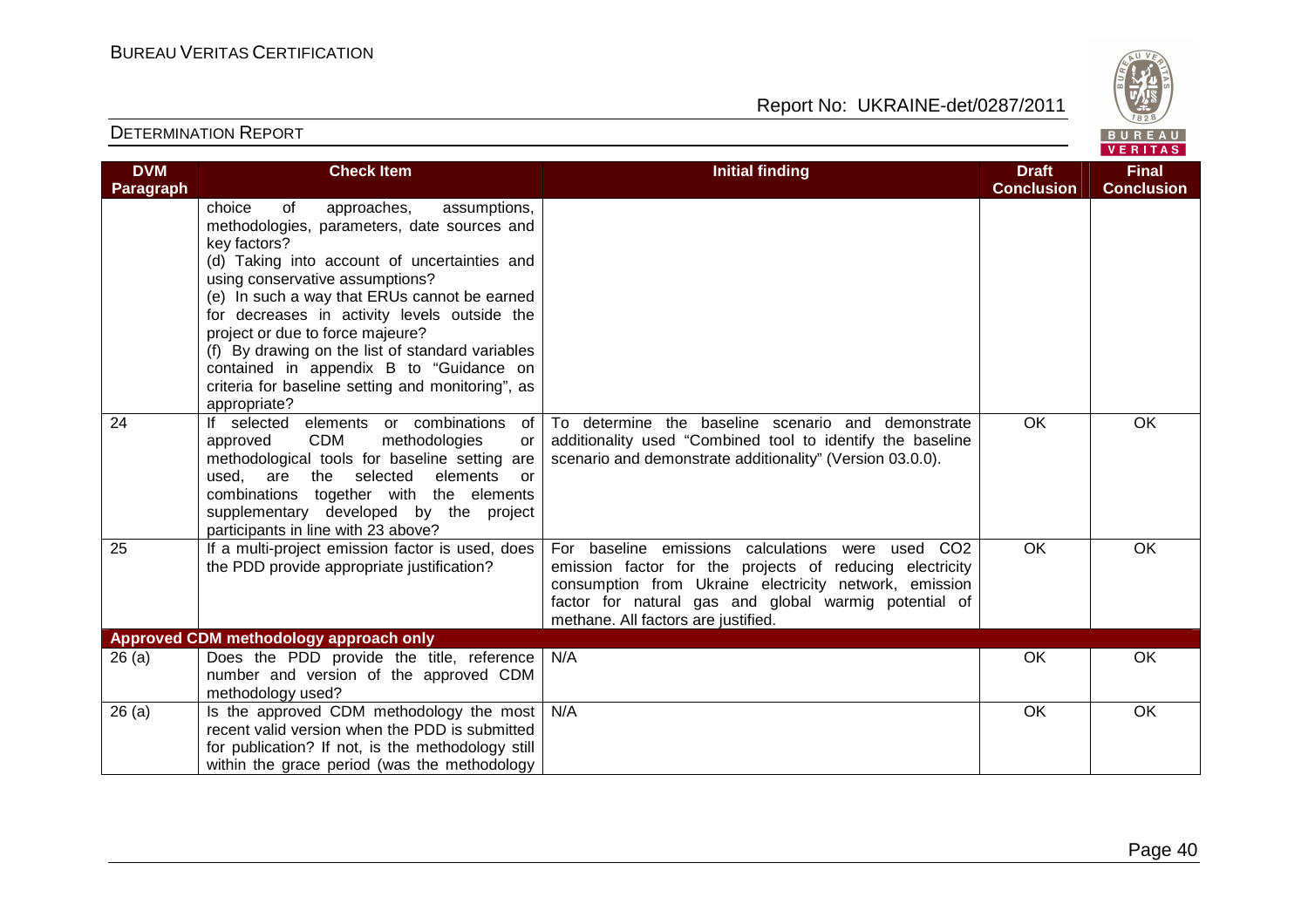| DVM Paragraph | Check Item | Initial finding | Draft Conclusion | Final Conclusion |
|---|---|---|---|---|
| | choice of approaches, assumptions, methodologies, parameters, date sources and key factors?<br>(d) Taking into account of uncertainties and using conservative assumptions?<br>(e) In such a way that ERUs cannot be earned for decreases in activity levels outside the project or due to force majeure?<br>(f) By drawing on the list of standard variables contained in appendix B to "Guidance on criteria for baseline setting and monitoring", as appropriate? | | | |
| 24 | If selected elements or combinations of approved CDM methodologies or methodological tools for baseline setting are used, are the selected elements or combinations together with the elements supplementary developed by the project participants in line with 23 above? | To determine the baseline scenario and demonstrate additionality used "Combined tool to identify the baseline scenario and demonstrate additionality" (Version 03.0.0). | OK | OK |
| 25 | If a multi-project emission factor is used, does the PDD provide appropriate justification? | For baseline emissions calculations were used $CO_2$ emission factor for the projects of reducing electricity consumption from Ukraine electricity network, emission factor for natural gas and global warmig potential of methane. All factors are justified. | OK | OK |
| **Approved CDM methodology approach only** | | | | |
| 26 (a) | Does the PDD provide the title, reference number and version of the approved CDM methodology used? | N/A | OK | OK |
| 26 (a) | Is the approved CDM methodology the most recent valid version when the PDD is submitted for publication? If not, is the methodology still within the grace period (was the methodology | N/A | OK | OK |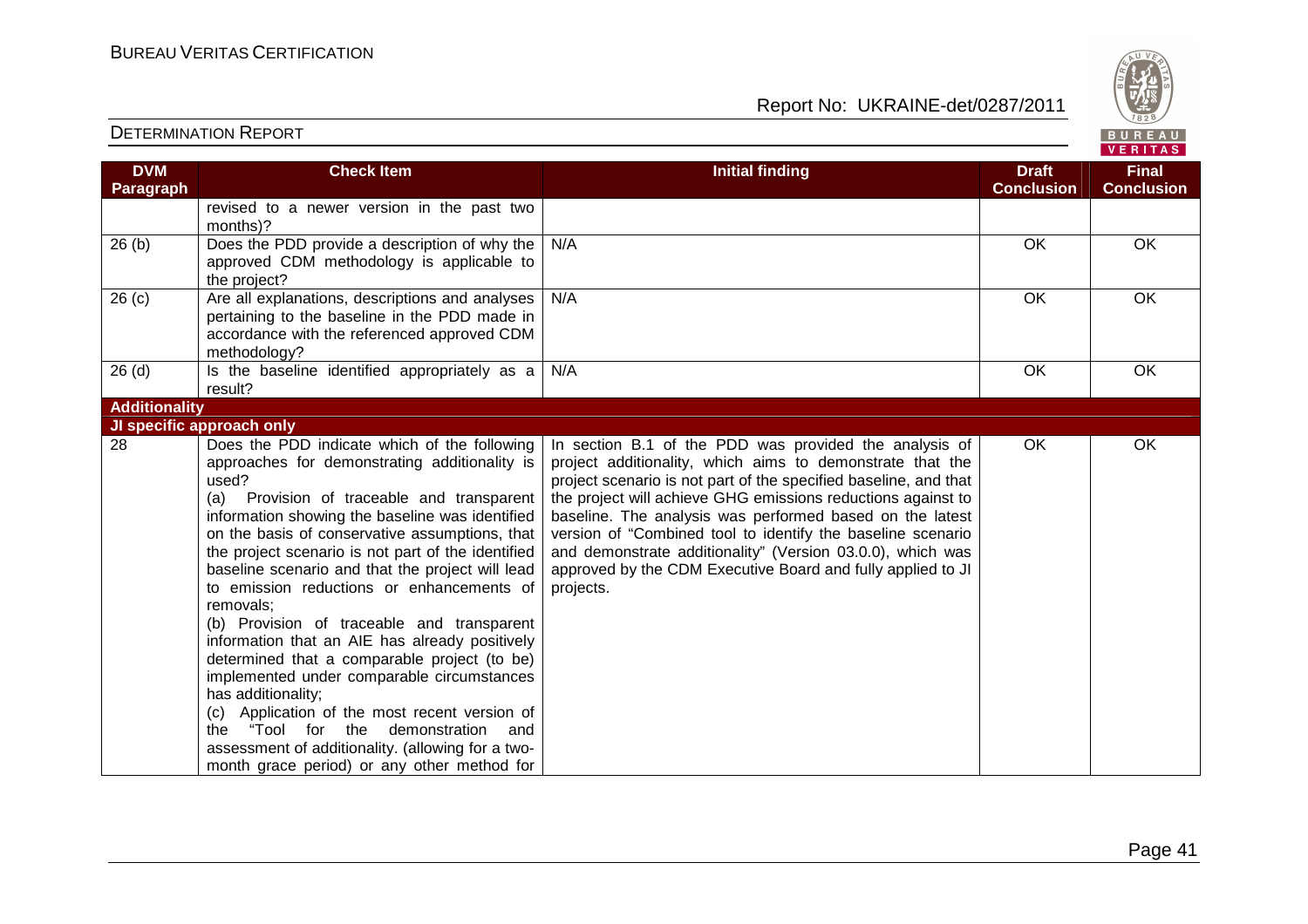| DVM Paragraph | Check Item | Initial finding | Draft Conclusion | Final Conclusion |
|---|---|---|---|---|
| | revised to a newer version in the past two months)? | | | |
| 26 (b) | Does the PDD provide a description of why the approved CDM methodology is applicable to the project? | N/A | OK | OK |
| 26 (c) | Are all explanations, descriptions and analyses pertaining to the baseline in the PDD made in accordance with the referenced approved CDM methodology? | N/A | OK | OK |
| 26 (d) | Is the baseline identified appropriately as a result? | N/A | OK | OK |
| **Additionality** | | | | |
| **JI specific approach only** | | | | |
| 28 | Does the PDD indicate which of the following approaches for demonstrating additionality is used?<br>(a) Provision of traceable and transparent information showing the baseline was identified on the basis of conservative assumptions, that the project scenario is not part of the identified baseline scenario and that the project will lead to emission reductions or enhancements of removals;<br>(b) Provision of traceable and transparent information that an AIE has already positively determined that a comparable project (to be) implemented under comparable circumstances has additionality;<br>(c) Application of the most recent version of the "Tool for the demonstration and assessment of additionality. (allowing for a two-month grace period) or any other method for | In section B.1 of the PDD was provided the analysis of project additionality, which aims to demonstrate that the project scenario is not part of the specified baseline, and that the project will achieve GHG emissions reductions against to baseline. The analysis was performed based on the latest version of "Combined tool to identify the baseline scenario and demonstrate additionality" (Version 03.0.0), which was approved by the CDM Executive Board and fully applied to JI projects. | OK | OK |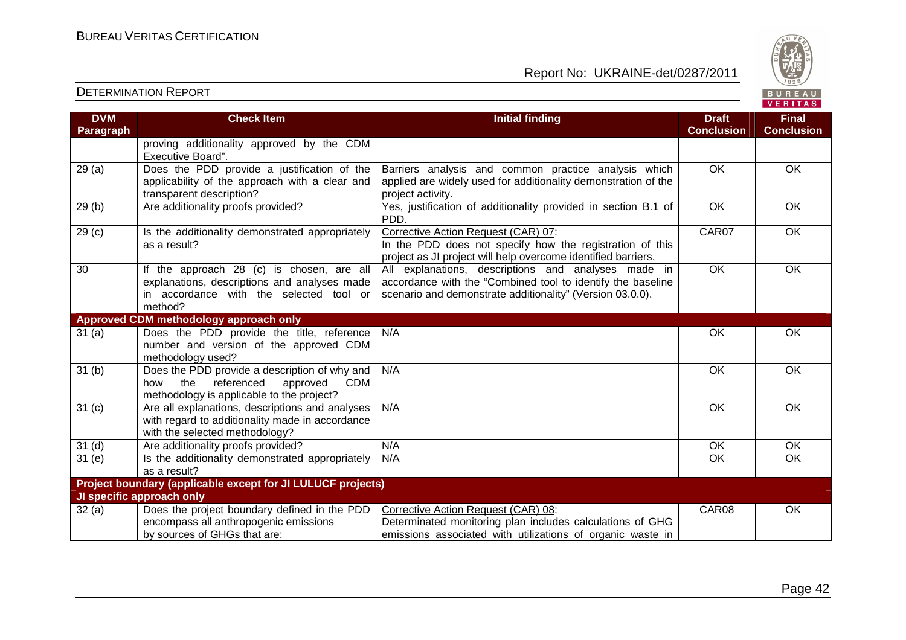| DVM Paragraph | Check Item | Initial finding | Draft Conclusion | Final Conclusion |
|---|---|---|---|---|
| | proving additionality approved by the CDM Executive Board". | | | |
| 29 (a) | Does the PDD provide a justification of the applicability of the approach with a clear and transparent description? | Barriers analysis and common practice analysis which applied are widely used for additionality demonstration of the project activity. | OK | OK |
| 29 (b) | Are additionality proofs provided? | Yes, justification of additionality provided in section B.1 of PDD. | OK | OK |
| 29 (c) | Is the additionality demonstrated appropriately as a result? | Corrective Action Request (CAR) 07: In the PDD does not specify how the registration of this project as JI project will help overcome identified barriers. | CAR07 | OK |
| 30 | If the approach 28 (c) is chosen, are all explanations, descriptions and analyses made in accordance with the selected tool or method? | All explanations, descriptions and analyses made in accordance with the "Combined tool to identify the baseline scenario and demonstrate additionality" (Version 03.0.0). | OK | OK |
| **Approved CDM methodology approach only** | | | | |
| 31 (a) | Does the PDD provide the title, reference number and version of the approved CDM methodology used? | N/A | OK | OK |
| 31 (b) | Does the PDD provide a description of why and how the referenced approved CDM methodology is applicable to the project? | N/A | OK | OK |
| 31 (c) | Are all explanations, descriptions and analyses with regard to additionality made in accordance with the selected methodology? | N/A | OK | OK |
| 31 (d) | Are additionality proofs provided? | N/A | OK | OK |
| 31 (e) | Is the additionality demonstrated appropriately as a result? | N/A | OK | OK |
| **Project boundary (applicable except for JI LULUCF projects)** | | | | |
| **JI specific approach only** | | | | |
| 32 (a) | Does the project boundary defined in the PDD encompass all anthropogenic emissions by sources of GHGs that are: | Corrective Action Request (CAR) 08: Determinated monitoring plan includes calculations of GHG emissions associated with utilizations of organic waste in | CAR08 | OK |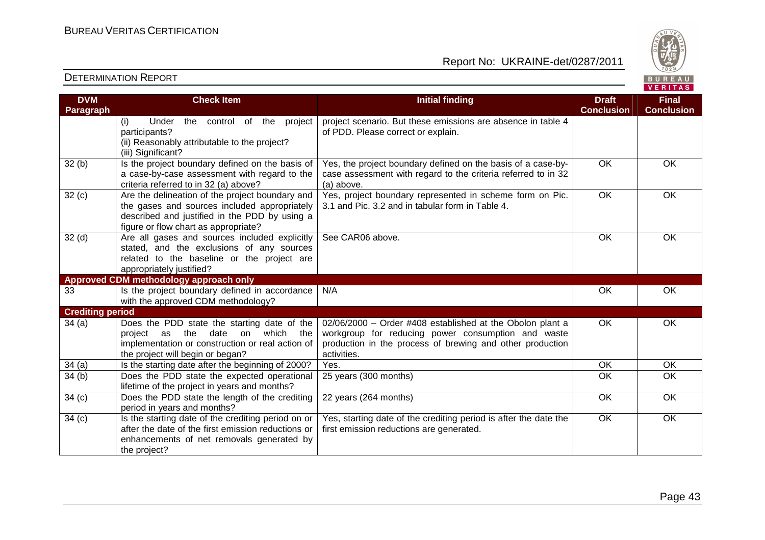| DVM Paragraph | Check Item | Initial finding | Draft Conclusion | Final Conclusion |
|---|---|---|---|---|
| | (i) Under the control of the project participants?<br>(ii) Reasonably attributable to the project?<br>(iii) Significant? | project scenario. But these emissions are absence in table 4 of PDD. Please correct or explain. | | |
| 32 (b) | Is the project boundary defined on the basis of a case-by-case assessment with regard to the criteria referred to in 32 (a) above? | Yes, the project boundary defined on the basis of a case-by-case assessment with regard to the criteria referred to in 32 (a) above. | OK | OK |
| 32 (c) | Are the delineation of the project boundary and the gases and sources included appropriately described and justified in the PDD by using a figure or flow chart as appropriate? | Yes, project boundary represented in scheme form on Pic. 3.1 and Pic. 3.2 and in tabular form in Table 4. | OK | OK |
| 32 (d) | Are all gases and sources included explicitly stated, and the exclusions of any sources related to the baseline or the project are appropriately justified? | See CAR06 above. | OK | OK |
| **Approved CDM methodology approach only** | | | | |
| 33 | Is the project boundary defined in accordance with the approved CDM methodology? | N/A | OK | OK |
| **Crediting period** | | | | |
| 34 (a) | Does the PDD state the starting date of the project as the date on which the implementation or construction or real action of the project will begin or began? | 02/06/2000 – Order #408 established at the Obolon plant a workgroup for reducing power consumption and waste production in the process of brewing and other production activities. | OK | OK |
| 34 (a) | Is the starting date after the beginning of 2000? | Yes. | OK | OK |
| 34 (b) | Does the PDD state the expected operational lifetime of the project in years and months? | 25 years (300 months) | OK | OK |
| 34 (c) | Does the PDD state the length of the crediting period in years and months? | 22 years (264 months) | OK | OK |
| 34 (c) | Is the starting date of the crediting period on or after the date of the first emission reductions or enhancements of net removals generated by the project? | Yes, starting date of the crediting period is after the date the first emission reductions are generated. | OK | OK |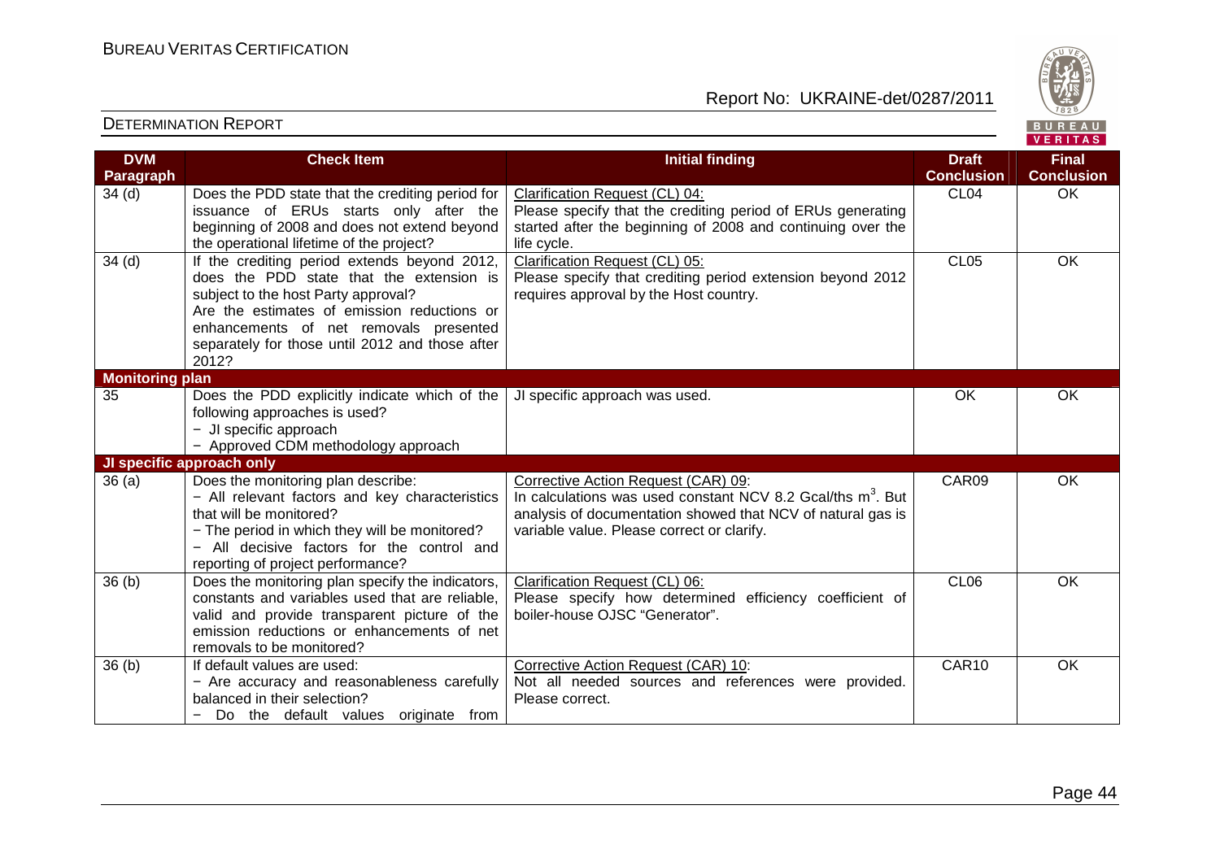| DVM Paragraph | Check Item | Initial finding | Draft Conclusion | Final Conclusion |
|---|---|---|---|---|
| 34 (d) | Does the PDD state that the crediting period for issuance of ERUs starts only after the beginning of 2008 and does not extend beyond the operational lifetime of the project? | Clarification Request (CL) 04:<br>Please specify that the crediting period of ERUs generating started after the beginning of 2008 and continuing over the life cycle. | CL04 | OK |
| 34 (d) | If the crediting period extends beyond 2012, does the PDD state that the extension is subject to the host Party approval?<br>Are the estimates of emission reductions or enhancements of net removals presented separately for those until 2012 and those after 2012? | Clarification Request (CL) 05:<br>Please specify that crediting period extension beyond 2012 requires approval by the Host country. | CL05 | OK |
| **Monitoring plan** | | | | |
| 35 | Does the PDD explicitly indicate which of the following approaches is used?<br>− JI specific approach<br>− Approved CDM methodology approach | JI specific approach was used. | OK | OK |
| **JI specific approach only** | | | | |
| 36 (a) | Does the monitoring plan describe:<br>− All relevant factors and key characteristics that will be monitored?<br>− The period in which they will be monitored?<br>− All decisive factors for the control and reporting of project performance? | Corrective Action Request (CAR) 09:<br>In calculations was used constant NCV 8.2 Gcal/ths $m^3$. But analysis of documentation showed that NCV of natural gas is variable value. Please correct or clarify. | CAR09 | OK |
| 36 (b) | Does the monitoring plan specify the indicators, constants and variables used that are reliable, valid and provide transparent picture of the emission reductions or enhancements of net removals to be monitored? | Clarification Request (CL) 06:<br>Please specify how determined efficiency coefficient of boiler-house OJSC "Generator". | CL06 | OK |
| 36 (b) | If default values are used:<br>− Are accuracy and reasonableness carefully balanced in their selection?<br>− Do the default values originate from | Corrective Action Request (CAR) 10:<br>Not all needed sources and references were provided. Please correct. | CAR10 | OK |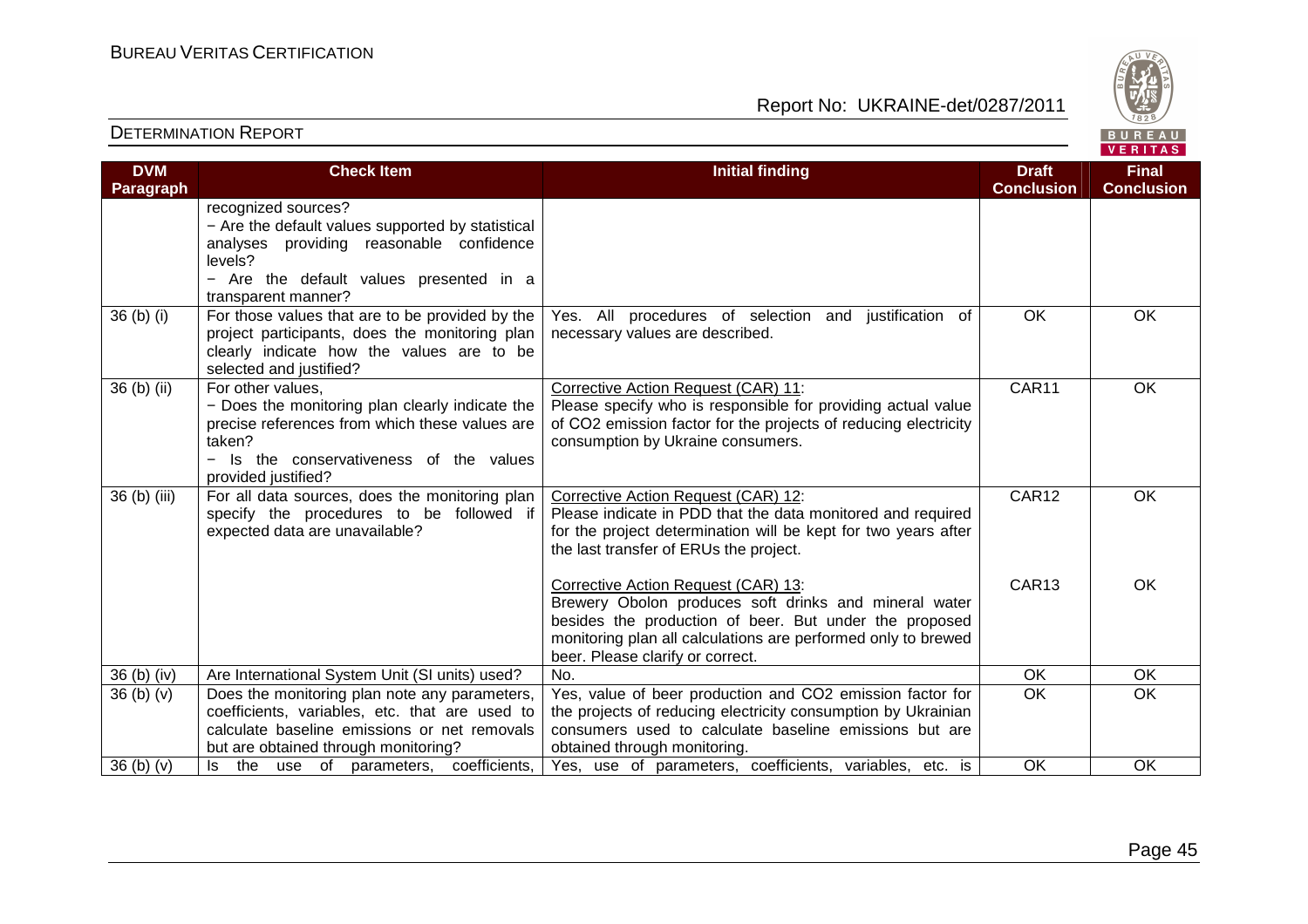| DVM Paragraph | Check Item | Initial finding | Draft Conclusion | Final Conclusion |
|---|---|---|---|---|
| | recognized sources?<br>− Are the default values supported by statistical analyses providing reasonable confidence levels?<br>− Are the default values presented in a transparent manner? | | | |
| 36 (b) (i) | For those values that are to be provided by the project participants, does the monitoring plan clearly indicate how the values are to be selected and justified? | Yes. All procedures of selection and justification of necessary values are described. | OK | OK |
| 36 (b) (ii) | For other values,<br>− Does the monitoring plan clearly indicate the precise references from which these values are taken?<br>− Is the conservativeness of the values provided justified? | Corrective Action Request (CAR) 11:<br>Please specify who is responsible for providing actual value of CO2 emission factor for the projects of reducing electricity consumption by Ukraine consumers. | CAR11 | OK |
| 36 (b) (iii) | For all data sources, does the monitoring plan specify the procedures to be followed if expected data are unavailable? | Corrective Action Request (CAR) 12:<br>Please indicate in PDD that the data monitored and required for the project determination will be kept for two years after the last transfer of ERUs the project.<br><br>Corrective Action Request (CAR) 13:<br>Brewery Obolon produces soft drinks and mineral water besides the production of beer. But under the proposed monitoring plan all calculations are performed only to brewed beer. Please clarify or correct. | CAR12<br><br><br><br>CAR13 | OK<br><br><br><br>OK |
| 36 (b) (iv) | Are International System Unit (SI units) used? | No. | OK | OK |
| 36 (b) (v) | Does the monitoring plan note any parameters, coefficients, variables, etc. that are used to calculate baseline emissions or net removals but are obtained through monitoring? | Yes, value of beer production and CO2 emission factor for the projects of reducing electricity consumption by Ukrainian consumers used to calculate baseline emissions but are obtained through monitoring. | OK | OK |
| 36 (b) (v) | Is the use of parameters, coefficients, | Yes, use of parameters, coefficients, variables, etc. is | OK | OK |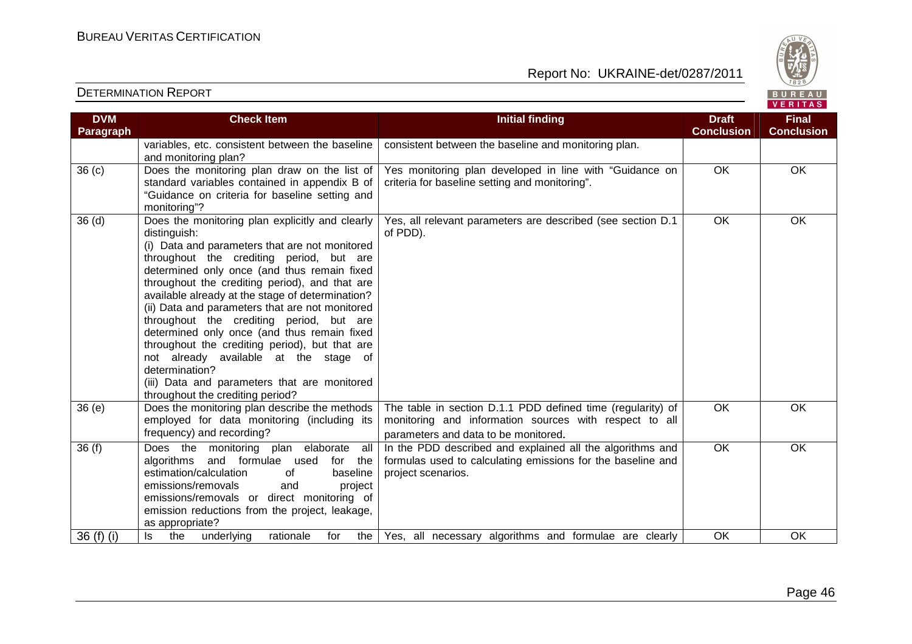| DVM Paragraph | Check Item | Initial finding | Draft Conclusion | Final Conclusion |
|---|---|---|---|---|
| | variables, etc. consistent between the baseline and monitoring plan? | consistent between the baseline and monitoring plan. | | |
| 36 (c) | Does the monitoring plan draw on the list of standard variables contained in appendix B of "Guidance on criteria for baseline setting and monitoring"? | Yes monitoring plan developed in line with "Guidance on criteria for baseline setting and monitoring". | OK | OK |
| 36 (d) | Does the monitoring plan explicitly and clearly distinguish:<br>(i) Data and parameters that are not monitored throughout the crediting period, but are determined only once (and thus remain fixed throughout the crediting period), and that are available already at the stage of determination?<br>(ii) Data and parameters that are not monitored throughout the crediting period, but are determined only once (and thus remain fixed throughout the crediting period), but that are not already available at the stage of determination?<br>(iii) Data and parameters that are monitored throughout the crediting period? | Yes, all relevant parameters are described (see section D.1 of PDD). | OK | OK |
| 36 (e) | Does the monitoring plan describe the methods employed for data monitoring (including its frequency) and recording? | The table in section D.1.1 PDD defined time (regularity) of monitoring and information sources with respect to all parameters and data to be monitored. | OK | OK |
| 36 (f) | Does the monitoring plan elaborate all algorithms and formulae used for the estimation/calculation of baseline emissions/removals and project emissions/removals or direct monitoring of emission reductions from the project, leakage, as appropriate? | In the PDD described and explained all the algorithms and formulas used to calculating emissions for the baseline and project scenarios. | OK | OK |
| 36 (f) (i) | Is the underlying rationale for the | Yes, all necessary algorithms and formulae are clearly | OK | OK |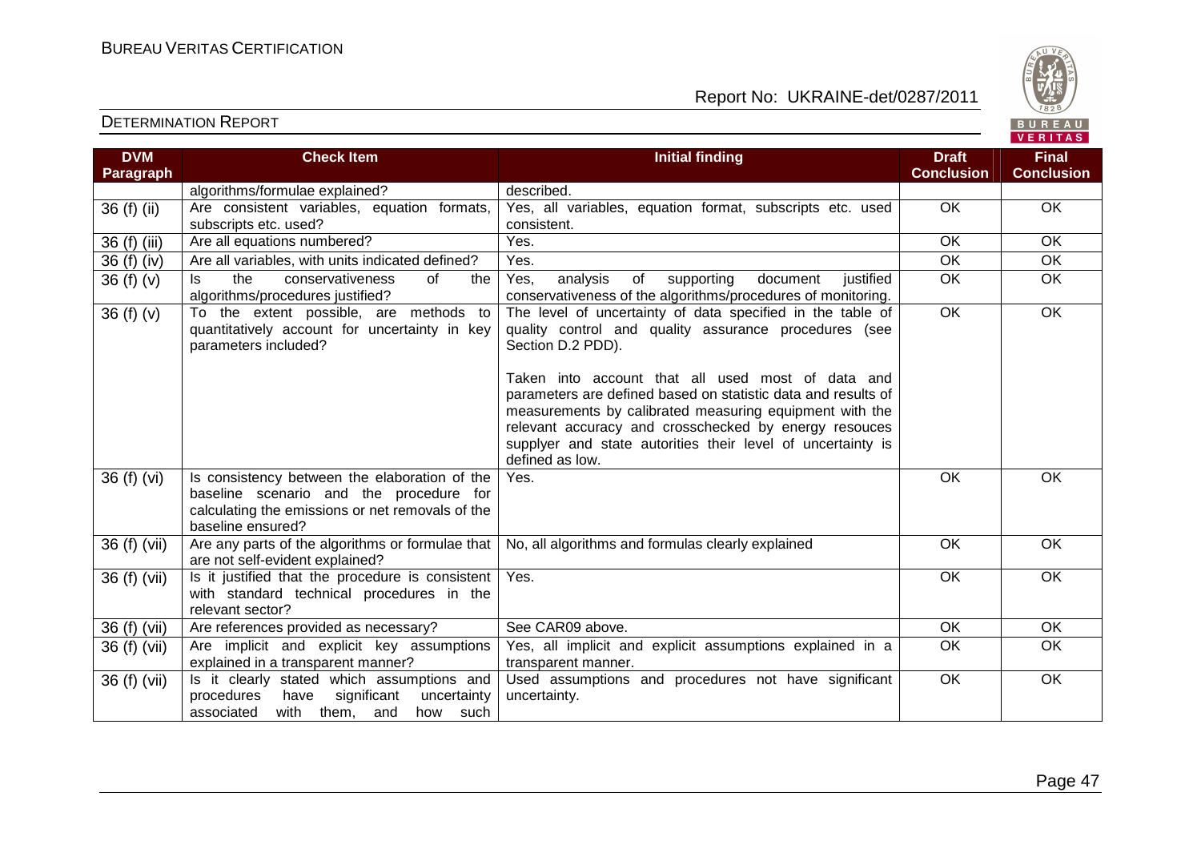## DETERMINATION REPORT

| DVM Paragraph | Check Item | Initial finding | Draft Conclusion | Final Conclusion |
|---|---|---|---|---|
| | algorithms/formulae explained? | described. | | |
| 36 (f) (ii) | Are consistent variables, equation formats, subscripts etc. used? | Yes, all variables, equation format, subscripts etc. used consistent. | OK | OK |
| 36 (f) (iii) | Are all equations numbered? | Yes. | OK | OK |
| 36 (f) (iv) | Are all variables, with units indicated defined? | Yes. | OK | OK |
| 36 (f) (v) | Is the conservativeness of the algorithms/procedures justified? | Yes, analysis of supporting document justified conservativeness of the algorithms/procedures of monitoring. | OK | OK |
| 36 (f) (v) | To the extent possible, are methods to quantitatively account for uncertainty in key parameters included? | The level of uncertainty of data specified in the table of quality control and quality assurance procedures (see Section D.2 PDD).<br><br>Taken into account that all used most of data and parameters are defined based on statistic data and results of measurements by calibrated measuring equipment with the relevant accuracy and crosschecked by energy resouces supplyer and state autorities their level of uncertainty is defined as low. | OK | OK |
| 36 (f) (vi) | Is consistency between the elaboration of the baseline scenario and the procedure for calculating the emissions or net removals of the baseline ensured? | Yes. | OK | OK |
| 36 (f) (vii) | Are any parts of the algorithms or formulae that are not self-evident explained? | No, all algorithms and formulas clearly explained | OK | OK |
| 36 (f) (vii) | Is it justified that the procedure is consistent with standard technical procedures in the relevant sector? | Yes. | OK | OK |
| 36 (f) (vii) | Are references provided as necessary? | See CAR09 above. | OK | OK |
| 36 (f) (vii) | Are implicit and explicit key assumptions explained in a transparent manner? | Yes, all implicit and explicit assumptions explained in a transparent manner. | OK | OK |
| 36 (f) (vii) | Is it clearly stated which assumptions and procedures have significant uncertainty associated with them, and how such | Used assumptions and procedures not have significant uncertainty. | OK | OK |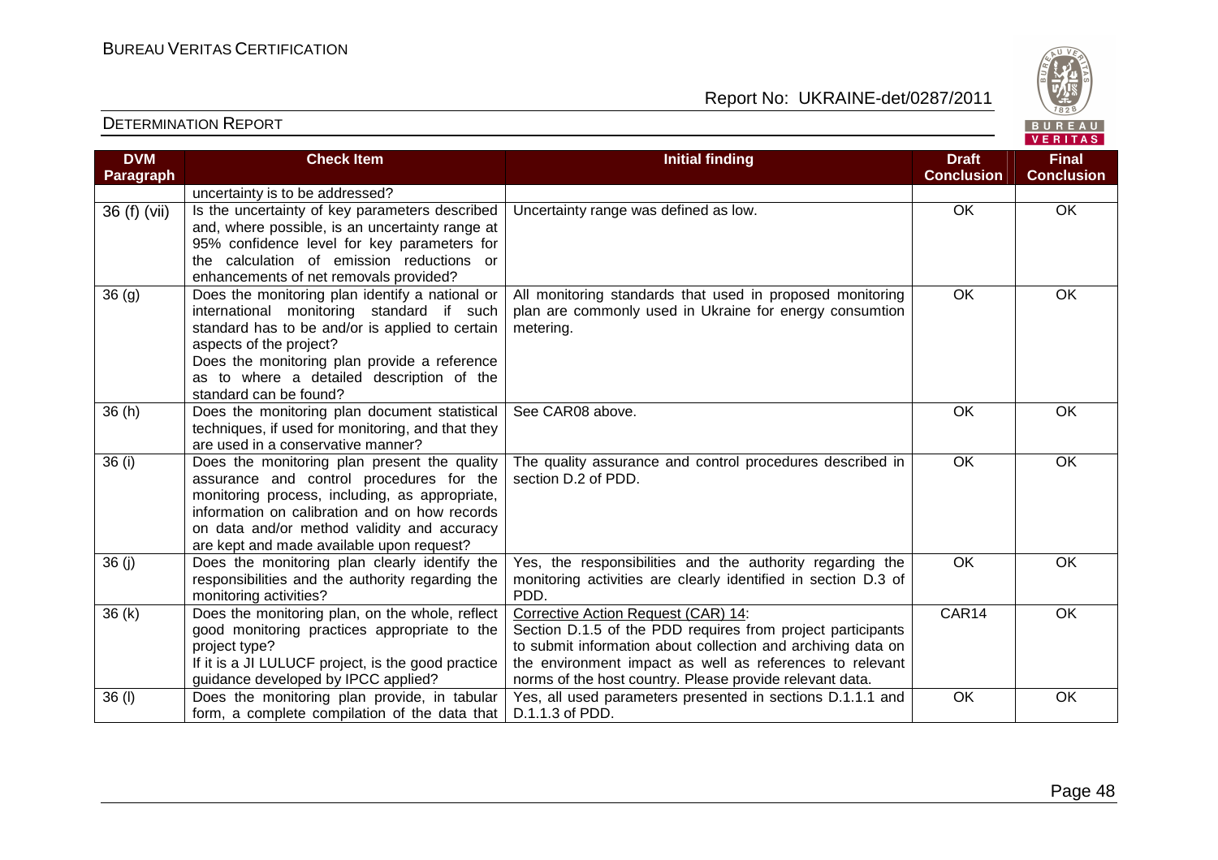| DVM Paragraph | Check Item | Initial finding | Draft Conclusion | Final Conclusion |
|---|---|---|---|---|
| | uncertainty is to be addressed? | | | |
| 36 (f) (vii) | Is the uncertainty of key parameters described and, where possible, is an uncertainty range at 95% confidence level for key parameters for the calculation of emission reductions or enhancements of net removals provided? | Uncertainty range was defined as low. | OK | OK |
| 36 (g) | Does the monitoring plan identify a national or international monitoring standard if such standard has to be and/or is applied to certain aspects of the project? Does the monitoring plan provide a reference as to where a detailed description of the standard can be found? | All monitoring standards that used in proposed monitoring plan are commonly used in Ukraine for energy consumtion metering. | OK | OK |
| 36 (h) | Does the monitoring plan document statistical techniques, if used for monitoring, and that they are used in a conservative manner? | See CAR08 above. | OK | OK |
| 36 (i) | Does the monitoring plan present the quality assurance and control procedures for the monitoring process, including, as appropriate, information on calibration and on how records on data and/or method validity and accuracy are kept and made available upon request? | The quality assurance and control procedures described in section D.2 of PDD. | OK | OK |
| 36 (j) | Does the monitoring plan clearly identify the responsibilities and the authority regarding the monitoring activities? | Yes, the responsibilities and the authority regarding the monitoring activities are clearly identified in section D.3 of PDD. | OK | OK |
| 36 (k) | Does the monitoring plan, on the whole, reflect good monitoring practices appropriate to the project type? If it is a JI LULUCF project, is the good practice guidance developed by IPCC applied? | Corrective Action Request (CAR) 14: Section D.1.5 of the PDD requires from project participants to submit information about collection and archiving data on the environment impact as well as references to relevant norms of the host country. Please provide relevant data. | CAR14 | OK |
| 36 (l) | Does the monitoring plan provide, in tabular form, a complete compilation of the data that | Yes, all used parameters presented in sections D.1.1.1 and D.1.1.3 of PDD. | OK | OK |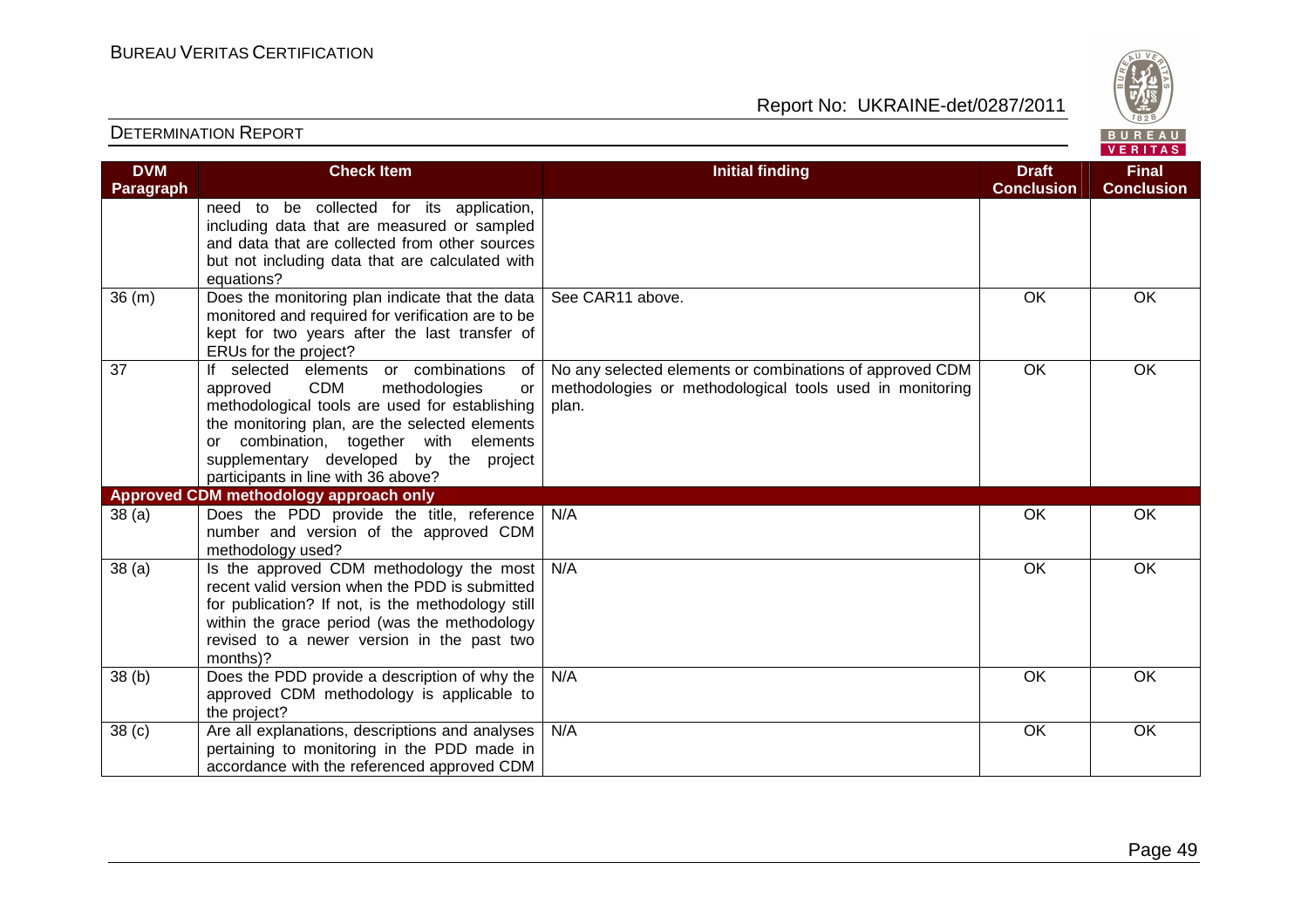| DVM Paragraph | Check Item | Initial finding | Draft Conclusion | Final Conclusion |
|---|---|---|---|---|
| | need to be collected for its application, including data that are measured or sampled and data that are collected from other sources but not including data that are calculated with equations? | | | |
| 36 (m) | Does the monitoring plan indicate that the data monitored and required for verification are to be kept for two years after the last transfer of ERUs for the project? | See CAR11 above. | OK | OK |
| 37 | If selected elements or combinations of approved CDM methodologies or methodological tools are used for establishing the monitoring plan, are the selected elements or combination, together with elements supplementary developed by the project participants in line with 36 above? | No any selected elements or combinations of approved CDM methodologies or methodological tools used in monitoring plan. | OK | OK |
| **Approved CDM methodology approach only** | | | | |
| 38 (a) | Does the PDD provide the title, reference number and version of the approved CDM methodology used? | N/A | OK | OK |
| 38 (a) | Is the approved CDM methodology the most recent valid version when the PDD is submitted for publication? If not, is the methodology still within the grace period (was the methodology revised to a newer version in the past two months)? | N/A | OK | OK |
| 38 (b) | Does the PDD provide a description of why the approved CDM methodology is applicable to the project? | N/A | OK | OK |
| 38 (c) | Are all explanations, descriptions and analyses pertaining to monitoring in the PDD made in accordance with the referenced approved CDM | N/A | OK | OK |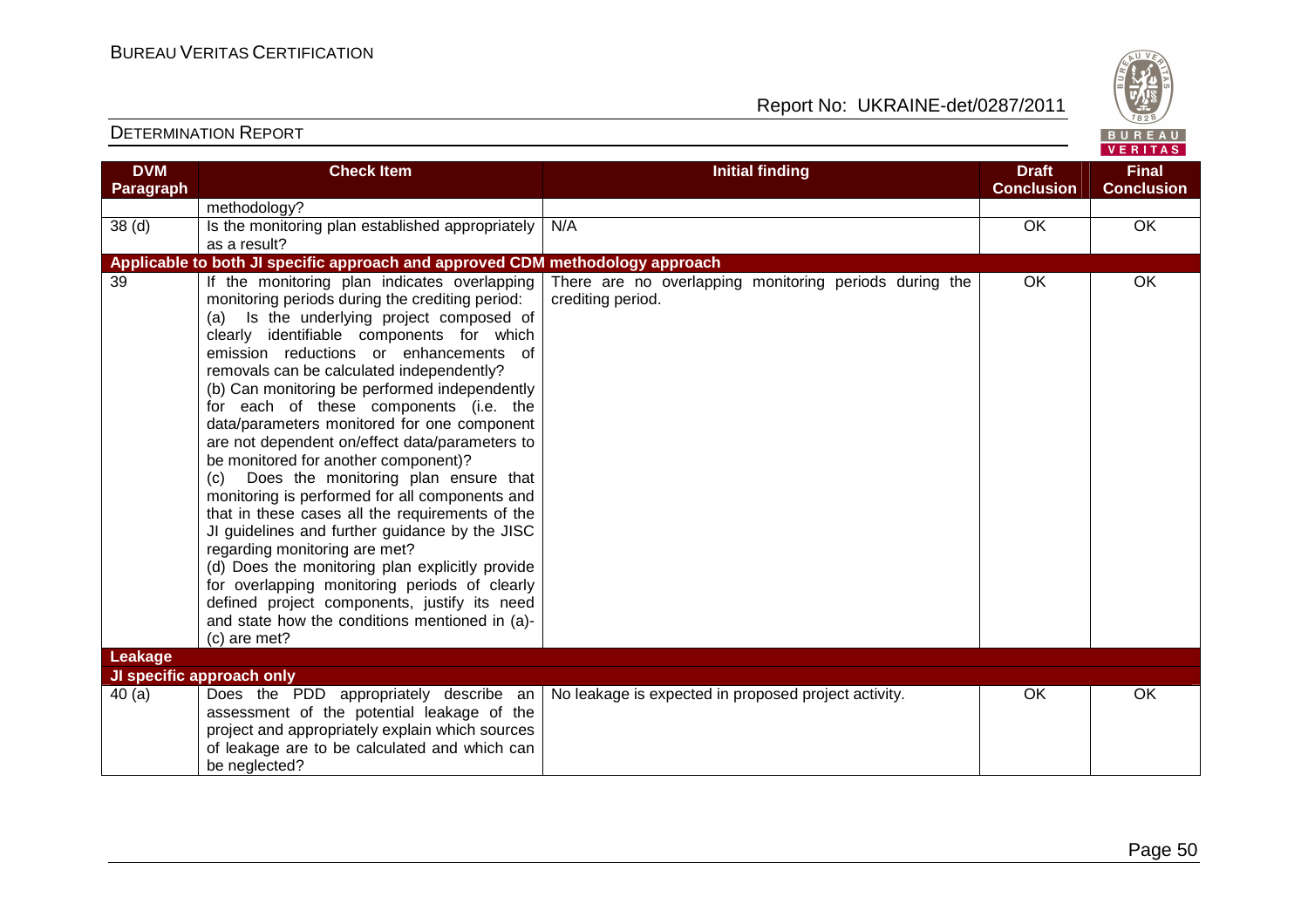| DVM Paragraph | Check Item | Initial finding | Draft Conclusion | Final Conclusion |
|---|---|---|---|---|
| | methodology? | | | |
| 38 (d) | Is the monitoring plan established appropriately as a result? | N/A | OK | OK |
| **Applicable to both JI specific approach and approved CDM methodology approach** | | | | |
| 39 | If the monitoring plan indicates overlapping monitoring periods during the crediting period:<br>(a) Is the underlying project composed of clearly identifiable components for which emission reductions or enhancements of removals can be calculated independently?<br>(b) Can monitoring be performed independently for each of these components (i.e. the data/parameters monitored for one component are not dependent on/effect data/parameters to be monitored for another component)?<br>(c) Does the monitoring plan ensure that monitoring is performed for all components and that in these cases all the requirements of the JI guidelines and further guidance by the JISC regarding monitoring are met?<br>(d) Does the monitoring plan explicitly provide for overlapping monitoring periods of clearly defined project components, justify its need and state how the conditions mentioned in (a)-(c) are met? | There are no overlapping monitoring periods during the crediting period. | OK | OK |
| **Leakage** | | | | |
| **JI specific approach only** | | | | |
| 40 (a) | Does the PDD appropriately describe an assessment of the potential leakage of the project and appropriately explain which sources of leakage are to be calculated and which can be neglected? | No leakage is expected in proposed project activity. | OK | OK |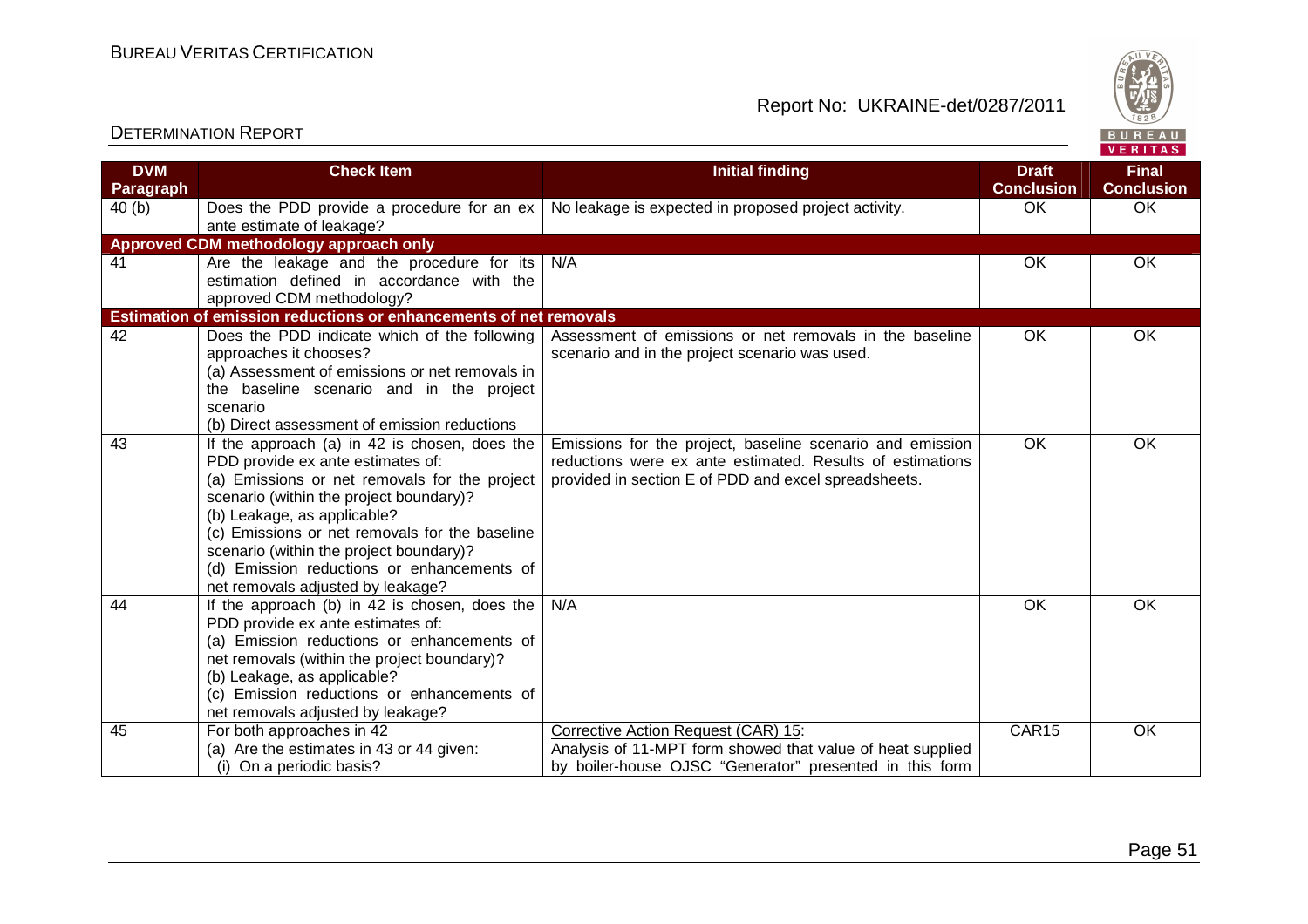| DVM Paragraph | Check Item | Initial finding | Draft Conclusion | Final Conclusion |
|---|---|---|---|---|
| 40 (b) | Does the PDD provide a procedure for an ex ante estimate of leakage? | No leakage is expected in proposed project activity. | OK | OK |
| **Approved CDM methodology approach only** | | | | |
| 41 | Are the leakage and the procedure for its estimation defined in accordance with the approved CDM methodology? | N/A | OK | OK |
| **Estimation of emission reductions or enhancements of net removals** | | | | |
| 42 | Does the PDD indicate which of the following approaches it chooses?<br>(a) Assessment of emissions or net removals in the baseline scenario and in the project scenario<br>(b) Direct assessment of emission reductions | Assessment of emissions or net removals in the baseline scenario and in the project scenario was used. | OK | OK |
| 43 | If the approach (a) in 42 is chosen, does the PDD provide ex ante estimates of:<br>(a) Emissions or net removals for the project scenario (within the project boundary)?<br>(b) Leakage, as applicable?<br>(c) Emissions or net removals for the baseline scenario (within the project boundary)?<br>(d) Emission reductions or enhancements of net removals adjusted by leakage? | Emissions for the project, baseline scenario and emission reductions were ex ante estimated. Results of estimations provided in section E of PDD and excel spreadsheets. | OK | OK |
| 44 | If the approach (b) in 42 is chosen, does the PDD provide ex ante estimates of:<br>(a) Emission reductions or enhancements of net removals (within the project boundary)?<br>(b) Leakage, as applicable?<br>(c) Emission reductions or enhancements of net removals adjusted by leakage? | N/A | OK | OK |
| 45 | For both approaches in 42<br>(a) Are the estimates in 43 or 44 given:<br>(i) On a periodic basis? | Corrective Action Request (CAR) 15:<br>Analysis of 11-MPT form showed that value of heat supplied by boiler-house OJSC "Generator" presented in this form | CAR15 | OK |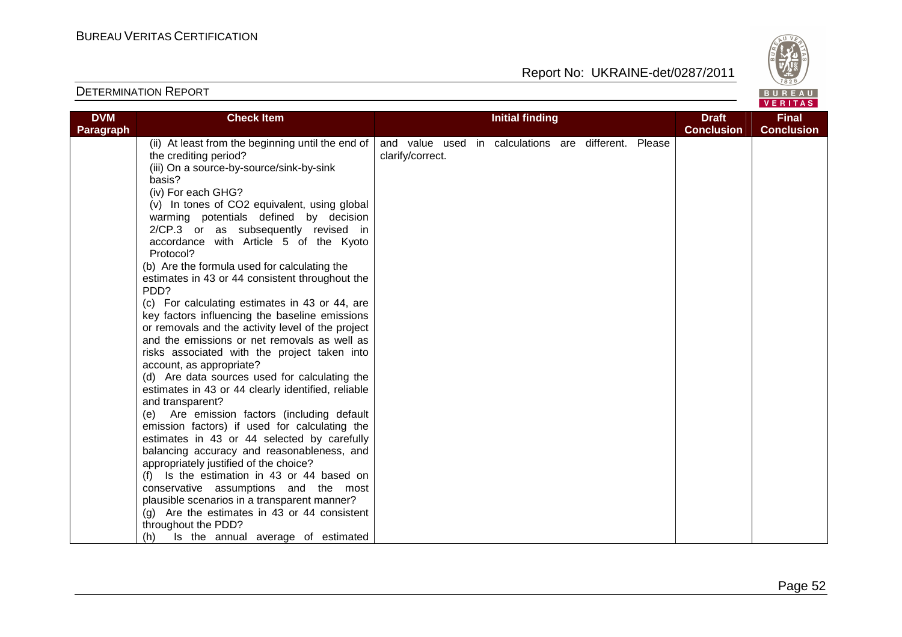| DVM Paragraph | Check Item | Initial finding | Draft Conclusion | Final Conclusion |
|---|---|---|---|---|
| | (ii) At least from the beginning until the end of the crediting period?<br>(iii) On a source-by-source/sink-by-sink basis?<br>(iv) For each GHG?<br>(v) In tones of $CO_2$ equivalent, using global warming potentials defined by decision 2/CP.3 or as subsequently revised in accordance with Article 5 of the Kyoto Protocol?<br>(b) Are the formula used for calculating the estimates in 43 or 44 consistent throughout the PDD?<br>(c) For calculating estimates in 43 or 44, are key factors influencing the baseline emissions or removals and the activity level of the project and the emissions or net removals as well as risks associated with the project taken into account, as appropriate?<br>(d) Are data sources used for calculating the estimates in 43 or 44 clearly identified, reliable and transparent?<br>(e) Are emission factors (including default emission factors) if used for calculating the estimates in 43 or 44 selected by carefully balancing accuracy and reasonableness, and appropriately justified of the choice?<br>(f) Is the estimation in 43 or 44 based on conservative assumptions and the most plausible scenarios in a transparent manner?<br>(g) Are the estimates in 43 or 44 consistent throughout the PDD?<br>(h) Is the annual average of estimated | and value used in calculations are different. Please clarify/correct. | | |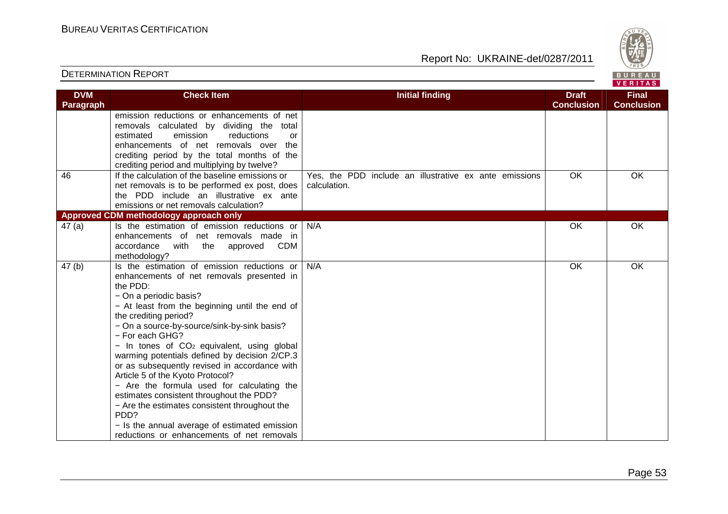| DVM Paragraph | Check Item | Initial finding | Draft Conclusion | Final Conclusion |
|---|---|---|---|---|
| | emission reductions or enhancements of net removals calculated by dividing the total estimated emission reductions or enhancements of net removals over the crediting period by the total months of the crediting period and multiplying by twelve? | | | |
| 46 | If the calculation of the baseline emissions or net removals is to be performed ex post, does the PDD include an illustrative ex ante emissions or net removals calculation? | Yes, the PDD include an illustrative ex ante emissions calculation. | OK | OK |
| **Approved CDM methodology approach only** | | | | |
| 47 (a) | Is the estimation of emission reductions or enhancements of net removals made in accordance with the approved CDM methodology? | N/A | OK | OK |
| 47 (b) | Is the estimation of emission reductions or enhancements of net removals presented in the PDD:<br>− On a periodic basis?<br>− At least from the beginning until the end of the crediting period?<br>− On a source-by-source/sink-by-sink basis?<br>− For each GHG?<br>− In tones of $CO_2$ equivalent, using global warming potentials defined by decision 2/CP.3 or as subsequently revised in accordance with Article 5 of the Kyoto Protocol?<br>− Are the formula used for calculating the estimates consistent throughout the PDD?<br>− Are the estimates consistent throughout the PDD?<br>− Is the annual average of estimated emission reductions or enhancements of net removals | N/A | OK | OK |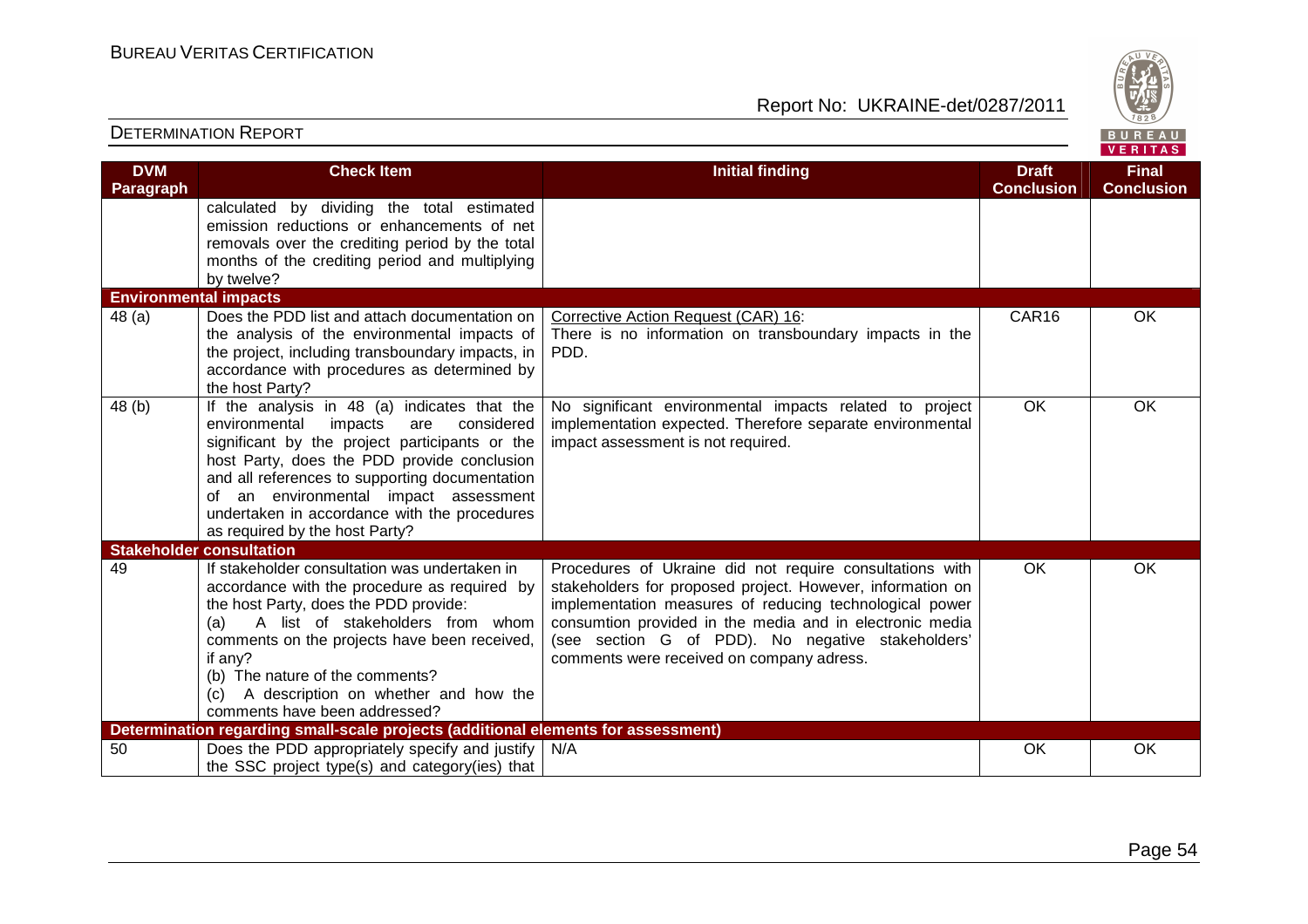| DVM Paragraph | Check Item | Initial finding | Draft Conclusion | Final Conclusion |
|---|---|---|---|---|
| | calculated by dividing the total estimated emission reductions or enhancements of net removals over the crediting period by the total months of the crediting period and multiplying by twelve? | | | |
| **Environmental impacts** | | | | |
| 48 (a) | Does the PDD list and attach documentation on the analysis of the environmental impacts of the project, including transboundary impacts, in accordance with procedures as determined by the host Party? | Corrective Action Request (CAR) 16: There is no information on transboundary impacts in the PDD. | CAR16 | OK |
| 48 (b) | If the analysis in 48 (a) indicates that the environmental impacts are considered significant by the project participants or the host Party, does the PDD provide conclusion and all references to supporting documentation of an environmental impact assessment undertaken in accordance with the procedures as required by the host Party? | No significant environmental impacts related to project implementation expected. Therefore separate environmental impact assessment is not required. | OK | OK |
| **Stakeholder consultation** | | | | |
| 49 | If stakeholder consultation was undertaken in accordance with the procedure as required by the host Party, does the PDD provide: (a) A list of stakeholders from whom comments on the projects have been received, if any? (b) The nature of the comments? (c) A description on whether and how the comments have been addressed? | Procedures of Ukraine did not require consultations with stakeholders for proposed project. However, information on implementation measures of reducing technological power consumtion provided in the media and in electronic media (see section G of PDD). No negative stakeholders' comments were received on company adress. | OK | OK |
| **Determination regarding small-scale projects (additional elements for assessment)** | | | | |
| 50 | Does the PDD appropriately specify and justify the SSC project type(s) and category(ies) that | N/A | OK | OK |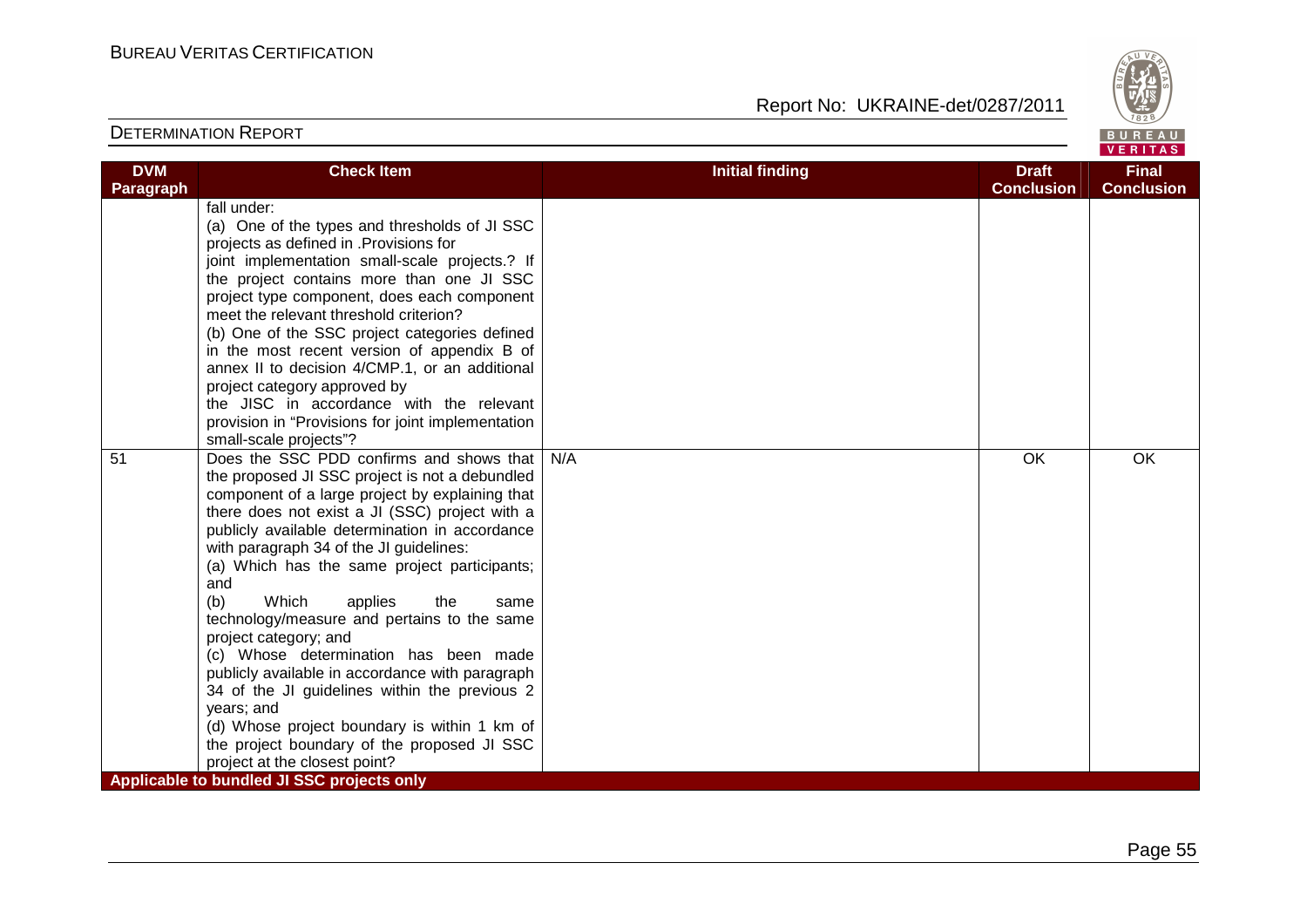| DVM Paragraph | Check Item | Initial finding | Draft Conclusion | Final Conclusion |
|---|---|---|---|---|
| | fall under:<br>(a) One of the types and thresholds of JI SSC projects as defined in .Provisions for joint implementation small-scale projects.? If the project contains more than one JI SSC project type component, does each component meet the relevant threshold criterion?<br>(b) One of the SSC project categories defined in the most recent version of appendix B of annex II to decision 4/CMP.1, or an additional project category approved by the JISC in accordance with the relevant provision in "Provisions for joint implementation small-scale projects"? | | | |
| 51 | Does the SSC PDD confirms and shows that the proposed JI SSC project is not a debundled component of a large project by explaining that there does not exist a JI (SSC) project with a publicly available determination in accordance with paragraph 34 of the JI guidelines:<br>(a) Which has the same project participants; and<br>(b) Which applies the same technology/measure and pertains to the same project category; and<br>(c) Whose determination has been made publicly available in accordance with paragraph 34 of the JI guidelines within the previous 2 years; and<br>(d) Whose project boundary is within 1 km of the project boundary of the proposed JI SSC project at the closest point? | N/A | OK | OK |
| **Applicable to bundled JI SSC projects only** | | | | |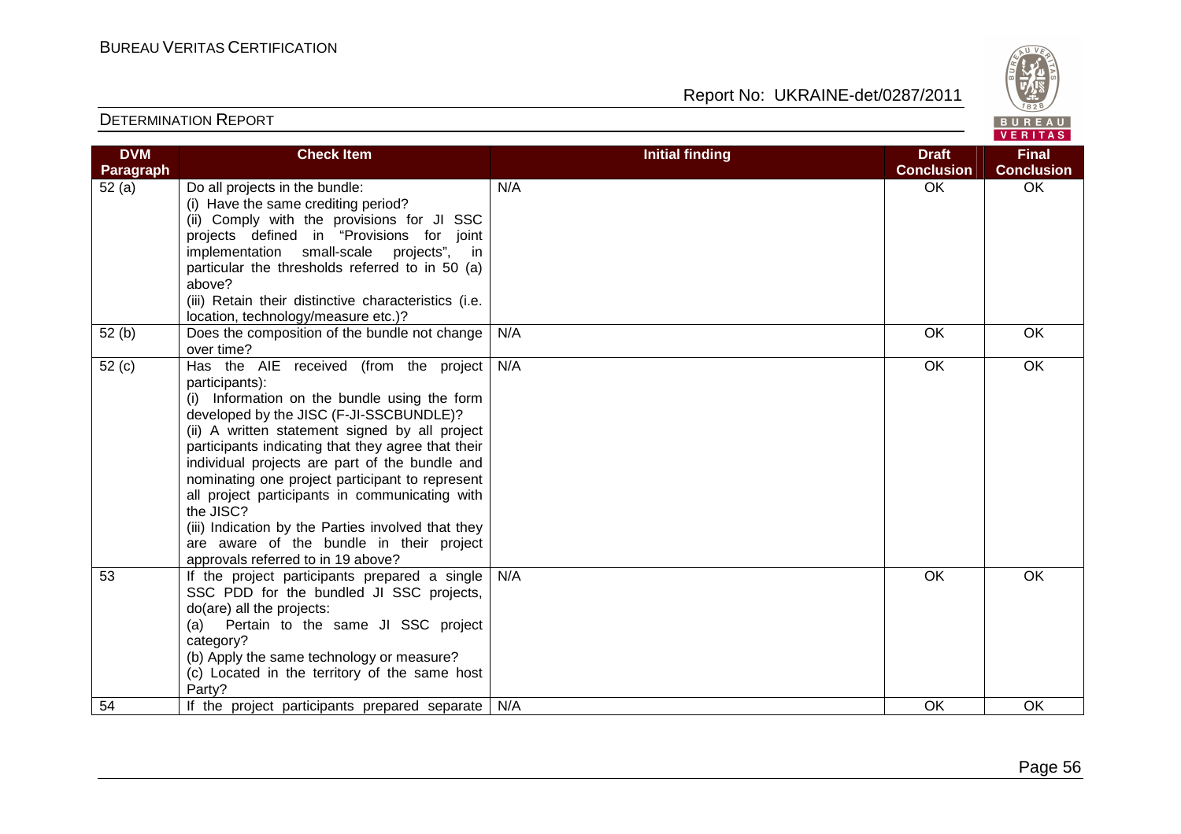| DVM Paragraph | Check Item | Initial finding | Draft Conclusion | Final Conclusion |
|---|---|---|---|---|
| 52 (a) | Do all projects in the bundle:<br>(i) Have the same crediting period?<br>(ii) Comply with the provisions for JI SSC projects defined in "Provisions for joint implementation small-scale projects", in particular the thresholds referred to in 50 (a) above?<br>(iii) Retain their distinctive characteristics (i.e. location, technology/measure etc.)? | N/A | OK | OK |
| 52 (b) | Does the composition of the bundle not change over time? | N/A | OK | OK |
| 52 (c) | Has the AIE received (from the project participants):<br>(i) Information on the bundle using the form developed by the JISC (F-JI-SSCBUNDLE)?<br>(ii) A written statement signed by all project participants indicating that they agree that their individual projects are part of the bundle and nominating one project participant to represent all project participants in communicating with the JISC?<br>(iii) Indication by the Parties involved that they are aware of the bundle in their project approvals referred to in 19 above? | N/A | OK | OK |
| 53 | If the project participants prepared a single SSC PDD for the bundled JI SSC projects, do(are) all the projects:<br>(a) Pertain to the same JI SSC project category?<br>(b) Apply the same technology or measure?<br>(c) Located in the territory of the same host Party? | N/A | OK | OK |
| 54 | If the project participants prepared separate | N/A | OK | OK |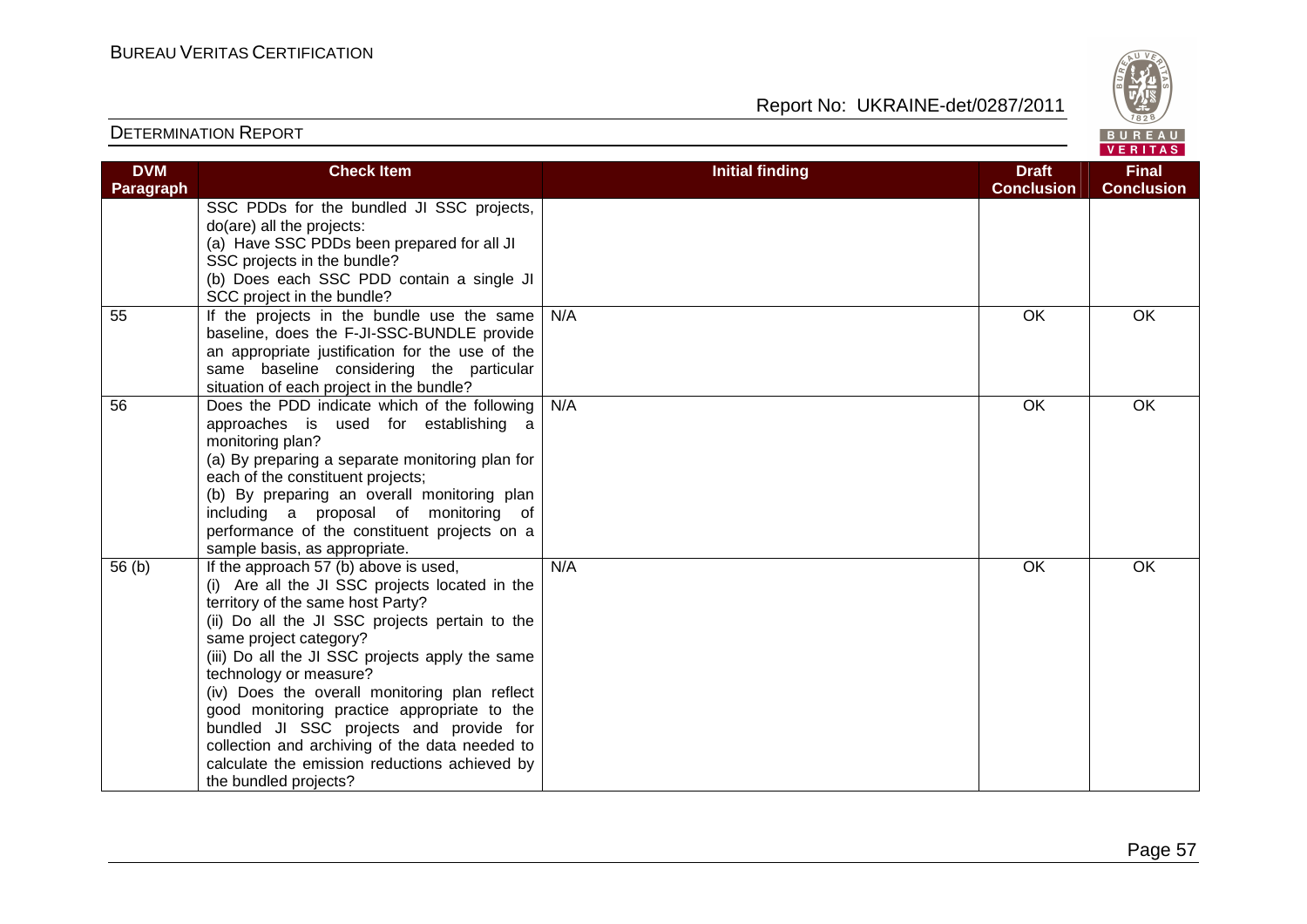| DVM Paragraph | Check Item | Initial finding | Draft Conclusion | Final Conclusion |
|---|---|---|---|---|
| | SSC PDDs for the bundled JI SSC projects, do(are) all the projects:<br>(a) Have SSC PDDs been prepared for all JI SSC projects in the bundle?<br>(b) Does each SSC PDD contain a single JI SCC project in the bundle? | | | |
| 55 | If the projects in the bundle use the same baseline, does the F-JI-SSC-BUNDLE provide an appropriate justification for the use of the same baseline considering the particular situation of each project in the bundle? | N/A | OK | OK |
| 56 | Does the PDD indicate which of the following approaches is used for establishing a monitoring plan?<br>(a) By preparing a separate monitoring plan for each of the constituent projects;<br>(b) By preparing an overall monitoring plan including a proposal of monitoring of performance of the constituent projects on a sample basis, as appropriate. | N/A | OK | OK |
| 56 (b) | If the approach 57 (b) above is used,<br>(i) Are all the JI SSC projects located in the territory of the same host Party?<br>(ii) Do all the JI SSC projects pertain to the same project category?<br>(iii) Do all the JI SSC projects apply the same technology or measure?<br>(iv) Does the overall monitoring plan reflect good monitoring practice appropriate to the bundled JI SSC projects and provide for collection and archiving of the data needed to calculate the emission reductions achieved by the bundled projects? | N/A | OK | OK |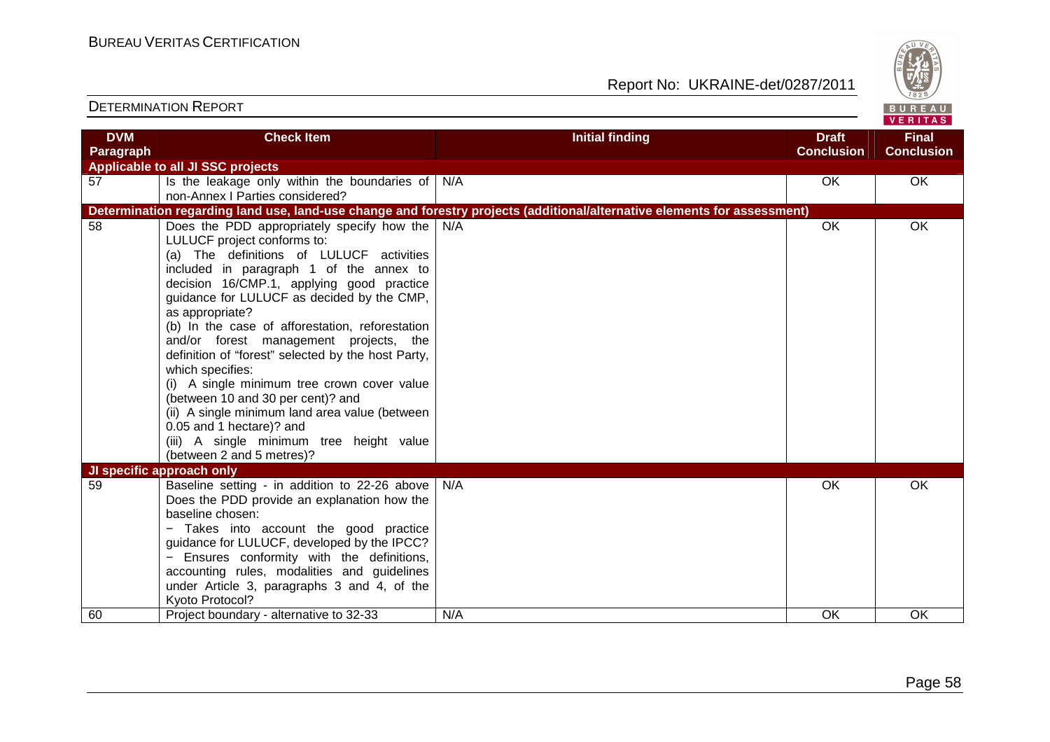| DVM Paragraph | Check Item | Initial finding | Draft Conclusion | Final Conclusion |
|---|---|---|---|---|
| **Applicable to all JI SSC projects** | | | | |
| 57 | Is the leakage only within the boundaries of non-Annex I Parties considered? | N/A | OK | OK |
| **Determination regarding land use, land-use change and forestry projects (additional/alternative elements for assessment)** | | | | |
| 58 | Does the PDD appropriately specify how the LULUCF project conforms to:<br>(a) The definitions of LULUCF activities included in paragraph 1 of the annex to decision 16/CMP.1, applying good practice guidance for LULUCF as decided by the CMP, as appropriate?<br>(b) In the case of afforestation, reforestation and/or forest management projects, the definition of "forest" selected by the host Party, which specifies:<br>(i) A single minimum tree crown cover value (between 10 and 30 per cent)? and<br>(ii) A single minimum land area value (between 0.05 and 1 hectare)? and<br>(iii) A single minimum tree height value (between 2 and 5 metres)? | N/A | OK | OK |
| **JI specific approach only** | | | | |
| 59 | Baseline setting - in addition to 22-26 above Does the PDD provide an explanation how the baseline chosen:<br>− Takes into account the good practice guidance for LULUCF, developed by the IPCC?<br>− Ensures conformity with the definitions, accounting rules, modalities and guidelines under Article 3, paragraphs 3 and 4, of the Kyoto Protocol? | N/A | OK | OK |
| 60 | Project boundary - alternative to 32-33 | N/A | OK | OK |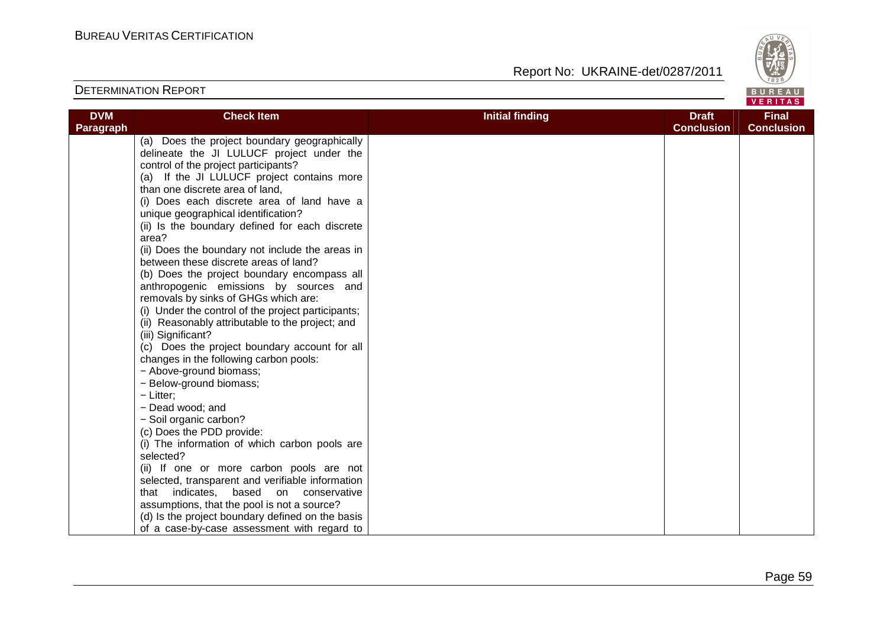| DVM Paragraph | Check Item | Initial finding | Draft Conclusion | Final Conclusion |
|---|---|---|---|---|
| | (a) Does the project boundary geographically delineate the JI LULUCF project under the control of the project participants?<br>(a) If the JI LULUCF project contains more than one discrete area of land,<br>(i) Does each discrete area of land have a unique geographical identification?<br>(ii) Is the boundary defined for each discrete area?<br>(ii) Does the boundary not include the areas in between these discrete areas of land?<br>(b) Does the project boundary encompass all anthropogenic emissions by sources and removals by sinks of GHGs which are:<br>(i) Under the control of the project participants;<br>(ii) Reasonably attributable to the project; and<br>(iii) Significant?<br>(c) Does the project boundary account for all changes in the following carbon pools:<br>− Above-ground biomass;<br>− Below-ground biomass;<br>− Litter;<br>− Dead wood; and<br>− Soil organic carbon?<br>(c) Does the PDD provide:<br>(i) The information of which carbon pools are selected?<br>(ii) If one or more carbon pools are not selected, transparent and verifiable information that indicates, based on conservative assumptions, that the pool is not a source?<br>(d) Is the project boundary defined on the basis of a case-by-case assessment with regard to | | | |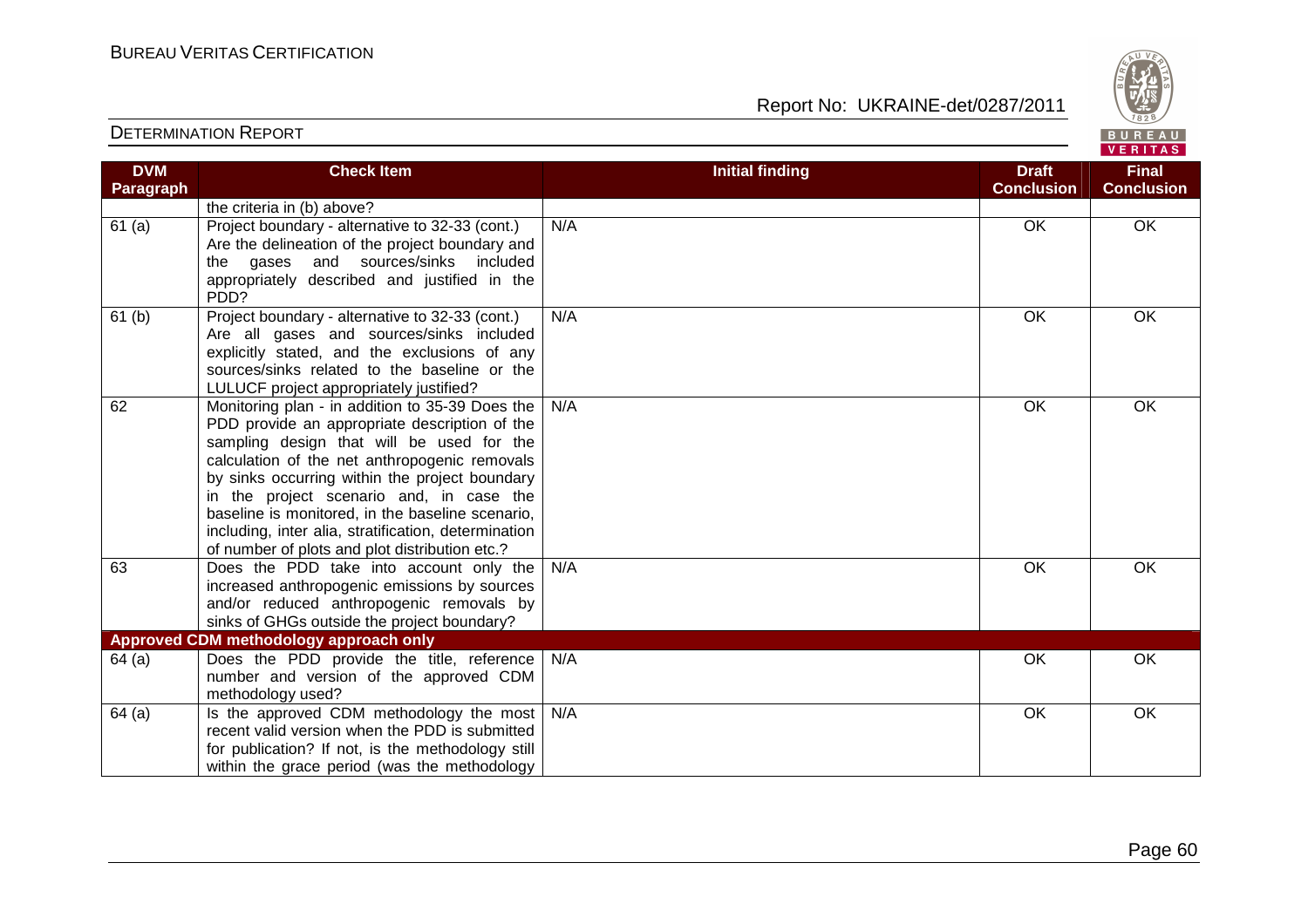| DVM Paragraph | Check Item | Initial finding | Draft Conclusion | Final Conclusion |
|---|---|---|---|---|
| | the criteria in (b) above? | | | |
| 61 (a) | Project boundary - alternative to 32-33 (cont.) Are the delineation of the project boundary and the gases and sources/sinks included appropriately described and justified in the PDD? | N/A | OK | OK |
| 61 (b) | Project boundary - alternative to 32-33 (cont.) Are all gases and sources/sinks included explicitly stated, and the exclusions of any sources/sinks related to the baseline or the LULUCF project appropriately justified? | N/A | OK | OK |
| 62 | Monitoring plan - in addition to 35-39 Does the PDD provide an appropriate description of the sampling design that will be used for the calculation of the net anthropogenic removals by sinks occurring within the project boundary in the project scenario and, in case the baseline is monitored, in the baseline scenario, including, inter alia, stratification, determination of number of plots and plot distribution etc.? | N/A | OK | OK |
| 63 | Does the PDD take into account only the increased anthropogenic emissions by sources and/or reduced anthropogenic removals by sinks of GHGs outside the project boundary? | N/A | OK | OK |
| **Approved CDM methodology approach only** | | | | |
| 64 (a) | Does the PDD provide the title, reference number and version of the approved CDM methodology used? | N/A | OK | OK |
| 64 (a) | Is the approved CDM methodology the most recent valid version when the PDD is submitted for publication? If not, is the methodology still within the grace period (was the methodology | N/A | OK | OK |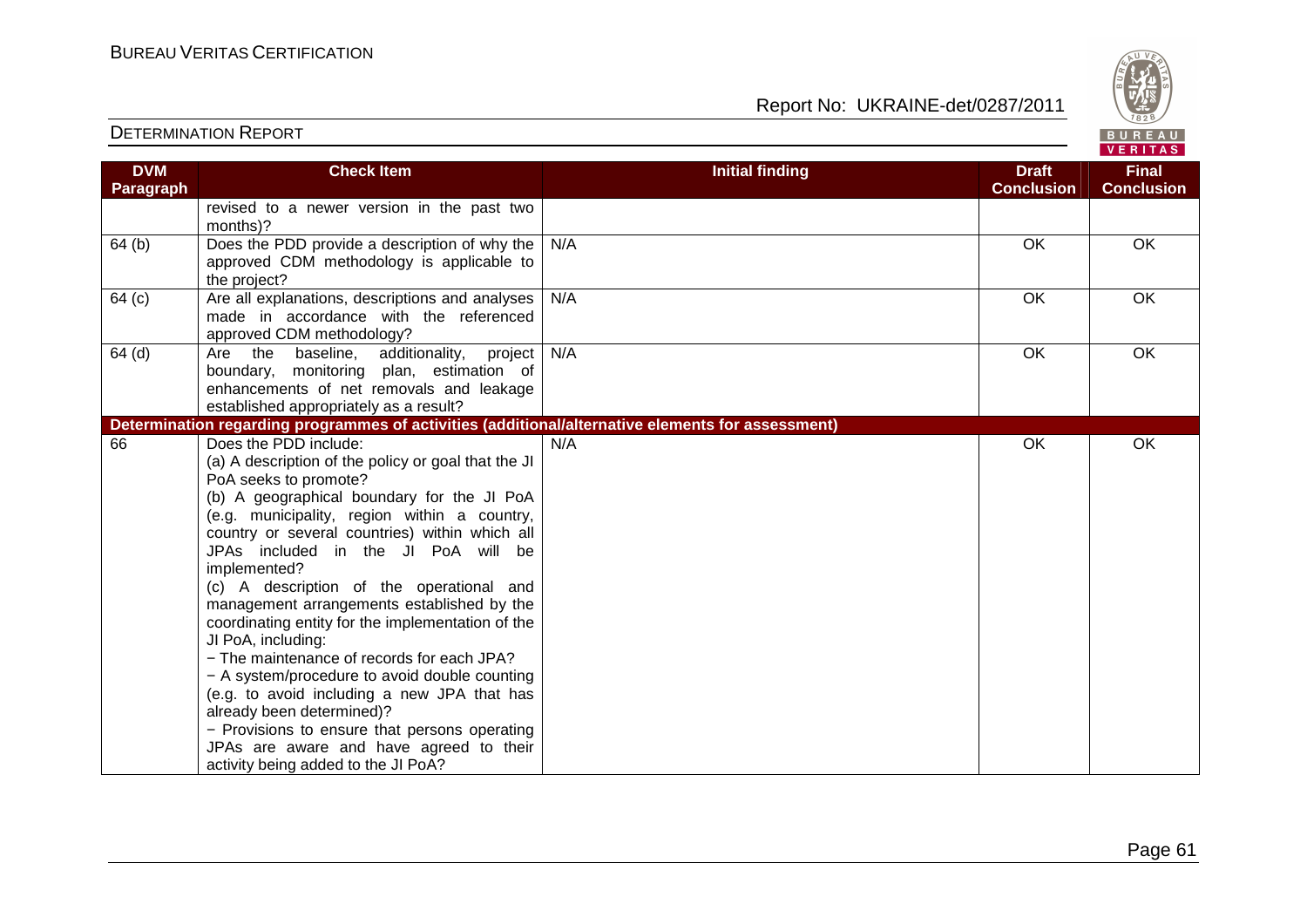| DVM Paragraph | Check Item | Initial finding | Draft Conclusion | Final Conclusion |
|---|---|---|---|---|
| | revised to a newer version in the past two months)? | | | |
| 64 (b) | Does the PDD provide a description of why the approved CDM methodology is applicable to the project? | N/A | OK | OK |
| 64 (c) | Are all explanations, descriptions and analyses made in accordance with the referenced approved CDM methodology? | N/A | OK | OK |
| 64 (d) | Are the baseline, additionality, project boundary, monitoring plan, estimation of enhancements of net removals and leakage established appropriately as a result? | N/A | OK | OK |
| **Determination regarding programmes of activities (additional/alternative elements for assessment)** | | | | |
| 66 | Does the PDD include:<br>(a) A description of the policy or goal that the JI PoA seeks to promote?<br>(b) A geographical boundary for the JI PoA (e.g. municipality, region within a country, country or several countries) within which all JPAs included in the JI PoA will be implemented?<br>(c) A description of the operational and management arrangements established by the coordinating entity for the implementation of the JI PoA, including:<br>− The maintenance of records for each JPA?<br>− A system/procedure to avoid double counting (e.g. to avoid including a new JPA that has already been determined)?<br>− Provisions to ensure that persons operating JPAs are aware and have agreed to their activity being added to the JI PoA? | N/A | OK | OK |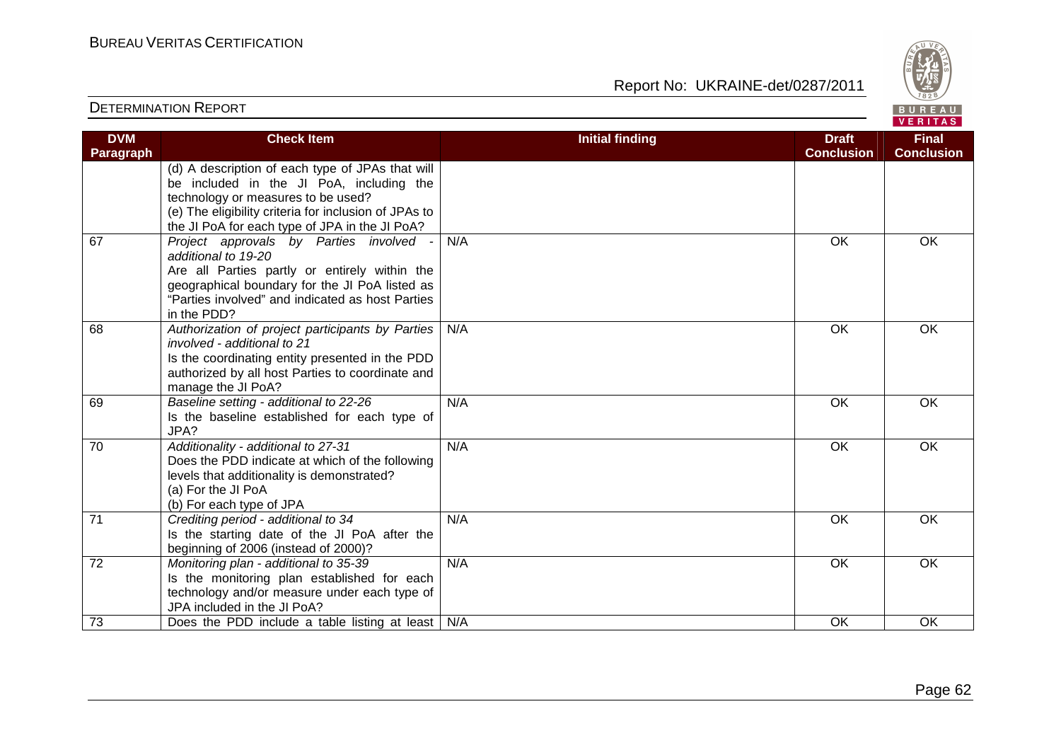| DVM Paragraph | Check Item | Initial finding | Draft Conclusion | Final Conclusion |
|---|---|---|---|---|
| | (d) A description of each type of JPAs that will be included in the JI PoA, including the technology or measures to be used?<br>(e) The eligibility criteria for inclusion of JPAs to the JI PoA for each type of JPA in the JI PoA? | | | |
| 67 | *Project approvals by Parties involved - additional to 19-20*<br>Are all Parties partly or entirely within the geographical boundary for the JI PoA listed as "Parties involved" and indicated as host Parties in the PDD? | N/A | OK | OK |
| 68 | *Authorization of project participants by Parties involved - additional to 21*<br>Is the coordinating entity presented in the PDD authorized by all host Parties to coordinate and manage the JI PoA? | N/A | OK | OK |
| 69 | *Baseline setting - additional to 22-26*<br>Is the baseline established for each type of JPA? | N/A | OK | OK |
| 70 | *Additionality - additional to 27-31*<br>Does the PDD indicate at which of the following levels that additionality is demonstrated?<br>(a) For the JI PoA<br>(b) For each type of JPA | N/A | OK | OK |
| 71 | *Crediting period - additional to 34*<br>Is the starting date of the JI PoA after the beginning of 2006 (instead of 2000)? | N/A | OK | OK |
| 72 | *Monitoring plan - additional to 35-39*<br>Is the monitoring plan established for each technology and/or measure under each type of JPA included in the JI PoA? | N/A | OK | OK |
| 73 | Does the PDD include a table listing at least | N/A | OK | OK |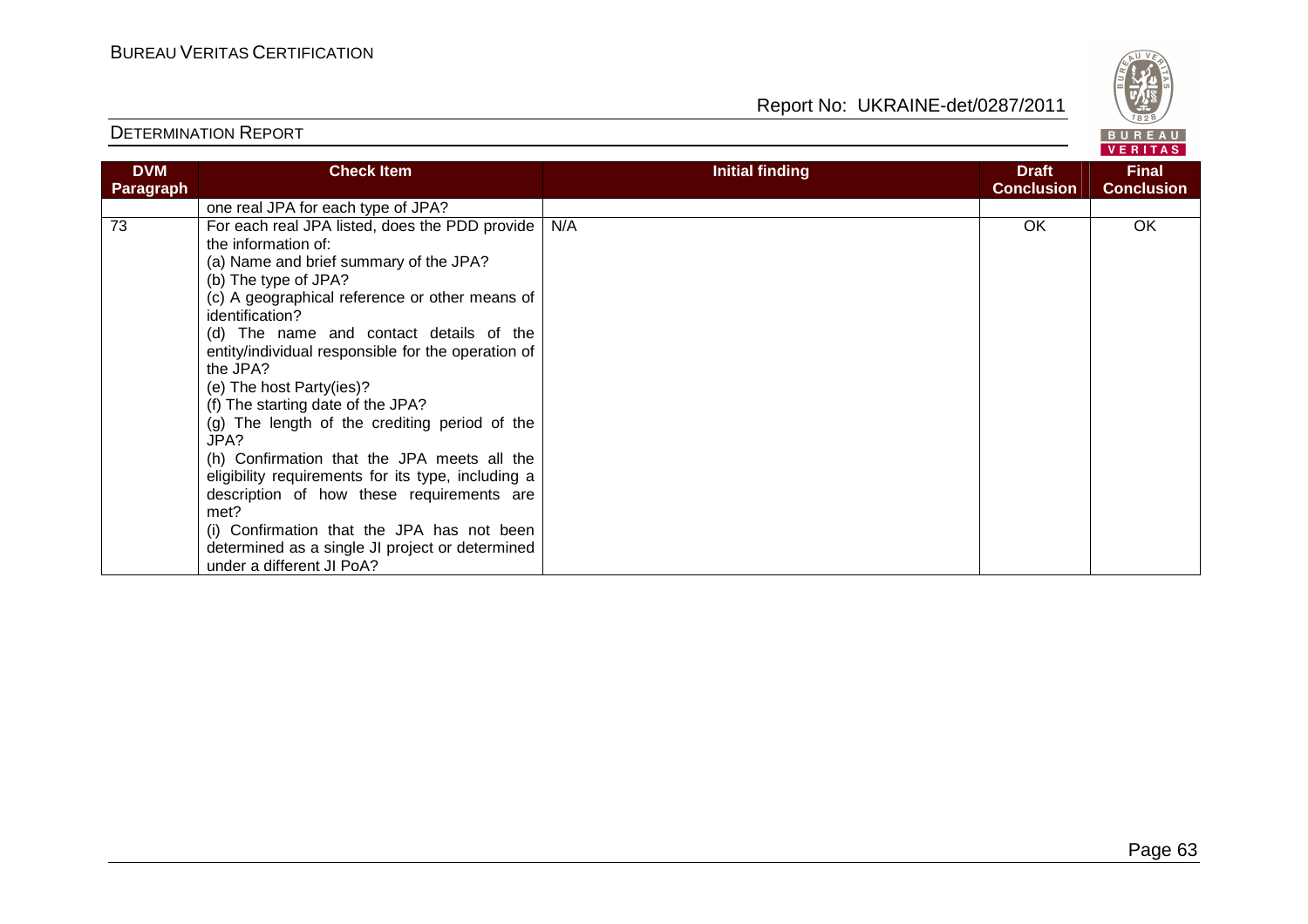| DVM Paragraph | Check Item | Initial finding | Draft Conclusion | Final Conclusion |
|---|---|---|---|---|
| | one real JPA for each type of JPA? | | | |
| 73 | For each real JPA listed, does the PDD provide the information of:<br>(a) Name and brief summary of the JPA?<br>(b) The type of JPA?<br>(c) A geographical reference or other means of identification?<br>(d) The name and contact details of the entity/individual responsible for the operation of the JPA?<br>(e) The host Party(ies)?<br>(f) The starting date of the JPA?<br>(g) The length of the crediting period of the JPA?<br>(h) Confirmation that the JPA meets all the eligibility requirements for its type, including a description of how these requirements are met?<br>(i) Confirmation that the JPA has not been determined as a single JI project or determined under a different JI PoA? | N/A | OK | OK |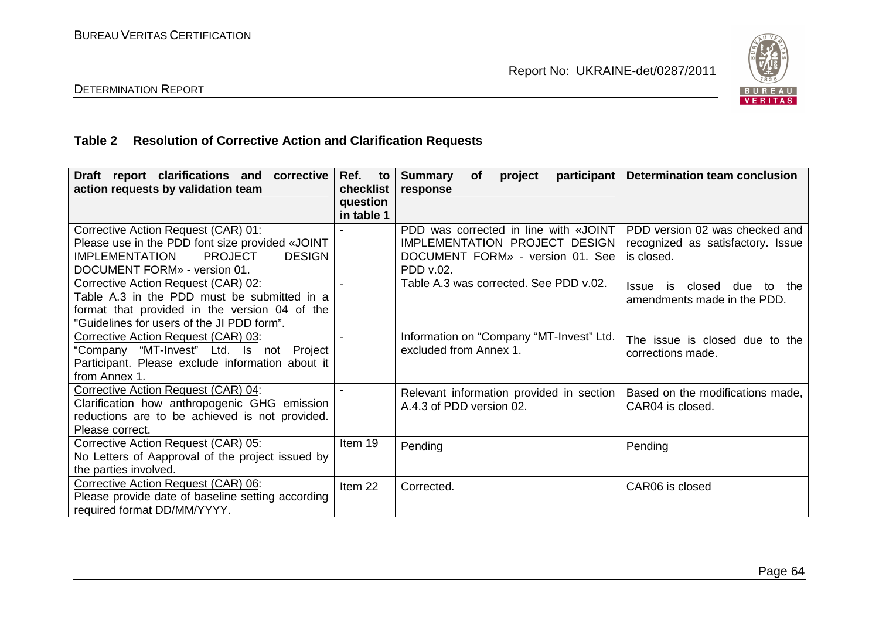## Table 2 Resolution of Corrective Action and Clarification Requests

| Draft report clarifications and corrective action requests by validation team | Ref. to checklist question in table 1 | Summary of project participant response | Determination team conclusion |
|---|---|---|---|
| Corrective Action Request (CAR) 01: Please use in the PDD font size provided «JOINT IMPLEMENTATION PROJECT DESIGN DOCUMENT FORM» - version 01. | - | PDD was corrected in line with «JOINT IMPLEMENTATION PROJECT DESIGN DOCUMENT FORM» - version 01. See PDD v.02. | PDD version 02 was checked and recognized as satisfactory. Issue is closed. |
| Corrective Action Request (CAR) 02: Table A.3 in the PDD must be submitted in a format that provided in the version 04 of the "Guidelines for users of the JI PDD form". | - | Table A.3 was corrected. See PDD v.02. | Issue is closed due to the amendments made in the PDD. |
| Corrective Action Request (CAR) 03: "Company "MT-Invest" Ltd. Is not Project Participant. Please exclude information about it from Annex 1. | - | Information on "Company "MT-Invest" Ltd. excluded from Annex 1. | The issue is closed due to the corrections made. |
| Corrective Action Request (CAR) 04: Clarification how anthropogenic GHG emission reductions are to be achieved is not provided. Please correct. | - | Relevant information provided in section A.4.3 of PDD version 02. | Based on the modifications made, CAR04 is closed. |
| Corrective Action Request (CAR) 05: No Letters of Aapproval of the project issued by the parties involved. | Item 19 | Pending | Pending |
| Corrective Action Request (CAR) 06: Please provide date of baseline setting according required format DD/MM/YYYY. | Item 22 | Corrected. | CAR06 is closed |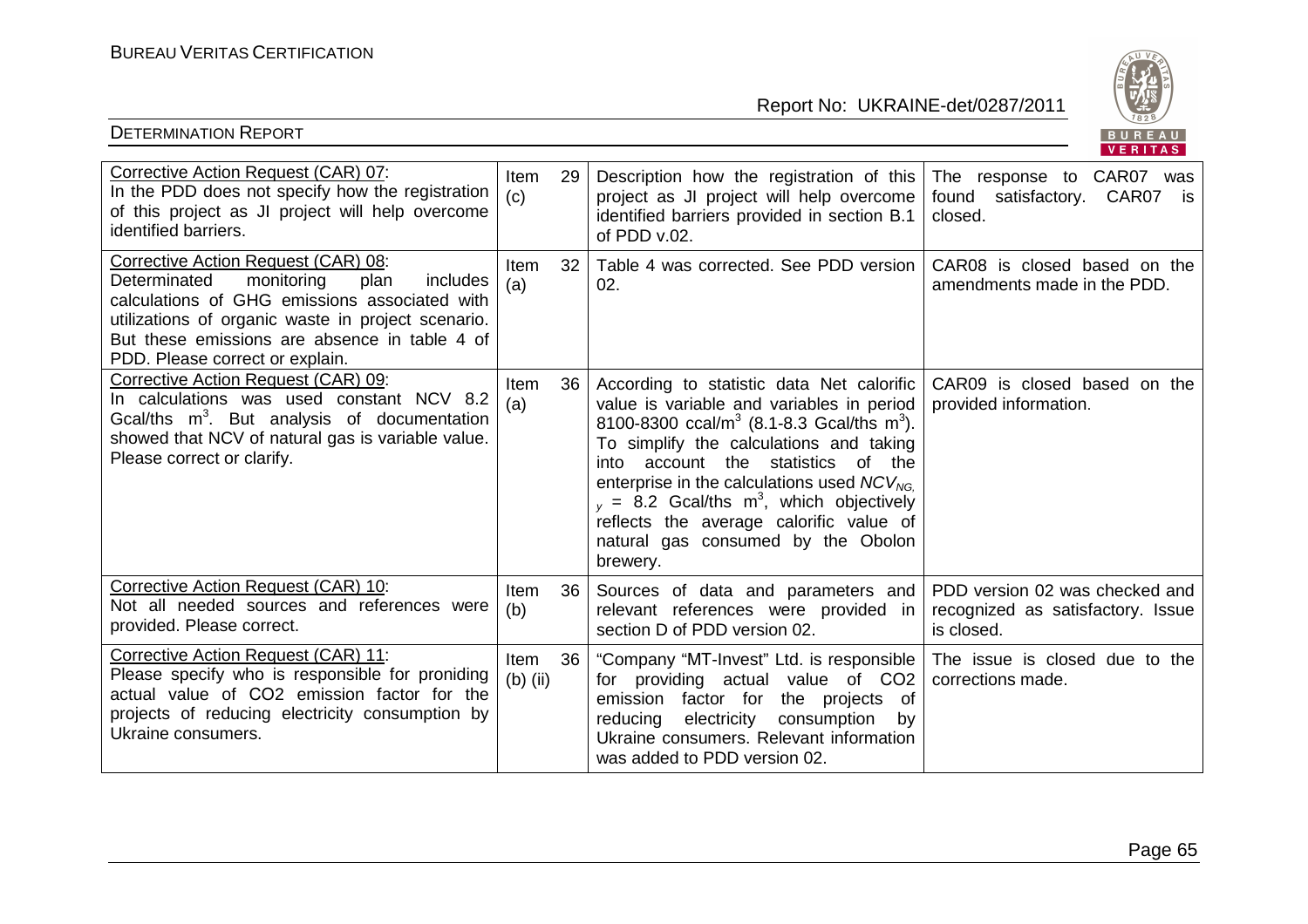| Corrective Action Request (CAR) 07: In the PDD does not specify how the registration of this project as JI project will help overcome identified barriers. | Item 29 (c) | Description how the registration of this project as JI project will help overcome identified barriers provided in section B.1 of PDD v.02. | The response to CAR07 was found satisfactory. CAR07 is closed. |
|---|---|---|---|
| Corrective Action Request (CAR) 08: Determinated monitoring plan includes calculations of GHG emissions associated with utilizations of organic waste in project scenario. But these emissions are absence in table 4 of PDD. Please correct or explain. | Item 32 (a) | Table 4 was corrected. See PDD version 02. | CAR08 is closed based on the amendments made in the PDD. |
| Corrective Action Request (CAR) 09: In calculations was used constant NCV 8.2 Gcal/ths $m^3$. But analysis of documentation showed that NCV of natural gas is variable value. Please correct or clarify. | Item 36 (a) | According to statistic data Net calorific value is variable and variables in period 8100-8300 ccal/$m^3$ (8.1-8.3 Gcal/ths $m^3$). To simplify the calculations and taking into account the statistics of the enterprise in the calculations used $NCV_{NG,y}$ = 8.2 Gcal/ths $m^3$, which objectively reflects the average calorific value of natural gas consumed by the Obolon brewery. | CAR09 is closed based on the provided information. |
| Corrective Action Request (CAR) 10: Not all needed sources and references were provided. Please correct. | Item 36 (b) | Sources of data and parameters and relevant references were provided in section D of PDD version 02. | PDD version 02 was checked and recognized as satisfactory. Issue is closed. |
| Corrective Action Request (CAR) 11: Please specify who is responsible for proniding actual value of CO2 emission factor for the projects of reducing electricity consumption by Ukraine consumers. | Item 36 (b) (ii) | "Company "MT-Invest" Ltd. is responsible for providing actual value of CO2 emission factor for the projects of reducing electricity consumption by Ukraine consumers. Relevant information was added to PDD version 02. | The issue is closed due to the corrections made. |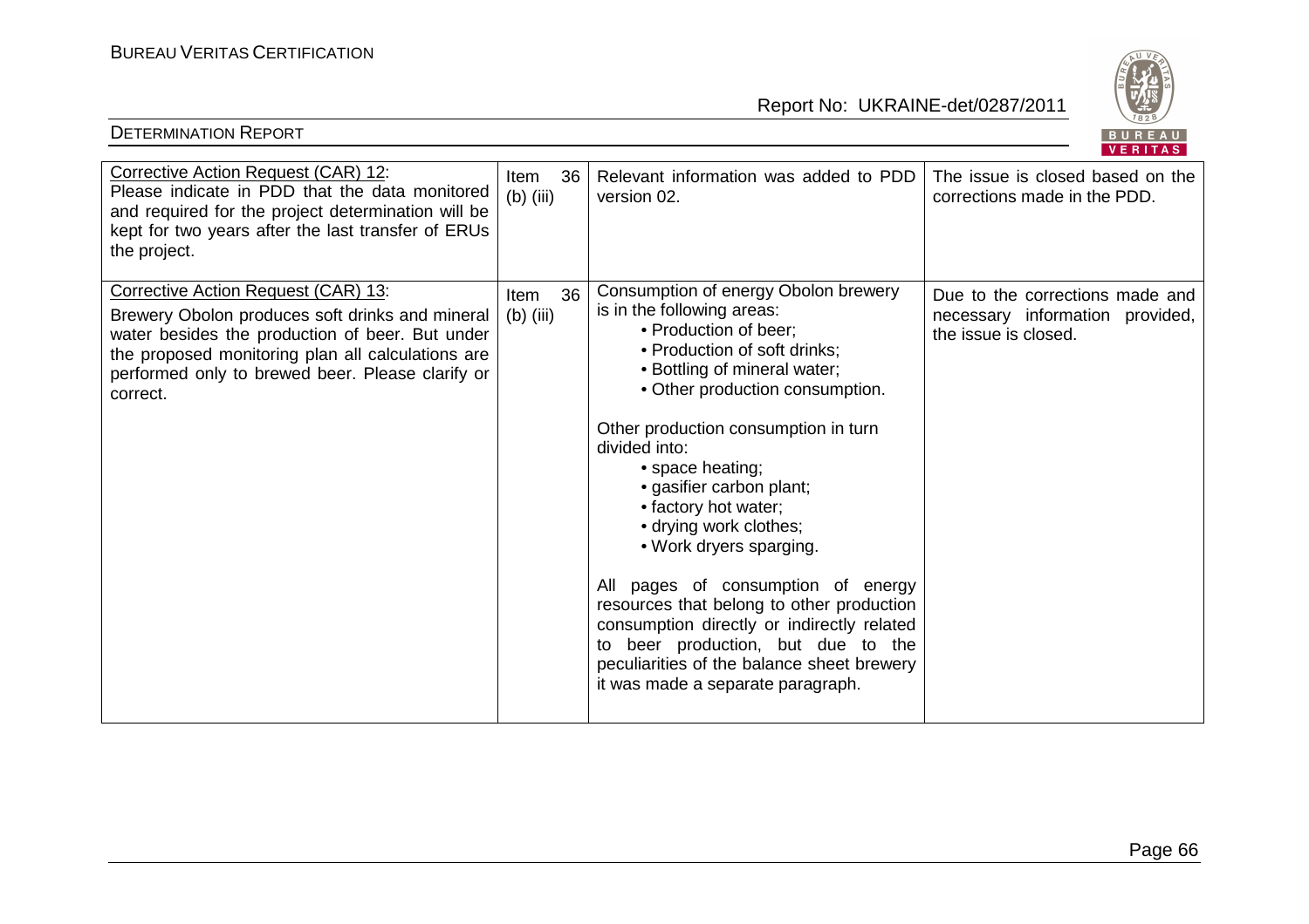| Corrective Action Request (CAR) 12: Please indicate in PDD that the data monitored and required for the project determination will be kept for two years after the last transfer of ERUs the project. | Item 36 (b) (iii) | Relevant information was added to PDD version 02. | The issue is closed based on the corrections made in the PDD. |
|---|---|---|---|
| Corrective Action Request (CAR) 13: Brewery Obolon produces soft drinks and mineral water besides the production of beer. But under the proposed monitoring plan all calculations are performed only to brewed beer. Please clarify or correct. | Item 36 (b) (iii) | Consumption of energy Obolon brewery is in the following areas:<br>• Production of beer;<br>• Production of soft drinks;<br>• Bottling of mineral water;<br>• Other production consumption.<br><br>Other production consumption in turn divided into:<br>• space heating;<br>• gasifier carbon plant;<br>• factory hot water;<br>• drying work clothes;<br>• Work dryers sparging.<br><br>All pages of consumption of energy resources that belong to other production consumption directly or indirectly related to beer production, but due to the peculiarities of the balance sheet brewery it was made a separate paragraph. | Due to the corrections made and necessary information provided, the issue is closed. |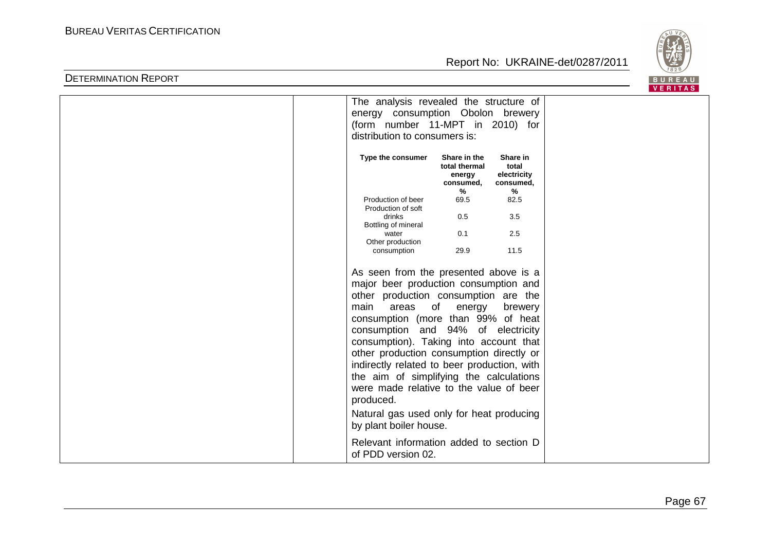The analysis revealed the structure of energy consumption Obolon brewery (form number 11-MPT in 2010) for distribution to consumers is:

| Type the consumer | Share in the total thermal energy consumed, % | Share in total electricity consumed, % |
|---|---|---|
| Production of beer | 69.5 | 82.5 |
| Production of soft drinks | 0.5 | 3.5 |
| Bottling of mineral water | 0.1 | 2.5 |
| Other production consumption | 29.9 | 11.5 |

As seen from the presented above is a major beer production consumption and other production consumption are the main areas of energy brewery consumption (more than 99% of heat consumption and 94% of electricity consumption). Taking into account that other production consumption directly or indirectly related to beer production, with the aim of simplifying the calculations were made relative to the value of beer produced.

Natural gas used only for heat producing by plant boiler house.

Relevant information added to section D of PDD version 02.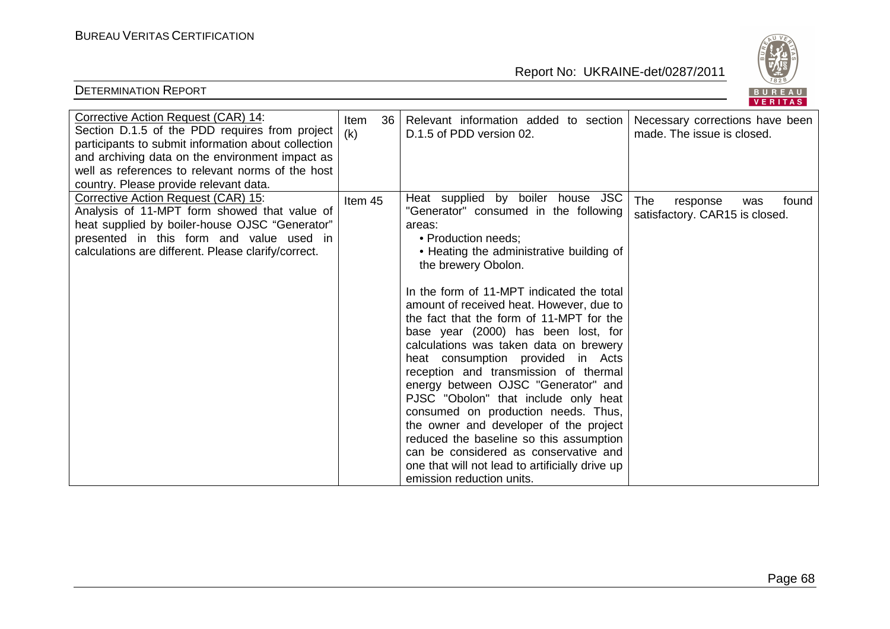| Corrective Action Request (CAR) 14: Section D.1.5 of the PDD requires from project participants to submit information about collection and archiving data on the environment impact as well as references to relevant norms of the host country. Please provide relevant data. | Item 36 (k) | Relevant information added to section D.1.5 of PDD version 02. | Necessary corrections have been made. The issue is closed. |
|---|---|---|---|
| Corrective Action Request (CAR) 15: Analysis of 11-MPT form showed that value of heat supplied by boiler-house OJSC "Generator" presented in this form and value used in calculations are different. Please clarify/correct. | Item 45 | Heat supplied by boiler house JSC "Generator" consumed in the following areas:<br>• Production needs;<br>• Heating the administrative building of the brewery Obolon.<br><br>In the form of 11-MPT indicated the total amount of received heat. However, due to the fact that the form of 11-MPT for the base year (2000) has been lost, for calculations was taken data on brewery heat consumption provided in Acts reception and transmission of thermal energy between OJSC "Generator" and PJSC "Obolon" that include only heat consumed on production needs. Thus, the owner and developer of the project reduced the baseline so this assumption can be considered as conservative and one that will not lead to artificially drive up emission reduction units. | The response was found satisfactory. CAR15 is closed. |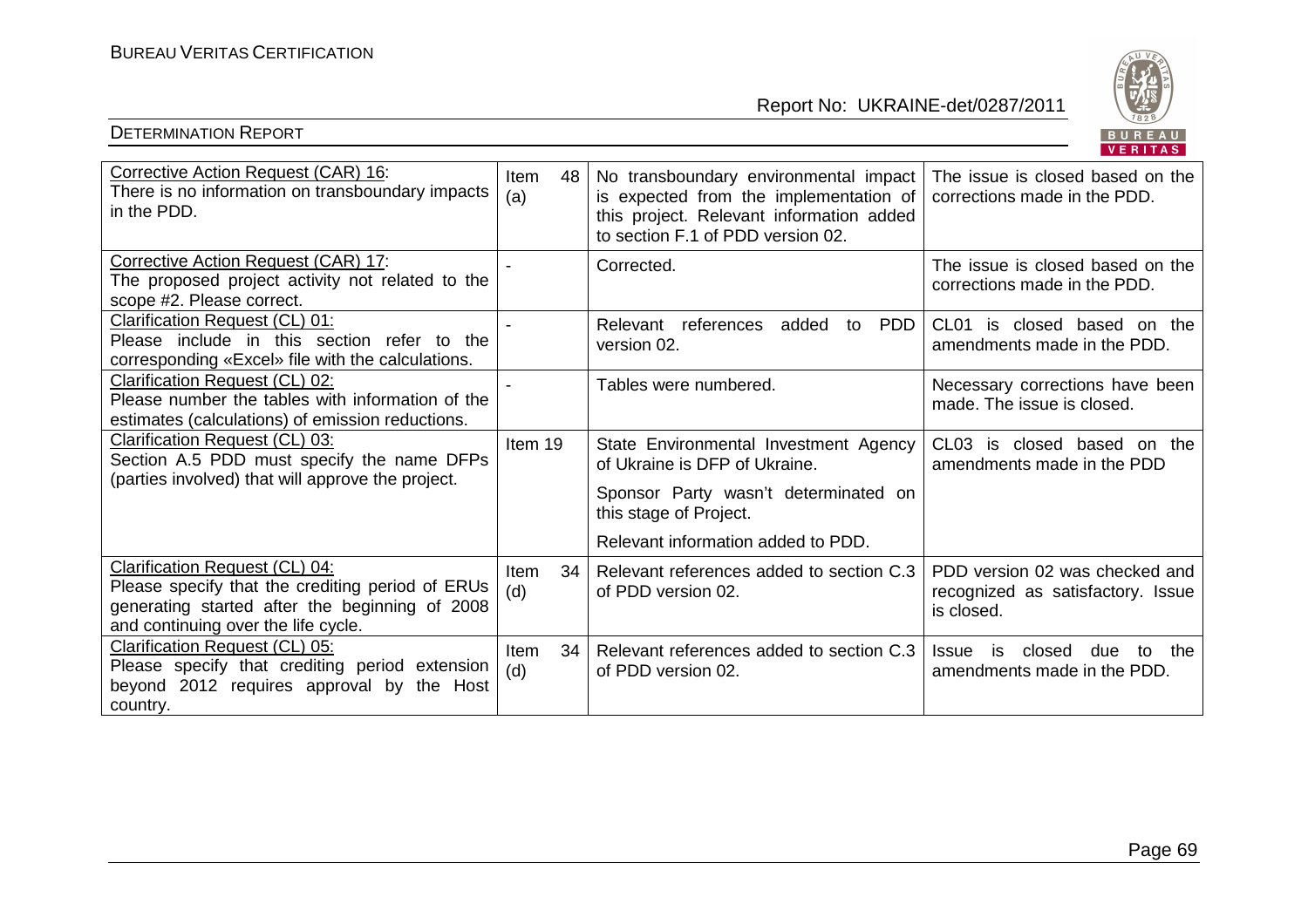| Corrective Action Request (CAR) 16: There is no information on transboundary impacts in the PDD. | Item 48 (a) | No transboundary environmental impact is expected from the implementation of this project. Relevant information added to section F.1 of PDD version 02. | The issue is closed based on the corrections made in the PDD. |
|---|---|---|---|
| Corrective Action Request (CAR) 17: The proposed project activity not related to the scope #2. Please correct. | - | Corrected. | The issue is closed based on the corrections made in the PDD. |
| Clarification Request (CL) 01: Please include in this section refer to the corresponding «Excel» file with the calculations. | - | Relevant references added to PDD version 02. | CL01 is closed based on the amendments made in the PDD. |
| Clarification Request (CL) 02: Please number the tables with information of the estimates (calculations) of emission reductions. | - | Tables were numbered. | Necessary corrections have been made. The issue is closed. |
| Clarification Request (CL) 03: Section A.5 PDD must specify the name DFPs (parties involved) that will approve the project. | Item 19 | State Environmental Investment Agency of Ukraine is DFP of Ukraine.<br><br>Sponsor Party wasn't determinated on this stage of Project.<br><br>Relevant information added to PDD. | CL03 is closed based on the amendments made in the PDD |
| Clarification Request (CL) 04: Please specify that the crediting period of ERUs generating started after the beginning of 2008 and continuing over the life cycle. | Item 34 (d) | Relevant references added to section C.3 of PDD version 02. | PDD version 02 was checked and recognized as satisfactory. Issue is closed. |
| Clarification Request (CL) 05: Please specify that crediting period extension beyond 2012 requires approval by the Host country. | Item 34 (d) | Relevant references added to section C.3 of PDD version 02. | Issue is closed due to the amendments made in the PDD. |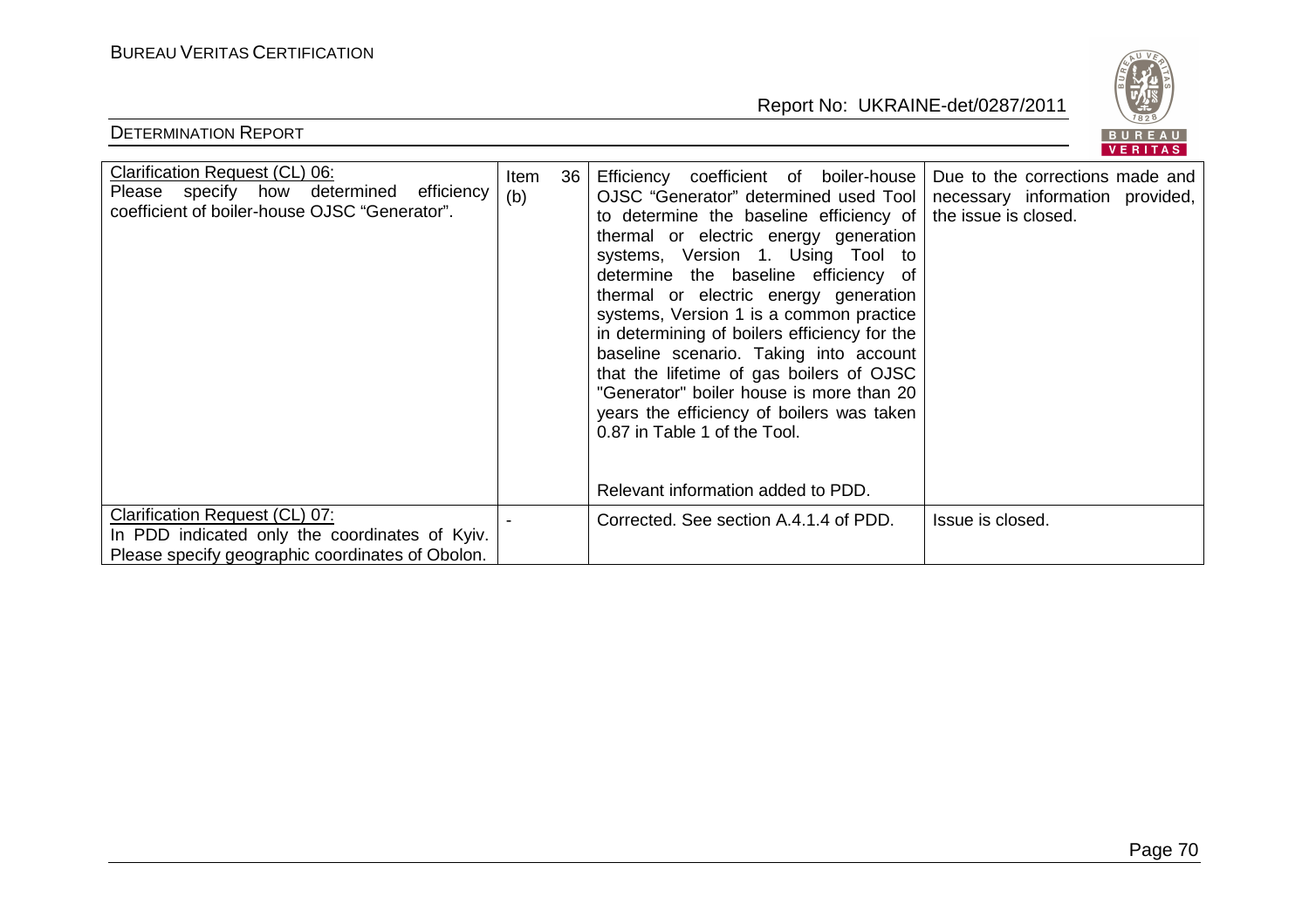| | | | |
|---|---|---|---|
| Clarification Request (CL) 06:<br>Please specify how determined efficiency coefficient of boiler-house OJSC "Generator". | Item 36 (b) | Efficiency coefficient of boiler-house OJSC "Generator" determined used Tool to determine the baseline efficiency of thermal or electric energy generation systems, Version 1. Using Tool to determine the baseline efficiency of thermal or electric energy generation systems, Version 1 is a common practice in determining of boilers efficiency for the baseline scenario. Taking into account that the lifetime of gas boilers of OJSC "Generator" boiler house is more than 20 years the efficiency of boilers was taken 0.87 in Table 1 of the Tool.<br><br>Relevant information added to PDD. | Due to the corrections made and necessary information provided, the issue is closed. |
| Clarification Request (CL) 07:<br>In PDD indicated only the coordinates of Kyiv. Please specify geographic coordinates of Obolon. | - | Corrected. See section A.4.1.4 of PDD. | Issue is closed. |